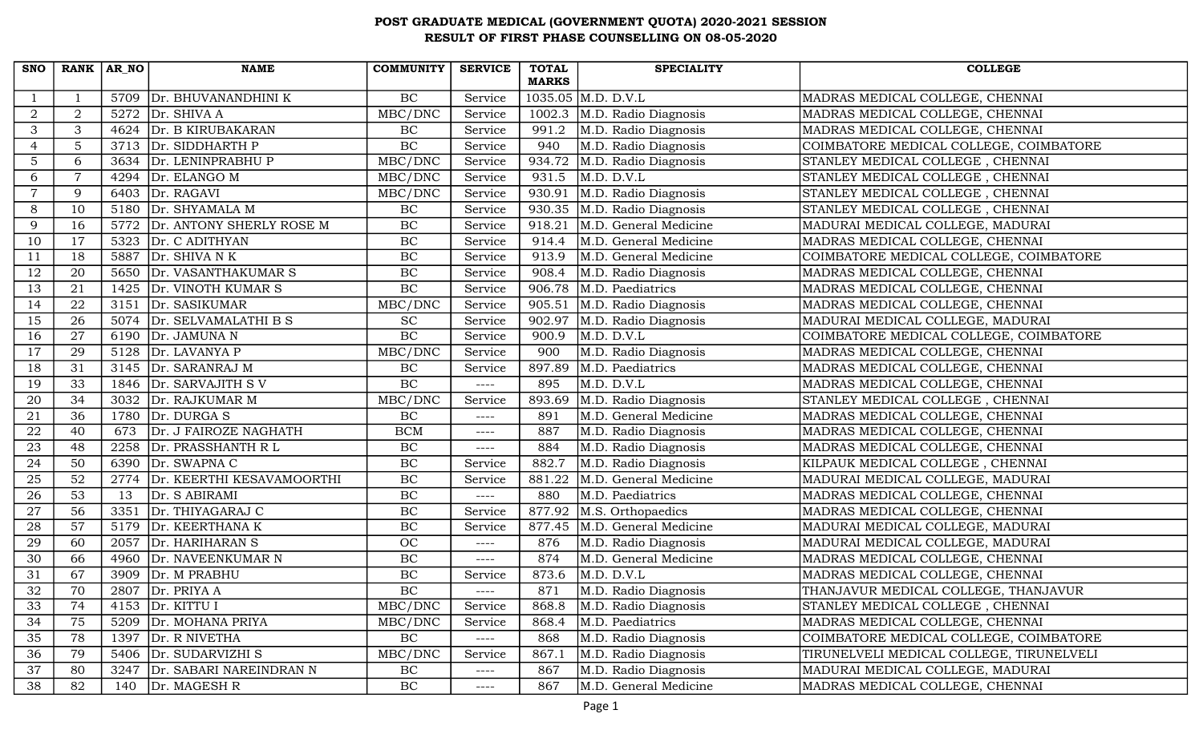# POST GRADUATE MEDICAL (GOVERNMENT QUOTA) 2020-2021 SESSION
## RESULT OF FIRST PHASE COUNSELLING ON 08-05-2020

| SNO | RANK | AR_NO | NAME | COMMUNITY | SERVICE | TOTAL MARKS | SPECIALITY | COLLEGE |
|---|---|---|---|---|---|---|---|---|
| 1 | 1 | 5709 | Dr. BHUVANANDHINI K | BC | Service | 1035.05 | M.D. D.V.L | MADRAS MEDICAL COLLEGE, CHENNAI |
| 2 | 2 | 5272 | Dr. SHIVA A | MBC/DNC | Service | 1002.3 | M.D. Radio Diagnosis | MADRAS MEDICAL COLLEGE, CHENNAI |
| 3 | 3 | 4624 | Dr. B KIRUBAKARAN | BC | Service | 991.2 | M.D. Radio Diagnosis | MADRAS MEDICAL COLLEGE, CHENNAI |
| 4 | 5 | 3713 | Dr. SIDDHARTH P | BC | Service | 940 | M.D. Radio Diagnosis | COIMBATORE MEDICAL COLLEGE, COIMBATORE |
| 5 | 6 | 3634 | Dr. LENINPRABHU P | MBC/DNC | Service | 934.72 | M.D. Radio Diagnosis | STANLEY MEDICAL COLLEGE , CHENNAI |
| 6 | 7 | 4294 | Dr. ELANGO M | MBC/DNC | Service | 931.5 | M.D. D.V.L | STANLEY MEDICAL COLLEGE , CHENNAI |
| 7 | 9 | 6403 | Dr. RAGAVI | MBC/DNC | Service | 930.91 | M.D. Radio Diagnosis | STANLEY MEDICAL COLLEGE , CHENNAI |
| 8 | 10 | 5180 | Dr. SHYAMALA M | BC | Service | 930.35 | M.D. Radio Diagnosis | STANLEY MEDICAL COLLEGE , CHENNAI |
| 9 | 16 | 5772 | Dr. ANTONY SHERLY ROSE M | BC | Service | 918.21 | M.D. General Medicine | MADURAI MEDICAL COLLEGE, MADURAI |
| 10 | 17 | 5323 | Dr. C ADITHYAN | BC | Service | 914.4 | M.D. General Medicine | MADRAS MEDICAL COLLEGE, CHENNAI |
| 11 | 18 | 5887 | Dr. SHIVA N K | BC | Service | 913.9 | M.D. General Medicine | COIMBATORE MEDICAL COLLEGE, COIMBATORE |
| 12 | 20 | 5650 | Dr. VASANTHAKUMAR S | BC | Service | 908.4 | M.D. Radio Diagnosis | MADRAS MEDICAL COLLEGE, CHENNAI |
| 13 | 21 | 1425 | Dr. VINOTH KUMAR S | BC | Service | 906.78 | M.D. Paediatrics | MADRAS MEDICAL COLLEGE, CHENNAI |
| 14 | 22 | 3151 | Dr. SASIKUMAR | MBC/DNC | Service | 905.51 | M.D. Radio Diagnosis | MADRAS MEDICAL COLLEGE, CHENNAI |
| 15 | 26 | 5074 | Dr. SELVAMALATHI B S | SC | Service | 902.97 | M.D. Radio Diagnosis | MADURAI MEDICAL COLLEGE, MADURAI |
| 16 | 27 | 6190 | Dr. JAMUNA N | BC | Service | 900.9 | M.D. D.V.L | COIMBATORE MEDICAL COLLEGE, COIMBATORE |
| 17 | 29 | 5128 | Dr. LAVANYA P | MBC/DNC | Service | 900 | M.D. Radio Diagnosis | MADRAS MEDICAL COLLEGE, CHENNAI |
| 18 | 31 | 3145 | Dr. SARANRAJ M | BC | Service | 897.89 | M.D. Paediatrics | MADRAS MEDICAL COLLEGE, CHENNAI |
| 19 | 33 | 1846 | Dr. SARVAJITH S V | BC | ---- | 895 | M.D. D.V.L | MADRAS MEDICAL COLLEGE, CHENNAI |
| 20 | 34 | 3032 | Dr. RAJKUMAR M | MBC/DNC | Service | 893.69 | M.D. Radio Diagnosis | STANLEY MEDICAL COLLEGE , CHENNAI |
| 21 | 36 | 1780 | Dr. DURGA S | BC | ---- | 891 | M.D. General Medicine | MADRAS MEDICAL COLLEGE, CHENNAI |
| 22 | 40 | 673 | Dr. J FAIROZE NAGHATH | BCM | ---- | 887 | M.D. Radio Diagnosis | MADRAS MEDICAL COLLEGE, CHENNAI |
| 23 | 48 | 2258 | Dr. PRASSHANTH R L | BC | ---- | 884 | M.D. Radio Diagnosis | MADRAS MEDICAL COLLEGE, CHENNAI |
| 24 | 50 | 6390 | Dr. SWAPNA C | BC | Service | 882.7 | M.D. Radio Diagnosis | KILPAUK MEDICAL COLLEGE , CHENNAI |
| 25 | 52 | 2774 | Dr. KEERTHI KESAVAMOORTHI | BC | Service | 881.22 | M.D. General Medicine | MADURAI MEDICAL COLLEGE, MADURAI |
| 26 | 53 | 13 | Dr. S ABIRAMI | BC | ---- | 880 | M.D. Paediatrics | MADRAS MEDICAL COLLEGE, CHENNAI |
| 27 | 56 | 3351 | Dr. THIYAGARAJ C | BC | Service | 877.92 | M.S. Orthopaedics | MADRAS MEDICAL COLLEGE, CHENNAI |
| 28 | 57 | 5179 | Dr. KEERTHANA K | BC | Service | 877.45 | M.D. General Medicine | MADURAI MEDICAL COLLEGE, MADURAI |
| 29 | 60 | 2057 | Dr. HARIHARAN S | OC | ---- | 876 | M.D. Radio Diagnosis | MADURAI MEDICAL COLLEGE, MADURAI |
| 30 | 66 | 4960 | Dr. NAVEENKUMAR N | BC | ---- | 874 | M.D. General Medicine | MADRAS MEDICAL COLLEGE, CHENNAI |
| 31 | 67 | 3909 | Dr. M PRABHU | BC | Service | 873.6 | M.D. D.V.L | MADRAS MEDICAL COLLEGE, CHENNAI |
| 32 | 70 | 2807 | Dr. PRIYA A | BC | ---- | 871 | M.D. Radio Diagnosis | THANJAVUR MEDICAL COLLEGE, THANJAVUR |
| 33 | 74 | 4153 | Dr. KITTU I | MBC/DNC | Service | 868.8 | M.D. Radio Diagnosis | STANLEY MEDICAL COLLEGE , CHENNAI |
| 34 | 75 | 5209 | Dr. MOHANA PRIYA | MBC/DNC | Service | 868.4 | M.D. Paediatrics | MADRAS MEDICAL COLLEGE, CHENNAI |
| 35 | 78 | 1397 | Dr. R NIVETHA | BC | ---- | 868 | M.D. Radio Diagnosis | COIMBATORE MEDICAL COLLEGE, COIMBATORE |
| 36 | 79 | 5406 | Dr. SUDARVIZHI S | MBC/DNC | Service | 867.1 | M.D. Radio Diagnosis | TIRUNELVELI MEDICAL COLLEGE, TIRUNELVELI |
| 37 | 80 | 3247 | Dr. SABARI NAREINDRAN N | BC | ---- | 867 | M.D. Radio Diagnosis | MADURAI MEDICAL COLLEGE, MADURAI |
| 38 | 82 | 140 | Dr. MAGESH R | BC | ---- | 867 | M.D. General Medicine | MADRAS MEDICAL COLLEGE, CHENNAI |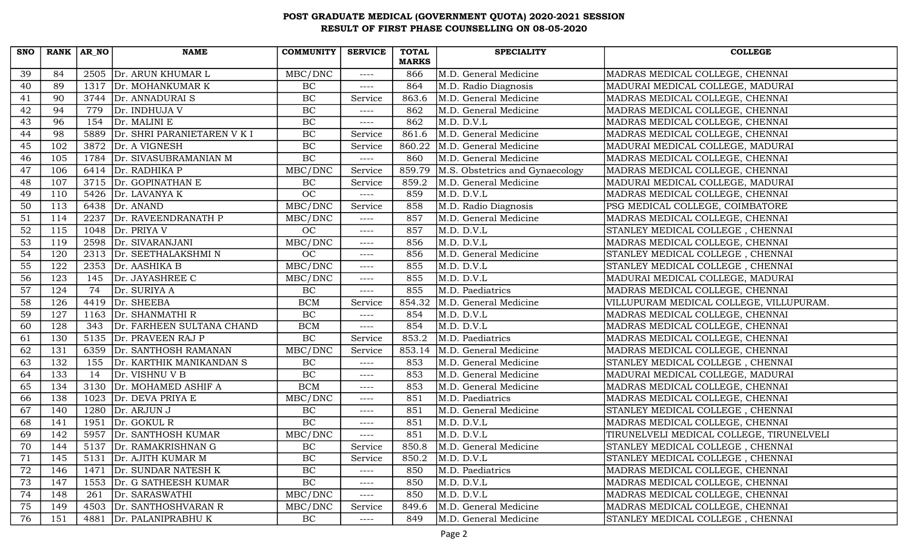# POST GRADUATE MEDICAL (GOVERNMENT QUOTA) 2020-2021 SESSION
## RESULT OF FIRST PHASE COUNSELLING ON 08-05-2020

| SNO | RANK | AR_NO | NAME | COMMUNITY | SERVICE | TOTAL MARKS | SPECIALITY | COLLEGE |
|---|---|---|---|---|---|---|---|---|
| 39 | 84 | 2505 | Dr. ARUN KHUMAR L | MBC/DNC | ---- | 866 | M.D. General Medicine | MADRAS MEDICAL COLLEGE, CHENNAI |
| 40 | 89 | 1317 | Dr. MOHANKUMAR K | BC | ---- | 864 | M.D. Radio Diagnosis | MADURAI MEDICAL COLLEGE, MADURAI |
| 41 | 90 | 3744 | Dr. ANNADURAI S | BC | Service | 863.6 | M.D. General Medicine | MADRAS MEDICAL COLLEGE, CHENNAI |
| 42 | 94 | 779 | Dr. INDHUJA V | BC | ---- | 862 | M.D. General Medicine | MADRAS MEDICAL COLLEGE, CHENNAI |
| 43 | 96 | 154 | Dr. MALINI E | BC | ---- | 862 | M.D. D.V.L | MADRAS MEDICAL COLLEGE, CHENNAI |
| 44 | 98 | 5889 | Dr. SHRI PARANIETAREN V K I | BC | Service | 861.6 | M.D. General Medicine | MADRAS MEDICAL COLLEGE, CHENNAI |
| 45 | 102 | 3872 | Dr. A VIGNESH | BC | Service | 860.22 | M.D. General Medicine | MADURAI MEDICAL COLLEGE, MADURAI |
| 46 | 105 | 1784 | Dr. SIVASUBRAMANIAN M | BC | ---- | 860 | M.D. General Medicine | MADRAS MEDICAL COLLEGE, CHENNAI |
| 47 | 106 | 6414 | Dr. RADHIKA P | MBC/DNC | Service | 859.79 | M.S. Obstetrics and Gynaecology | MADRAS MEDICAL COLLEGE, CHENNAI |
| 48 | 107 | 3715 | Dr. GOPINATHAN E | BC | Service | 859.2 | M.D. General Medicine | MADURAI MEDICAL COLLEGE, MADURAI |
| 49 | 110 | 5426 | Dr. LAVANYA K | OC | ---- | 859 | M.D. D.V.L | MADRAS MEDICAL COLLEGE, CHENNAI |
| 50 | 113 | 6438 | Dr. ANAND | MBC/DNC | Service | 858 | M.D. Radio Diagnosis | PSG MEDICAL COLLEGE, COIMBATORE |
| 51 | 114 | 2237 | Dr. RAVEENDRANATH P | MBC/DNC | ---- | 857 | M.D. General Medicine | MADRAS MEDICAL COLLEGE, CHENNAI |
| 52 | 115 | 1048 | Dr. PRIYA V | OC | ---- | 857 | M.D. D.V.L | STANLEY MEDICAL COLLEGE , CHENNAI |
| 53 | 119 | 2598 | Dr. SIVARANJANI | MBC/DNC | ---- | 856 | M.D. D.V.L | MADRAS MEDICAL COLLEGE, CHENNAI |
| 54 | 120 | 2313 | Dr. SEETHALAKSHMI N | OC | ---- | 856 | M.D. General Medicine | STANLEY MEDICAL COLLEGE , CHENNAI |
| 55 | 122 | 2353 | Dr. AASHIKA B | MBC/DNC | ---- | 855 | M.D. D.V.L | STANLEY MEDICAL COLLEGE , CHENNAI |
| 56 | 123 | 145 | Dr. JAYASHREE C | MBC/DNC | ---- | 855 | M.D. D.V.L | MADURAI MEDICAL COLLEGE, MADURAI |
| 57 | 124 | 74 | Dr. SURIYA A | BC | ---- | 855 | M.D. Paediatrics | MADRAS MEDICAL COLLEGE, CHENNAI |
| 58 | 126 | 4419 | Dr. SHEEBA | BCM | Service | 854.32 | M.D. General Medicine | VILLUPURAM MEDICAL COLLEGE, VILLUPURAM. |
| 59 | 127 | 1163 | Dr. SHANMATHI R | BC | ---- | 854 | M.D. D.V.L | MADRAS MEDICAL COLLEGE, CHENNAI |
| 60 | 128 | 343 | Dr. FARHEEN SULTANA CHAND | BCM | ---- | 854 | M.D. D.V.L | MADRAS MEDICAL COLLEGE, CHENNAI |
| 61 | 130 | 5135 | Dr. PRAVEEN RAJ P | BC | Service | 853.2 | M.D. Paediatrics | MADRAS MEDICAL COLLEGE, CHENNAI |
| 62 | 131 | 6359 | Dr. SANTHOSH RAMANAN | MBC/DNC | Service | 853.14 | M.D. General Medicine | MADRAS MEDICAL COLLEGE, CHENNAI |
| 63 | 132 | 155 | Dr. KARTHIK MANIKANDAN S | BC | ---- | 853 | M.D. General Medicine | STANLEY MEDICAL COLLEGE , CHENNAI |
| 64 | 133 | 14 | Dr. VISHNU V B | BC | ---- | 853 | M.D. General Medicine | MADURAI MEDICAL COLLEGE, MADURAI |
| 65 | 134 | 3130 | Dr. MOHAMED ASHIF A | BCM | ---- | 853 | M.D. General Medicine | MADRAS MEDICAL COLLEGE, CHENNAI |
| 66 | 138 | 1023 | Dr. DEVA PRIYA E | MBC/DNC | ---- | 851 | M.D. Paediatrics | MADRAS MEDICAL COLLEGE, CHENNAI |
| 67 | 140 | 1280 | Dr. ARJUN J | BC | ---- | 851 | M.D. General Medicine | STANLEY MEDICAL COLLEGE , CHENNAI |
| 68 | 141 | 1951 | Dr. GOKUL R | BC | ---- | 851 | M.D. D.V.L | MADRAS MEDICAL COLLEGE, CHENNAI |
| 69 | 142 | 5957 | Dr. SANTHOSH KUMAR | MBC/DNC | ---- | 851 | M.D. D.V.L | TIRUNELVELI MEDICAL COLLEGE, TIRUNELVELI |
| 70 | 144 | 5137 | Dr. RAMAKRISHNAN G | BC | Service | 850.8 | M.D. General Medicine | STANLEY MEDICAL COLLEGE , CHENNAI |
| 71 | 145 | 5131 | Dr. AJITH KUMAR M | BC | Service | 850.2 | M.D. D.V.L | STANLEY MEDICAL COLLEGE , CHENNAI |
| 72 | 146 | 1471 | Dr. SUNDAR NATESH K | BC | ---- | 850 | M.D. Paediatrics | MADRAS MEDICAL COLLEGE, CHENNAI |
| 73 | 147 | 1553 | Dr. G SATHEESH KUMAR | BC | ---- | 850 | M.D. D.V.L | MADRAS MEDICAL COLLEGE, CHENNAI |
| 74 | 148 | 261 | Dr. SARASWATHI | MBC/DNC | ---- | 850 | M.D. D.V.L | MADRAS MEDICAL COLLEGE, CHENNAI |
| 75 | 149 | 4503 | Dr. SANTHOSHVARAN R | MBC/DNC | Service | 849.6 | M.D. General Medicine | MADRAS MEDICAL COLLEGE, CHENNAI |
| 76 | 151 | 4881 | Dr. PALANIPRABHU K | BC | ---- | 849 | M.D. General Medicine | STANLEY MEDICAL COLLEGE , CHENNAI |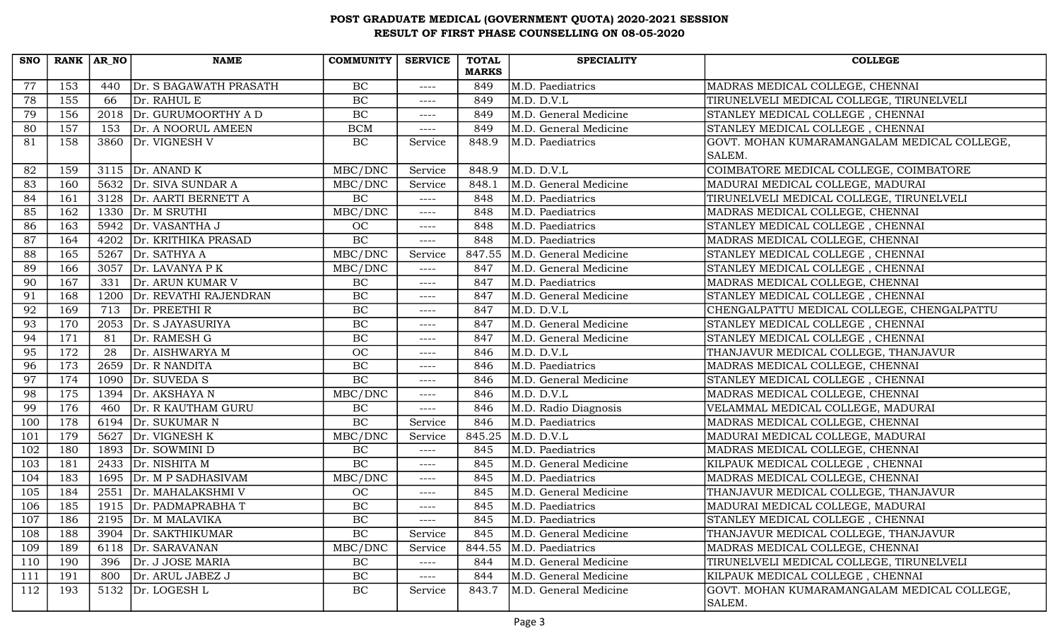# POST GRADUATE MEDICAL (GOVERNMENT QUOTA) 2020-2021 SESSION
## RESULT OF FIRST PHASE COUNSELLING ON 08-05-2020

| SNO | RANK | AR_NO | NAME | COMMUNITY | SERVICE | TOTAL MARKS | SPECIALITY | COLLEGE |
|---|---|---|---|---|---|---|---|---|
| 77 | 153 | 440 | Dr. S BAGAWATH PRASATH | BC | ---- | 849 | M.D. Paediatrics | MADRAS MEDICAL COLLEGE, CHENNAI |
| 78 | 155 | 66 | Dr. RAHUL E | BC | ---- | 849 | M.D. D.V.L | TIRUNELVELI MEDICAL COLLEGE, TIRUNELVELI |
| 79 | 156 | 2018 | Dr. GURUMOORTHY A D | BC | ---- | 849 | M.D. General Medicine | STANLEY MEDICAL COLLEGE , CHENNAI |
| 80 | 157 | 153 | Dr. A NOORUL AMEEN | BCM | ---- | 849 | M.D. General Medicine | STANLEY MEDICAL COLLEGE , CHENNAI |
| 81 | 158 | 3860 | Dr. VIGNESH V | BC | Service | 848.9 | M.D. Paediatrics | GOVT. MOHAN KUMARAMANGALAM MEDICAL COLLEGE, SALEM. |
| 82 | 159 | 3115 | Dr. ANAND K | MBC/DNC | Service | 848.9 | M.D. D.V.L | COIMBATORE MEDICAL COLLEGE, COIMBATORE |
| 83 | 160 | 5632 | Dr. SIVA SUNDAR A | MBC/DNC | Service | 848.1 | M.D. General Medicine | MADURAI MEDICAL COLLEGE, MADURAI |
| 84 | 161 | 3128 | Dr. AARTI BERNETT A | BC | ---- | 848 | M.D. Paediatrics | TIRUNELVELI MEDICAL COLLEGE, TIRUNELVELI |
| 85 | 162 | 1330 | Dr. M SRUTHI | MBC/DNC | ---- | 848 | M.D. Paediatrics | MADRAS MEDICAL COLLEGE, CHENNAI |
| 86 | 163 | 5942 | Dr. VASANTHA J | OC | ---- | 848 | M.D. Paediatrics | STANLEY MEDICAL COLLEGE , CHENNAI |
| 87 | 164 | 4202 | Dr. KRITHIKA PRASAD | BC | ---- | 848 | M.D. Paediatrics | MADRAS MEDICAL COLLEGE, CHENNAI |
| 88 | 165 | 5267 | Dr. SATHYA A | MBC/DNC | Service | 847.55 | M.D. General Medicine | STANLEY MEDICAL COLLEGE , CHENNAI |
| 89 | 166 | 3057 | Dr. LAVANYA P K | MBC/DNC | ---- | 847 | M.D. General Medicine | STANLEY MEDICAL COLLEGE , CHENNAI |
| 90 | 167 | 331 | Dr. ARUN KUMAR V | BC | ---- | 847 | M.D. Paediatrics | MADRAS MEDICAL COLLEGE, CHENNAI |
| 91 | 168 | 1200 | Dr. REVATHI RAJENDRAN | BC | ---- | 847 | M.D. General Medicine | STANLEY MEDICAL COLLEGE , CHENNAI |
| 92 | 169 | 713 | Dr. PREETHI R | BC | ---- | 847 | M.D. D.V.L | CHENGALPATTU MEDICAL COLLEGE, CHENGALPATTU |
| 93 | 170 | 2053 | Dr. S JAYASURIYA | BC | ---- | 847 | M.D. General Medicine | STANLEY MEDICAL COLLEGE , CHENNAI |
| 94 | 171 | 81 | Dr. RAMESH G | BC | ---- | 847 | M.D. General Medicine | STANLEY MEDICAL COLLEGE , CHENNAI |
| 95 | 172 | 28 | Dr. AISHWARYA M | OC | ---- | 846 | M.D. D.V.L | THANJAVUR MEDICAL COLLEGE, THANJAVUR |
| 96 | 173 | 2659 | Dr. R NANDITA | BC | ---- | 846 | M.D. Paediatrics | MADRAS MEDICAL COLLEGE, CHENNAI |
| 97 | 174 | 1090 | Dr. SUVEDA S | BC | ---- | 846 | M.D. General Medicine | STANLEY MEDICAL COLLEGE , CHENNAI |
| 98 | 175 | 1394 | Dr. AKSHAYA N | MBC/DNC | ---- | 846 | M.D. D.V.L | MADRAS MEDICAL COLLEGE, CHENNAI |
| 99 | 176 | 460 | Dr. R KAUTHAM GURU | BC | ---- | 846 | M.D. Radio Diagnosis | VELAMMAL MEDICAL COLLEGE, MADURAI |
| 100 | 178 | 6194 | Dr. SUKUMAR N | BC | Service | 846 | M.D. Paediatrics | MADRAS MEDICAL COLLEGE, CHENNAI |
| 101 | 179 | 5627 | Dr. VIGNESH K | MBC/DNC | Service | 845.25 | M.D. D.V.L | MADURAI MEDICAL COLLEGE, MADURAI |
| 102 | 180 | 1893 | Dr. SOWMINI D | BC | ---- | 845 | M.D. Paediatrics | MADRAS MEDICAL COLLEGE, CHENNAI |
| 103 | 181 | 2433 | Dr. NISHITA M | BC | ---- | 845 | M.D. General Medicine | KILPAUK MEDICAL COLLEGE , CHENNAI |
| 104 | 183 | 1695 | Dr. M P SADHASIVAM | MBC/DNC | ---- | 845 | M.D. Paediatrics | MADRAS MEDICAL COLLEGE, CHENNAI |
| 105 | 184 | 2551 | Dr. MAHALAKSHMI V | OC | ---- | 845 | M.D. General Medicine | THANJAVUR MEDICAL COLLEGE, THANJAVUR |
| 106 | 185 | 1915 | Dr. PADMAPRABHA T | BC | ---- | 845 | M.D. Paediatrics | MADURAI MEDICAL COLLEGE, MADURAI |
| 107 | 186 | 2195 | Dr. M MALAVIKA | BC | ---- | 845 | M.D. Paediatrics | STANLEY MEDICAL COLLEGE , CHENNAI |
| 108 | 188 | 3904 | Dr. SAKTHIKUMAR | BC | Service | 845 | M.D. General Medicine | THANJAVUR MEDICAL COLLEGE, THANJAVUR |
| 109 | 189 | 6118 | Dr. SARAVANAN | MBC/DNC | Service | 844.55 | M.D. Paediatrics | MADRAS MEDICAL COLLEGE, CHENNAI |
| 110 | 190 | 396 | Dr. J JOSE MARIA | BC | ---- | 844 | M.D. General Medicine | TIRUNELVELI MEDICAL COLLEGE, TIRUNELVELI |
| 111 | 191 | 800 | Dr. ARUL JABEZ J | BC | ---- | 844 | M.D. General Medicine | KILPAUK MEDICAL COLLEGE , CHENNAI |
| 112 | 193 | 5132 | Dr. LOGESH L | BC | Service | 843.7 | M.D. General Medicine | GOVT. MOHAN KUMARAMANGALAM MEDICAL COLLEGE, SALEM. |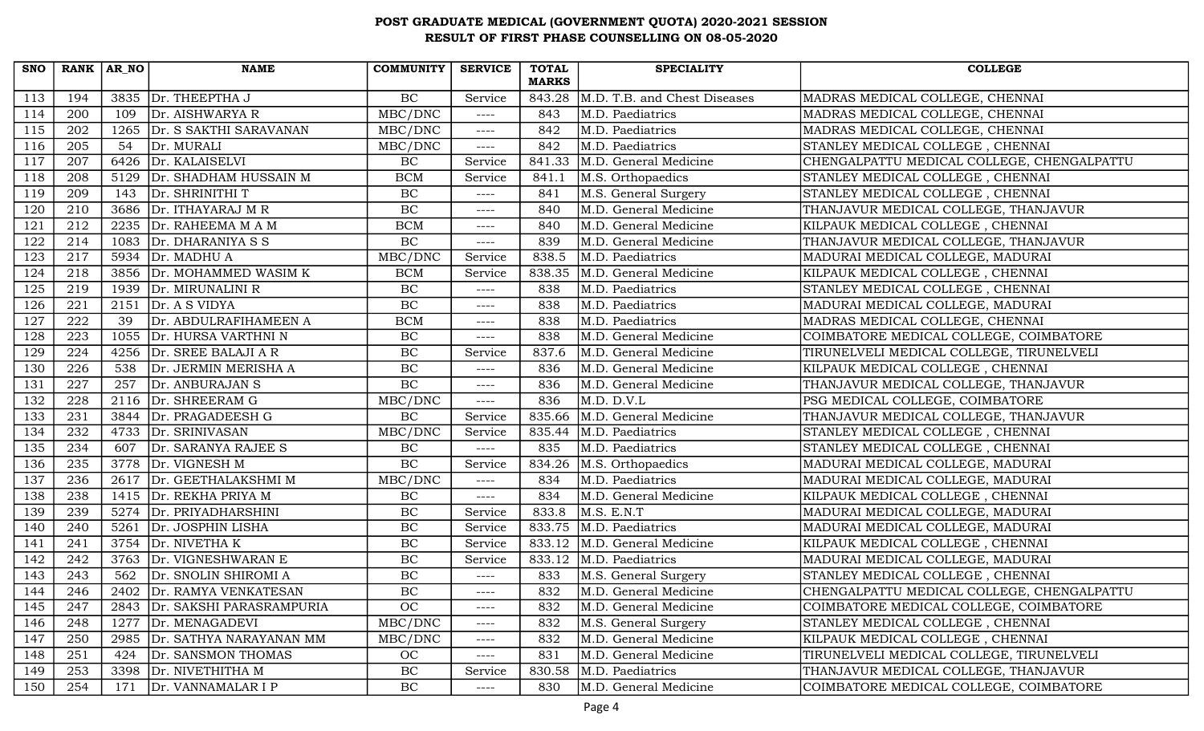# POST GRADUATE MEDICAL (GOVERNMENT QUOTA) 2020-2021 SESSION
## RESULT OF FIRST PHASE COUNSELLING ON 08-05-2020

| SNO | RANK | AR_NO | NAME | COMMUNITY | SERVICE | TOTAL MARKS | SPECIALITY | COLLEGE |
|---|---|---|---|---|---|---|---|---|
| 113 | 194 | 3835 | Dr. THEEPTHA J | BC | Service | 843.28 | M.D. T.B. and Chest Diseases | MADRAS MEDICAL COLLEGE, CHENNAI |
| 114 | 200 | 109 | Dr. AISHWARYA R | MBC/DNC | ---- | 843 | M.D. Paediatrics | MADRAS MEDICAL COLLEGE, CHENNAI |
| 115 | 202 | 1265 | Dr. S SAKTHI SARAVANAN | MBC/DNC | ---- | 842 | M.D. Paediatrics | MADRAS MEDICAL COLLEGE, CHENNAI |
| 116 | 205 | 54 | Dr. MURALI | MBC/DNC | ---- | 842 | M.D. Paediatrics | STANLEY MEDICAL COLLEGE , CHENNAI |
| 117 | 207 | 6426 | Dr. KALAISELVI | BC | Service | 841.33 | M.D. General Medicine | CHENGALPATTU MEDICAL COLLEGE, CHENGALPATTU |
| 118 | 208 | 5129 | Dr. SHADHAM HUSSAIN M | BCM | Service | 841.1 | M.S. Orthopaedics | STANLEY MEDICAL COLLEGE , CHENNAI |
| 119 | 209 | 143 | Dr. SHRINITHI T | BC | ---- | 841 | M.S. General Surgery | STANLEY MEDICAL COLLEGE , CHENNAI |
| 120 | 210 | 3686 | Dr. ITHAYARAJ M R | BC | ---- | 840 | M.D. General Medicine | THANJAVUR MEDICAL COLLEGE, THANJAVUR |
| 121 | 212 | 2235 | Dr. RAHEEMA M A M | BCM | ---- | 840 | M.D. General Medicine | KILPAUK MEDICAL COLLEGE , CHENNAI |
| 122 | 214 | 1083 | Dr. DHARANIYA S S | BC | ---- | 839 | M.D. General Medicine | THANJAVUR MEDICAL COLLEGE, THANJAVUR |
| 123 | 217 | 5934 | Dr. MADHU A | MBC/DNC | Service | 838.5 | M.D. Paediatrics | MADURAI MEDICAL COLLEGE, MADURAI |
| 124 | 218 | 3856 | Dr. MOHAMMED WASIM K | BCM | Service | 838.35 | M.D. General Medicine | KILPAUK MEDICAL COLLEGE , CHENNAI |
| 125 | 219 | 1939 | Dr. MIRUNALINI R | BC | ---- | 838 | M.D. Paediatrics | STANLEY MEDICAL COLLEGE , CHENNAI |
| 126 | 221 | 2151 | Dr. A S VIDYA | BC | ---- | 838 | M.D. Paediatrics | MADURAI MEDICAL COLLEGE, MADURAI |
| 127 | 222 | 39 | Dr. ABDULRAFIHAMEEN A | BCM | ---- | 838 | M.D. Paediatrics | MADRAS MEDICAL COLLEGE, CHENNAI |
| 128 | 223 | 1055 | Dr. HURSA VARTHNI N | BC | ---- | 838 | M.D. General Medicine | COIMBATORE MEDICAL COLLEGE, COIMBATORE |
| 129 | 224 | 4256 | Dr. SREE BALAJI A R | BC | Service | 837.6 | M.D. General Medicine | TIRUNELVELI MEDICAL COLLEGE, TIRUNELVELI |
| 130 | 226 | 538 | Dr. JERMIN MERISHA A | BC | ---- | 836 | M.D. General Medicine | KILPAUK MEDICAL COLLEGE , CHENNAI |
| 131 | 227 | 257 | Dr. ANBURAJAN S | BC | ---- | 836 | M.D. General Medicine | THANJAVUR MEDICAL COLLEGE, THANJAVUR |
| 132 | 228 | 2116 | Dr. SHREERAM G | MBC/DNC | ---- | 836 | M.D. D.V.L | PSG MEDICAL COLLEGE, COIMBATORE |
| 133 | 231 | 3844 | Dr. PRAGADEESH G | BC | Service | 835.66 | M.D. General Medicine | THANJAVUR MEDICAL COLLEGE, THANJAVUR |
| 134 | 232 | 4733 | Dr. SRINIVASAN | MBC/DNC | Service | 835.44 | M.D. Paediatrics | STANLEY MEDICAL COLLEGE , CHENNAI |
| 135 | 234 | 607 | Dr. SARANYA RAJEE S | BC | ---- | 835 | M.D. Paediatrics | STANLEY MEDICAL COLLEGE , CHENNAI |
| 136 | 235 | 3778 | Dr. VIGNESH M | BC | Service | 834.26 | M.S. Orthopaedics | MADURAI MEDICAL COLLEGE, MADURAI |
| 137 | 236 | 2617 | Dr. GEETHALAKSHMI M | MBC/DNC | ---- | 834 | M.D. Paediatrics | MADURAI MEDICAL COLLEGE, MADURAI |
| 138 | 238 | 1415 | Dr. REKHA PRIYA M | BC | ---- | 834 | M.D. General Medicine | KILPAUK MEDICAL COLLEGE , CHENNAI |
| 139 | 239 | 5274 | Dr. PRIYADHARSHINI | BC | Service | 833.8 | M.S. E.N.T | MADURAI MEDICAL COLLEGE, MADURAI |
| 140 | 240 | 5261 | Dr. JOSPHIN LISHA | BC | Service | 833.75 | M.D. Paediatrics | MADURAI MEDICAL COLLEGE, MADURAI |
| 141 | 241 | 3754 | Dr. NIVETHA K | BC | Service | 833.12 | M.D. General Medicine | KILPAUK MEDICAL COLLEGE , CHENNAI |
| 142 | 242 | 3763 | Dr. VIGNESHWARAN E | BC | Service | 833.12 | M.D. Paediatrics | MADURAI MEDICAL COLLEGE, MADURAI |
| 143 | 243 | 562 | Dr. SNOLIN SHIROMI A | BC | ---- | 833 | M.S. General Surgery | STANLEY MEDICAL COLLEGE , CHENNAI |
| 144 | 246 | 2402 | Dr. RAMYA VENKATESAN | BC | ---- | 832 | M.D. General Medicine | CHENGALPATTU MEDICAL COLLEGE, CHENGALPATTU |
| 145 | 247 | 2843 | Dr. SAKSHI PARASRAMPURIA | OC | ---- | 832 | M.D. General Medicine | COIMBATORE MEDICAL COLLEGE, COIMBATORE |
| 146 | 248 | 1277 | Dr. MENAGADEVI | MBC/DNC | ---- | 832 | M.S. General Surgery | STANLEY MEDICAL COLLEGE , CHENNAI |
| 147 | 250 | 2985 | Dr. SATHYA NARAYANAN MM | MBC/DNC | ---- | 832 | M.D. General Medicine | KILPAUK MEDICAL COLLEGE , CHENNAI |
| 148 | 251 | 424 | Dr. SANSMON THOMAS | OC | ---- | 831 | M.D. General Medicine | TIRUNELVELI MEDICAL COLLEGE, TIRUNELVELI |
| 149 | 253 | 3398 | Dr. NIVETHITHA M | BC | Service | 830.58 | M.D. Paediatrics | THANJAVUR MEDICAL COLLEGE, THANJAVUR |
| 150 | 254 | 171 | Dr. VANNAMALAR I P | BC | ---- | 830 | M.D. General Medicine | COIMBATORE MEDICAL COLLEGE, COIMBATORE |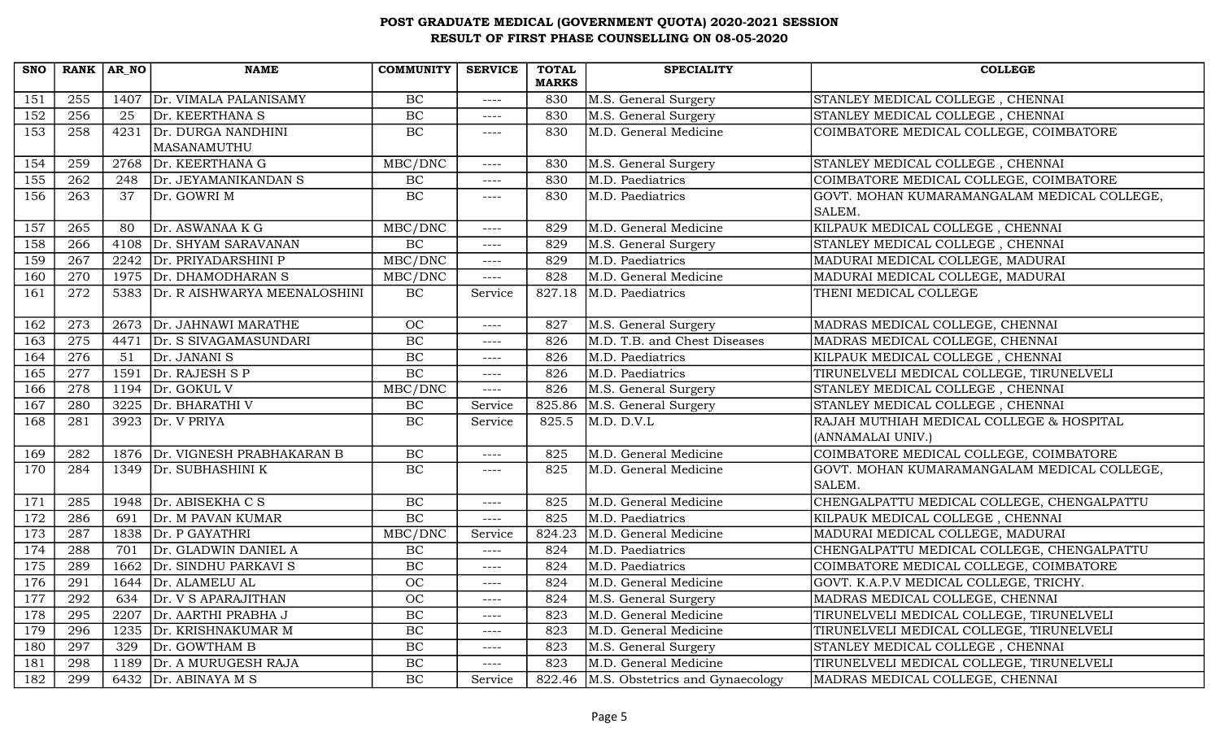# POST GRADUATE MEDICAL (GOVERNMENT QUOTA) 2020-2021 SESSION
## RESULT OF FIRST PHASE COUNSELLING ON 08-05-2020

| SNO | RANK | AR_NO | NAME | COMMUNITY | SERVICE | TOTAL MARKS | SPECIALITY | COLLEGE |
|---|---|---|---|---|---|---|---|---|
| 151 | 255 | 1407 | Dr. VIMALA PALANISAMY | BC | ---- | 830 | M.S. General Surgery | STANLEY MEDICAL COLLEGE , CHENNAI |
| 152 | 256 | 25 | Dr. KEERTHANA S | BC | ---- | 830 | M.S. General Surgery | STANLEY MEDICAL COLLEGE , CHENNAI |
| 153 | 258 | 4231 | Dr. DURGA NANDHINI MASANAMUTHU | BC | ---- | 830 | M.D. General Medicine | COIMBATORE MEDICAL COLLEGE, COIMBATORE |
| 154 | 259 | 2768 | Dr. KEERTHANA G | MBC/DNC | ---- | 830 | M.S. General Surgery | STANLEY MEDICAL COLLEGE , CHENNAI |
| 155 | 262 | 248 | Dr. JEYAMANIKANDAN S | BC | ---- | 830 | M.D. Paediatrics | COIMBATORE MEDICAL COLLEGE, COIMBATORE |
| 156 | 263 | 37 | Dr. GOWRI M | BC | ---- | 830 | M.D. Paediatrics | GOVT. MOHAN KUMARAMANGALAM MEDICAL COLLEGE, SALEM. |
| 157 | 265 | 80 | Dr. ASWANAA K G | MBC/DNC | ---- | 829 | M.D. General Medicine | KILPAUK MEDICAL COLLEGE , CHENNAI |
| 158 | 266 | 4108 | Dr. SHYAM SARAVANAN | BC | ---- | 829 | M.S. General Surgery | STANLEY MEDICAL COLLEGE , CHENNAI |
| 159 | 267 | 2242 | Dr. PRIYADARSHINI P | MBC/DNC | ---- | 829 | M.D. Paediatrics | MADURAI MEDICAL COLLEGE, MADURAI |
| 160 | 270 | 1975 | Dr. DHAMODHARAN S | MBC/DNC | ---- | 828 | M.D. General Medicine | MADURAI MEDICAL COLLEGE, MADURAI |
| 161 | 272 | 5383 | Dr. R AISHWARYA MEENALOSHINI | BC | Service | 827.18 | M.D. Paediatrics | THENI MEDICAL COLLEGE |
| 162 | 273 | 2673 | Dr. JAHNAWI MARATHE | OC | ---- | 827 | M.S. General Surgery | MADRAS MEDICAL COLLEGE, CHENNAI |
| 163 | 275 | 4471 | Dr. S SIVAGAMASUNDARI | BC | ---- | 826 | M.D. T.B. and Chest Diseases | MADRAS MEDICAL COLLEGE, CHENNAI |
| 164 | 276 | 51 | Dr. JANANI S | BC | ---- | 826 | M.D. Paediatrics | KILPAUK MEDICAL COLLEGE , CHENNAI |
| 165 | 277 | 1591 | Dr. RAJESH S P | BC | ---- | 826 | M.D. Paediatrics | TIRUNELVELI MEDICAL COLLEGE, TIRUNELVELI |
| 166 | 278 | 1194 | Dr. GOKUL V | MBC/DNC | ---- | 826 | M.S. General Surgery | STANLEY MEDICAL COLLEGE , CHENNAI |
| 167 | 280 | 3225 | Dr. BHARATHI V | BC | Service | 825.86 | M.S. General Surgery | STANLEY MEDICAL COLLEGE , CHENNAI |
| 168 | 281 | 3923 | Dr. V PRIYA | BC | Service | 825.5 | M.D. D.V.L | RAJAH MUTHIAH MEDICAL COLLEGE & HOSPITAL (ANNAMALAI UNIV.) |
| 169 | 282 | 1876 | Dr. VIGNESH PRABHAKARAN B | BC | ---- | 825 | M.D. General Medicine | COIMBATORE MEDICAL COLLEGE, COIMBATORE |
| 170 | 284 | 1349 | Dr. SUBHASHINI K | BC | ---- | 825 | M.D. General Medicine | GOVT. MOHAN KUMARAMANGALAM MEDICAL COLLEGE, SALEM. |
| 171 | 285 | 1948 | Dr. ABISEKHA C S | BC | ---- | 825 | M.D. General Medicine | CHENGALPATTU MEDICAL COLLEGE, CHENGALPATTU |
| 172 | 286 | 691 | Dr. M PAVAN KUMAR | BC | ---- | 825 | M.D. Paediatrics | KILPAUK MEDICAL COLLEGE , CHENNAI |
| 173 | 287 | 1838 | Dr. P GAYATHRI | MBC/DNC | Service | 824.23 | M.D. General Medicine | MADURAI MEDICAL COLLEGE, MADURAI |
| 174 | 288 | 701 | Dr. GLADWIN DANIEL A | BC | ---- | 824 | M.D. Paediatrics | CHENGALPATTU MEDICAL COLLEGE, CHENGALPATTU |
| 175 | 289 | 1662 | Dr. SINDHU PARKAVI S | BC | ---- | 824 | M.D. Paediatrics | COIMBATORE MEDICAL COLLEGE, COIMBATORE |
| 176 | 291 | 1644 | Dr. ALAMELU AL | OC | ---- | 824 | M.D. General Medicine | GOVT. K.A.P.V MEDICAL COLLEGE, TRICHY. |
| 177 | 292 | 634 | Dr. V S APARAJITHAN | OC | ---- | 824 | M.S. General Surgery | MADRAS MEDICAL COLLEGE, CHENNAI |
| 178 | 295 | 2207 | Dr. AARTHI PRABHA J | BC | ---- | 823 | M.D. General Medicine | TIRUNELVELI MEDICAL COLLEGE, TIRUNELVELI |
| 179 | 296 | 1235 | Dr. KRISHNAKUMAR M | BC | ---- | 823 | M.D. General Medicine | TIRUNELVELI MEDICAL COLLEGE, TIRUNELVELI |
| 180 | 297 | 329 | Dr. GOWTHAM B | BC | ---- | 823 | M.S. General Surgery | STANLEY MEDICAL COLLEGE , CHENNAI |
| 181 | 298 | 1189 | Dr. A MURUGESH RAJA | BC | ---- | 823 | M.D. General Medicine | TIRUNELVELI MEDICAL COLLEGE, TIRUNELVELI |
| 182 | 299 | 6432 | Dr. ABINAYA M S | BC | Service | 822.46 | M.S. Obstetrics and Gynaecology | MADRAS MEDICAL COLLEGE, CHENNAI |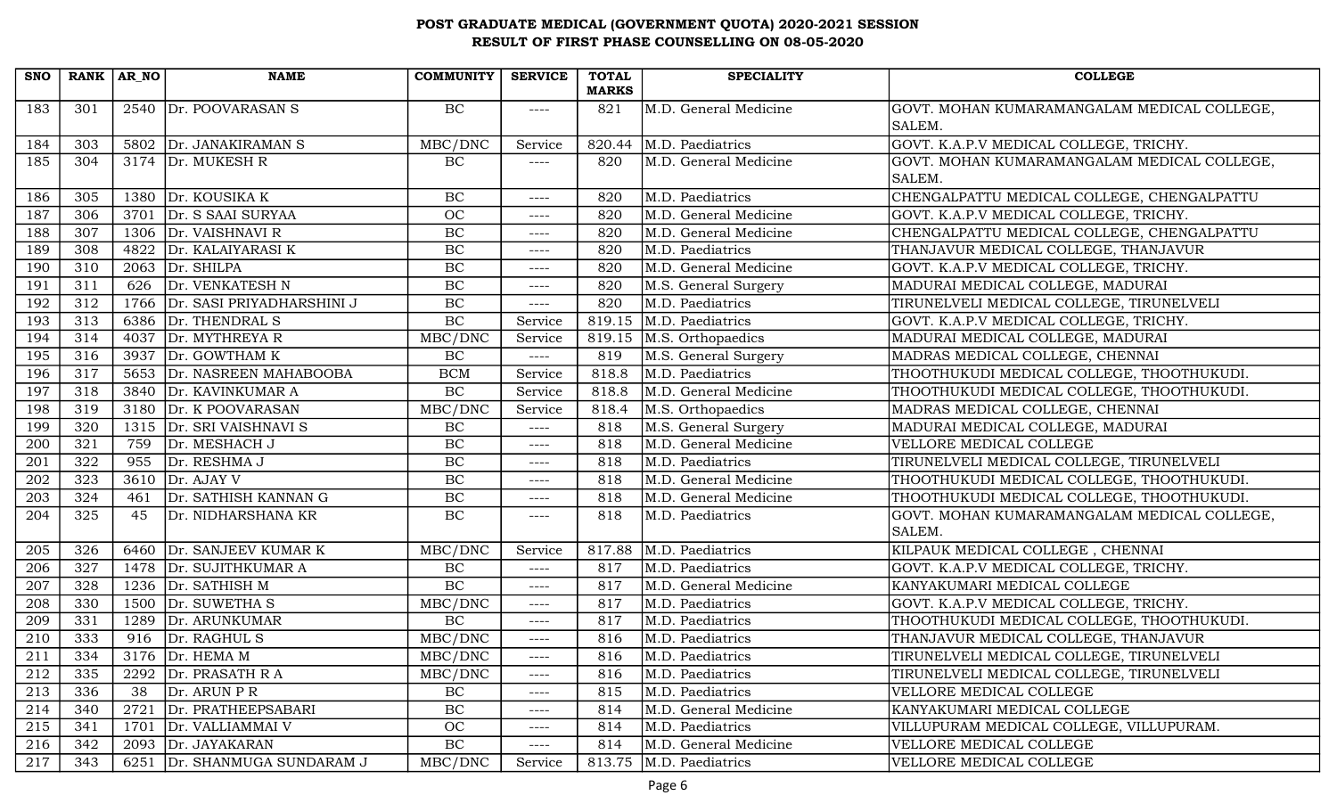# POST GRADUATE MEDICAL (GOVERNMENT QUOTA) 2020-2021 SESSION
## RESULT OF FIRST PHASE COUNSELLING ON 08-05-2020

| SNO | RANK | AR_NO | NAME | COMMUNITY | SERVICE | TOTAL MARKS | SPECIALITY | COLLEGE |
|---|---|---|---|---|---|---|---|---|
| 183 | 301 | 2540 | Dr. POOVARASAN S | BC | ---- | 821 | M.D. General Medicine | GOVT. MOHAN KUMARAMANGALAM MEDICAL COLLEGE, SALEM. |
| 184 | 303 | 5802 | Dr. JANAKIRAMAN S | MBC/DNC | Service | 820.44 | M.D. Paediatrics | GOVT. K.A.P.V MEDICAL COLLEGE, TRICHY. |
| 185 | 304 | 3174 | Dr. MUKESH R | BC | ---- | 820 | M.D. General Medicine | GOVT. MOHAN KUMARAMANGALAM MEDICAL COLLEGE, SALEM. |
| 186 | 305 | 1380 | Dr. KOUSIKA K | BC | ---- | 820 | M.D. Paediatrics | CHENGALPATTU MEDICAL COLLEGE, CHENGALPATTU |
| 187 | 306 | 3701 | Dr. S SAAI SURYAA | OC | ---- | 820 | M.D. General Medicine | GOVT. K.A.P.V MEDICAL COLLEGE, TRICHY. |
| 188 | 307 | 1306 | Dr. VAISHNAVI R | BC | ---- | 820 | M.D. General Medicine | CHENGALPATTU MEDICAL COLLEGE, CHENGALPATTU |
| 189 | 308 | 4822 | Dr. KALAIYARASI K | BC | ---- | 820 | M.D. Paediatrics | THANJAVUR MEDICAL COLLEGE, THANJAVUR |
| 190 | 310 | 2063 | Dr. SHILPA | BC | ---- | 820 | M.D. General Medicine | GOVT. K.A.P.V MEDICAL COLLEGE, TRICHY. |
| 191 | 311 | 626 | Dr. VENKATESH N | BC | ---- | 820 | M.S. General Surgery | MADURAI MEDICAL COLLEGE, MADURAI |
| 192 | 312 | 1766 | Dr. SASI PRIYADHARSHINI J | BC | ---- | 820 | M.D. Paediatrics | TIRUNELVELI MEDICAL COLLEGE, TIRUNELVELI |
| 193 | 313 | 6386 | Dr. THENDRAL S | BC | Service | 819.15 | M.D. Paediatrics | GOVT. K.A.P.V MEDICAL COLLEGE, TRICHY. |
| 194 | 314 | 4037 | Dr. MYTHREYA R | MBC/DNC | Service | 819.15 | M.S. Orthopaedics | MADURAI MEDICAL COLLEGE, MADURAI |
| 195 | 316 | 3937 | Dr. GOWTHAM K | BC | ---- | 819 | M.S. General Surgery | MADRAS MEDICAL COLLEGE, CHENNAI |
| 196 | 317 | 5653 | Dr. NASREEN MAHABOOBA | BCM | Service | 818.8 | M.D. Paediatrics | THOOTHUKUDI MEDICAL COLLEGE, THOOTHUKUDI. |
| 197 | 318 | 3840 | Dr. KAVINKUMAR A | BC | Service | 818.8 | M.D. General Medicine | THOOTHUKUDI MEDICAL COLLEGE, THOOTHUKUDI. |
| 198 | 319 | 3180 | Dr. K POOVARASAN | MBC/DNC | Service | 818.4 | M.S. Orthopaedics | MADRAS MEDICAL COLLEGE, CHENNAI |
| 199 | 320 | 1315 | Dr. SRI VAISHNAVI S | BC | ---- | 818 | M.S. General Surgery | MADURAI MEDICAL COLLEGE, MADURAI |
| 200 | 321 | 759 | Dr. MESHACH J | BC | ---- | 818 | M.D. General Medicine | VELLORE MEDICAL COLLEGE |
| 201 | 322 | 955 | Dr. RESHMA J | BC | ---- | 818 | M.D. Paediatrics | TIRUNELVELI MEDICAL COLLEGE, TIRUNELVELI |
| 202 | 323 | 3610 | Dr. AJAY V | BC | ---- | 818 | M.D. General Medicine | THOOTHUKUDI MEDICAL COLLEGE, THOOTHUKUDI. |
| 203 | 324 | 461 | Dr. SATHISH KANNAN G | BC | ---- | 818 | M.D. General Medicine | THOOTHUKUDI MEDICAL COLLEGE, THOOTHUKUDI. |
| 204 | 325 | 45 | Dr. NIDHARSHANA KR | BC | ---- | 818 | M.D. Paediatrics | GOVT. MOHAN KUMARAMANGALAM MEDICAL COLLEGE, SALEM. |
| 205 | 326 | 6460 | Dr. SANJEEV KUMAR K | MBC/DNC | Service | 817.88 | M.D. Paediatrics | KILPAUK MEDICAL COLLEGE , CHENNAI |
| 206 | 327 | 1478 | Dr. SUJITHKUMAR A | BC | ---- | 817 | M.D. Paediatrics | GOVT. K.A.P.V MEDICAL COLLEGE, TRICHY. |
| 207 | 328 | 1236 | Dr. SATHISH M | BC | ---- | 817 | M.D. General Medicine | KANYAKUMARI MEDICAL COLLEGE |
| 208 | 330 | 1500 | Dr. SUWETHA S | MBC/DNC | ---- | 817 | M.D. Paediatrics | GOVT. K.A.P.V MEDICAL COLLEGE, TRICHY. |
| 209 | 331 | 1289 | Dr. ARUNKUMAR | BC | ---- | 817 | M.D. Paediatrics | THOOTHUKUDI MEDICAL COLLEGE, THOOTHUKUDI. |
| 210 | 333 | 916 | Dr. RAGHUL S | MBC/DNC | ---- | 816 | M.D. Paediatrics | THANJAVUR MEDICAL COLLEGE, THANJAVUR |
| 211 | 334 | 3176 | Dr. HEMA M | MBC/DNC | ---- | 816 | M.D. Paediatrics | TIRUNELVELI MEDICAL COLLEGE, TIRUNELVELI |
| 212 | 335 | 2292 | Dr. PRASATH R A | MBC/DNC | ---- | 816 | M.D. Paediatrics | TIRUNELVELI MEDICAL COLLEGE, TIRUNELVELI |
| 213 | 336 | 38 | Dr. ARUN P R | BC | ---- | 815 | M.D. Paediatrics | VELLORE MEDICAL COLLEGE |
| 214 | 340 | 2721 | Dr. PRATHEEPSABARI | BC | ---- | 814 | M.D. General Medicine | KANYAKUMARI MEDICAL COLLEGE |
| 215 | 341 | 1701 | Dr. VALLIAMMAI V | OC | ---- | 814 | M.D. Paediatrics | VILLUPURAM MEDICAL COLLEGE, VILLUPURAM. |
| 216 | 342 | 2093 | Dr. JAYAKARAN | BC | ---- | 814 | M.D. General Medicine | VELLORE MEDICAL COLLEGE |
| 217 | 343 | 6251 | Dr. SHANMUGA SUNDARAM J | MBC/DNC | Service | 813.75 | M.D. Paediatrics | VELLORE MEDICAL COLLEGE |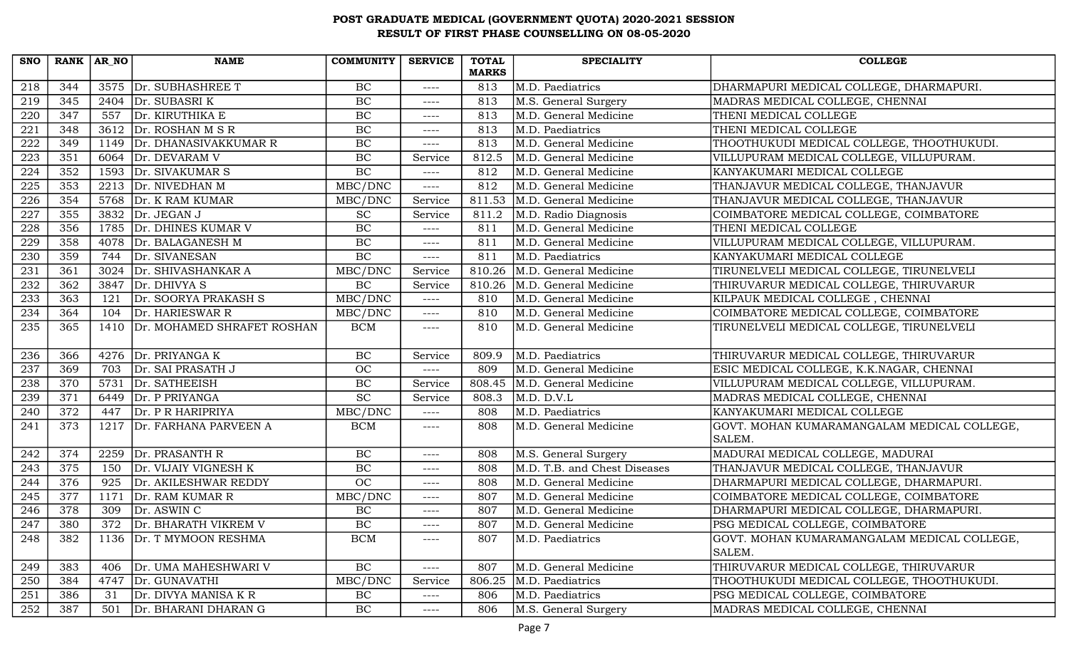# POST GRADUATE MEDICAL (GOVERNMENT QUOTA) 2020-2021 SESSION
# RESULT OF FIRST PHASE COUNSELLING ON 08-05-2020

| SNO | RANK | AR_NO | NAME | COMMUNITY | SERVICE | TOTAL MARKS | SPECIALITY | COLLEGE |
|---|---|---|---|---|---|---|---|---|
| 218 | 344 | 3575 | Dr. SUBHASHREE T | BC | ---- | 813 | M.D. Paediatrics | DHARMAPURI MEDICAL COLLEGE, DHARMAPURI. |
| 219 | 345 | 2404 | Dr. SUBASRI K | BC | ---- | 813 | M.S. General Surgery | MADRAS MEDICAL COLLEGE, CHENNAI |
| 220 | 347 | 557 | Dr. KIRUTHIKA E | BC | ---- | 813 | M.D. General Medicine | THENI MEDICAL COLLEGE |
| 221 | 348 | 3612 | Dr. ROSHAN M S R | BC | ---- | 813 | M.D. Paediatrics | THENI MEDICAL COLLEGE |
| 222 | 349 | 1149 | Dr. DHANASIVAKKUMAR R | BC | ---- | 813 | M.D. General Medicine | THOOTHUKUDI MEDICAL COLLEGE, THOOTHUKUDI. |
| 223 | 351 | 6064 | Dr. DEVARAM V | BC | Service | 812.5 | M.D. General Medicine | VILLUPURAM MEDICAL COLLEGE, VILLUPURAM. |
| 224 | 352 | 1593 | Dr. SIVAKUMAR S | BC | ---- | 812 | M.D. General Medicine | KANYAKUMARI MEDICAL COLLEGE |
| 225 | 353 | 2213 | Dr. NIVEDHAN M | MBC/DNC | ---- | 812 | M.D. General Medicine | THANJAVUR MEDICAL COLLEGE, THANJAVUR |
| 226 | 354 | 5768 | Dr. K RAM KUMAR | MBC/DNC | Service | 811.53 | M.D. General Medicine | THANJAVUR MEDICAL COLLEGE, THANJAVUR |
| 227 | 355 | 3832 | Dr. JEGAN J | SC | Service | 811.2 | M.D. Radio Diagnosis | COIMBATORE MEDICAL COLLEGE, COIMBATORE |
| 228 | 356 | 1785 | Dr. DHINES KUMAR V | BC | ---- | 811 | M.D. General Medicine | THENI MEDICAL COLLEGE |
| 229 | 358 | 4078 | Dr. BALAGANESH M | BC | ---- | 811 | M.D. General Medicine | VILLUPURAM MEDICAL COLLEGE, VILLUPURAM. |
| 230 | 359 | 744 | Dr. SIVANESAN | BC | ---- | 811 | M.D. Paediatrics | KANYAKUMARI MEDICAL COLLEGE |
| 231 | 361 | 3024 | Dr. SHIVASHANKAR A | MBC/DNC | Service | 810.26 | M.D. General Medicine | TIRUNELVELI MEDICAL COLLEGE, TIRUNELVELI |
| 232 | 362 | 3847 | Dr. DHIVYA S | BC | Service | 810.26 | M.D. General Medicine | THIRUVARUR MEDICAL COLLEGE, THIRUVARUR |
| 233 | 363 | 121 | Dr. SOORYA PRAKASH S | MBC/DNC | ---- | 810 | M.D. General Medicine | KILPAUK MEDICAL COLLEGE , CHENNAI |
| 234 | 364 | 104 | Dr. HARIESWAR R | MBC/DNC | ---- | 810 | M.D. General Medicine | COIMBATORE MEDICAL COLLEGE, COIMBATORE |
| 235 | 365 | 1410 | Dr. MOHAMED SHRAFET ROSHAN | BCM | ---- | 810 | M.D. General Medicine | TIRUNELVELI MEDICAL COLLEGE, TIRUNELVELI |
| 236 | 366 | 4276 | Dr. PRIYANGA K | BC | Service | 809.9 | M.D. Paediatrics | THIRUVARUR MEDICAL COLLEGE, THIRUVARUR |
| 237 | 369 | 703 | Dr. SAI PRASATH J | OC | ---- | 809 | M.D. General Medicine | ESIC MEDICAL COLLEGE, K.K.NAGAR, CHENNAI |
| 238 | 370 | 5731 | Dr. SATHEEISH | BC | Service | 808.45 | M.D. General Medicine | VILLUPURAM MEDICAL COLLEGE, VILLUPURAM. |
| 239 | 371 | 6449 | Dr. P PRIYANGA | SC | Service | 808.3 | M.D. D.V.L | MADRAS MEDICAL COLLEGE, CHENNAI |
| 240 | 372 | 447 | Dr. P R HARIPRIYA | MBC/DNC | ---- | 808 | M.D. Paediatrics | KANYAKUMARI MEDICAL COLLEGE |
| 241 | 373 | 1217 | Dr. FARHANA PARVEEN A | BCM | ---- | 808 | M.D. General Medicine | GOVT. MOHAN KUMARAMANGALAM MEDICAL COLLEGE, SALEM. |
| 242 | 374 | 2259 | Dr. PRASANTH R | BC | ---- | 808 | M.S. General Surgery | MADURAI MEDICAL COLLEGE, MADURAI |
| 243 | 375 | 150 | Dr. VIJAIY VIGNESH K | BC | ---- | 808 | M.D. T.B. and Chest Diseases | THANJAVUR MEDICAL COLLEGE, THANJAVUR |
| 244 | 376 | 925 | Dr. AKILESHWAR REDDY | OC | ---- | 808 | M.D. General Medicine | DHARMAPURI MEDICAL COLLEGE, DHARMAPURI. |
| 245 | 377 | 1171 | Dr. RAM KUMAR R | MBC/DNC | ---- | 807 | M.D. General Medicine | COIMBATORE MEDICAL COLLEGE, COIMBATORE |
| 246 | 378 | 309 | Dr. ASWIN C | BC | ---- | 807 | M.D. General Medicine | DHARMAPURI MEDICAL COLLEGE, DHARMAPURI. |
| 247 | 380 | 372 | Dr. BHARATH VIKREM V | BC | ---- | 807 | M.D. General Medicine | PSG MEDICAL COLLEGE, COIMBATORE |
| 248 | 382 | 1136 | Dr. T MYMOON RESHMA | BCM | ---- | 807 | M.D. Paediatrics | GOVT. MOHAN KUMARAMANGALAM MEDICAL COLLEGE, SALEM. |
| 249 | 383 | 406 | Dr. UMA MAHESHWARI V | BC | ---- | 807 | M.D. General Medicine | THIRUVARUR MEDICAL COLLEGE, THIRUVARUR |
| 250 | 384 | 4747 | Dr. GUNAVATHI | MBC/DNC | Service | 806.25 | M.D. Paediatrics | THOOTHUKUDI MEDICAL COLLEGE, THOOTHUKUDI. |
| 251 | 386 | 31 | Dr. DIVYA MANISA K R | BC | ---- | 806 | M.D. Paediatrics | PSG MEDICAL COLLEGE, COIMBATORE |
| 252 | 387 | 501 | Dr. BHARANI DHARAN G | BC | ---- | 806 | M.S. General Surgery | MADRAS MEDICAL COLLEGE, CHENNAI |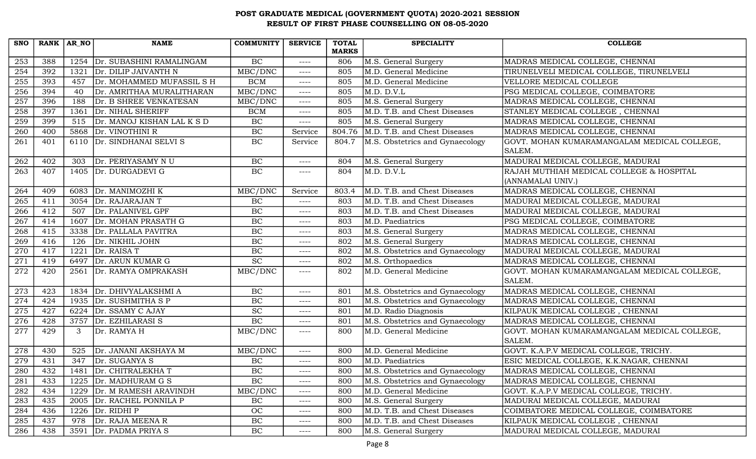# POST GRADUATE MEDICAL (GOVERNMENT QUOTA) 2020-2021 SESSION
## RESULT OF FIRST PHASE COUNSELLING ON 08-05-2020

| SNO | RANK | AR_NO | NAME | COMMUNITY | SERVICE | TOTAL MARKS | SPECIALITY | COLLEGE |
|---|---|---|---|---|---|---|---|---|
| 253 | 388 | 1254 | Dr. SUBASHINI RAMALINGAM | BC | ---- | 806 | M.S. General Surgery | MADRAS MEDICAL COLLEGE, CHENNAI |
| 254 | 392 | 1321 | Dr. DILIP JAIVANTH N | MBC/DNC | ---- | 805 | M.D. General Medicine | TIRUNELVELI MEDICAL COLLEGE, TIRUNELVELI |
| 255 | 393 | 457 | Dr. MOHAMMED MUFASSIL S H | BCM | ---- | 805 | M.D. General Medicine | VELLORE MEDICAL COLLEGE |
| 256 | 394 | 40 | Dr. AMRITHAA MURALITHARAN | MBC/DNC | ---- | 805 | M.D. D.V.L | PSG MEDICAL COLLEGE, COIMBATORE |
| 257 | 396 | 188 | Dr. B SHREE VENKATESAN | MBC/DNC | ---- | 805 | M.S. General Surgery | MADRAS MEDICAL COLLEGE, CHENNAI |
| 258 | 397 | 1361 | Dr. NIHAL SHERIFF | BCM | ---- | 805 | M.D. T.B. and Chest Diseases | STANLEY MEDICAL COLLEGE , CHENNAI |
| 259 | 399 | 515 | Dr. MANOJ KISHAN LAL K S D | BC | ---- | 805 | M.S. General Surgery | MADRAS MEDICAL COLLEGE, CHENNAI |
| 260 | 400 | 5868 | Dr. VINOTHINI R | BC | Service | 804.76 | M.D. T.B. and Chest Diseases | MADRAS MEDICAL COLLEGE, CHENNAI |
| 261 | 401 | 6110 | Dr. SINDHANAI SELVI S | BC | Service | 804.7 | M.S. Obstetrics and Gynaecology | GOVT. MOHAN KUMARAMANGALAM MEDICAL COLLEGE, SALEM. |
| 262 | 402 | 303 | Dr. PERIYASAMY N U | BC | ---- | 804 | M.S. General Surgery | MADURAI MEDICAL COLLEGE, MADURAI |
| 263 | 407 | 1405 | Dr. DURGADEVI G | BC | ---- | 804 | M.D. D.V.L | RAJAH MUTHIAH MEDICAL COLLEGE & HOSPITAL (ANNAMALAI UNIV.) |
| 264 | 409 | 6083 | Dr. MANIMOZHI K | MBC/DNC | Service | 803.4 | M.D. T.B. and Chest Diseases | MADRAS MEDICAL COLLEGE, CHENNAI |
| 265 | 411 | 3054 | Dr. RAJARAJAN T | BC | ---- | 803 | M.D. T.B. and Chest Diseases | MADURAI MEDICAL COLLEGE, MADURAI |
| 266 | 412 | 507 | Dr. PALANIVEL GPF | BC | ---- | 803 | M.D. T.B. and Chest Diseases | MADURAI MEDICAL COLLEGE, MADURAI |
| 267 | 414 | 1607 | Dr. MOHAN PRASATH G | BC | ---- | 803 | M.D. Paediatrics | PSG MEDICAL COLLEGE, COIMBATORE |
| 268 | 415 | 3338 | Dr. PALLALA PAVITRA | BC | ---- | 803 | M.S. General Surgery | MADRAS MEDICAL COLLEGE, CHENNAI |
| 269 | 416 | 126 | Dr. NIKHIL JOHN | BC | ---- | 802 | M.S. General Surgery | MADRAS MEDICAL COLLEGE, CHENNAI |
| 270 | 417 | 1221 | Dr. RAISA T | BC | ---- | 802 | M.S. Obstetrics and Gynaecology | MADURAI MEDICAL COLLEGE, MADURAI |
| 271 | 419 | 6497 | Dr. ARUN KUMAR G | SC | ---- | 802 | M.S. Orthopaedics | MADRAS MEDICAL COLLEGE, CHENNAI |
| 272 | 420 | 2561 | Dr. RAMYA OMPRAKASH | MBC/DNC | ---- | 802 | M.D. General Medicine | GOVT. MOHAN KUMARAMANGALAM MEDICAL COLLEGE, SALEM. |
| 273 | 423 | 1834 | Dr. DHIVYALAKSHMI A | BC | ---- | 801 | M.S. Obstetrics and Gynaecology | MADRAS MEDICAL COLLEGE, CHENNAI |
| 274 | 424 | 1935 | Dr. SUSHMITHA S P | BC | ---- | 801 | M.S. Obstetrics and Gynaecology | MADRAS MEDICAL COLLEGE, CHENNAI |
| 275 | 427 | 6224 | Dr. SSAMY C AJAY | SC | ---- | 801 | M.D. Radio Diagnosis | KILPAUK MEDICAL COLLEGE , CHENNAI |
| 276 | 428 | 3757 | Dr. EZHILARASI S | BC | ---- | 801 | M.S. Obstetrics and Gynaecology | MADRAS MEDICAL COLLEGE, CHENNAI |
| 277 | 429 | 3 | Dr. RAMYA H | MBC/DNC | ---- | 800 | M.D. General Medicine | GOVT. MOHAN KUMARAMANGALAM MEDICAL COLLEGE, SALEM. |
| 278 | 430 | 525 | Dr. JANANI AKSHAYA M | MBC/DNC | ---- | 800 | M.D. General Medicine | GOVT. K.A.P.V MEDICAL COLLEGE, TRICHY. |
| 279 | 431 | 347 | Dr. SUGANYA S | BC | ---- | 800 | M.D. Paediatrics | ESIC MEDICAL COLLEGE, K.K.NAGAR, CHENNAI |
| 280 | 432 | 1481 | Dr. CHITRALEKHA T | BC | ---- | 800 | M.S. Obstetrics and Gynaecology | MADRAS MEDICAL COLLEGE, CHENNAI |
| 281 | 433 | 1225 | Dr. MADHURAM G S | BC | ---- | 800 | M.S. Obstetrics and Gynaecology | MADRAS MEDICAL COLLEGE, CHENNAI |
| 282 | 434 | 1229 | Dr. M RAMESH ARAVINDH | MBC/DNC | ---- | 800 | M.D. General Medicine | GOVT. K.A.P.V MEDICAL COLLEGE, TRICHY. |
| 283 | 435 | 2005 | Dr. RACHEL PONNILA P | BC | ---- | 800 | M.S. General Surgery | MADURAI MEDICAL COLLEGE, MADURAI |
| 284 | 436 | 1226 | Dr. RIDHI P | OC | ---- | 800 | M.D. T.B. and Chest Diseases | COIMBATORE MEDICAL COLLEGE, COIMBATORE |
| 285 | 437 | 978 | Dr. RAJA MEENA R | BC | ---- | 800 | M.D. T.B. and Chest Diseases | KILPAUK MEDICAL COLLEGE , CHENNAI |
| 286 | 438 | 3591 | Dr. PADMA PRIYA S | BC | ---- | 800 | M.S. General Surgery | MADURAI MEDICAL COLLEGE, MADURAI |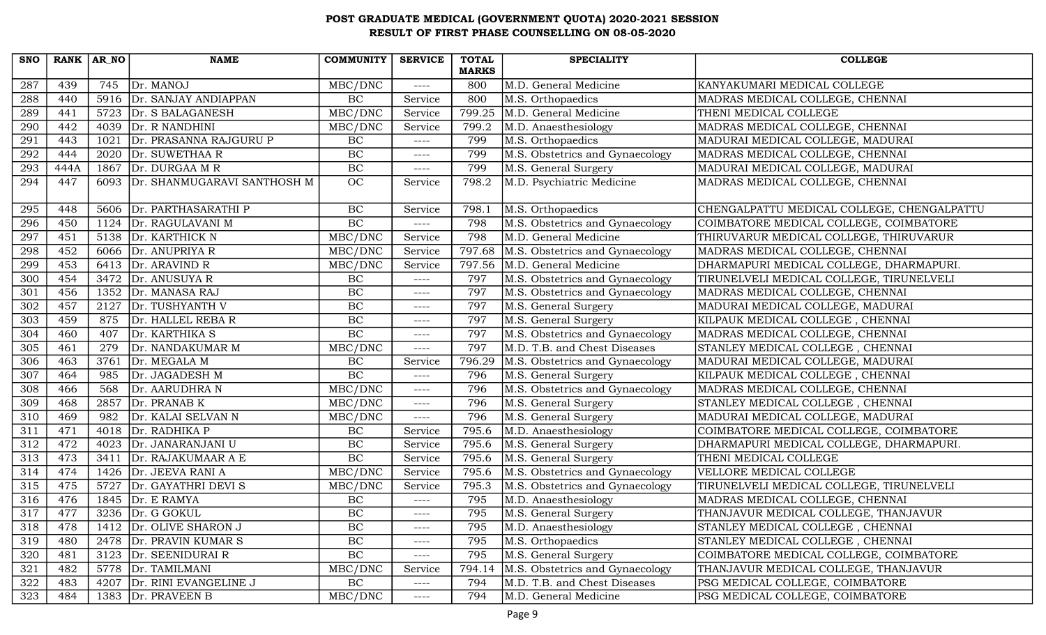# POST GRADUATE MEDICAL (GOVERNMENT QUOTA) 2020-2021 SESSION
## RESULT OF FIRST PHASE COUNSELLING ON 08-05-2020

| SNO | RANK | AR_NO | NAME | COMMUNITY | SERVICE | TOTAL MARKS | SPECIALITY | COLLEGE |
|---|---|---|---|---|---|---|---|---|
| 287 | 439 | 745 | Dr. MANOJ | MBC/DNC | ---- | 800 | M.D. General Medicine | KANYAKUMARI MEDICAL COLLEGE |
| 288 | 440 | 5916 | Dr. SANJAY ANDIAPPAN | BC | Service | 800 | M.S. Orthopaedics | MADRAS MEDICAL COLLEGE, CHENNAI |
| 289 | 441 | 5723 | Dr. S BALAGANESH | MBC/DNC | Service | 799.25 | M.D. General Medicine | THENI MEDICAL COLLEGE |
| 290 | 442 | 4039 | Dr. R NANDHINI | MBC/DNC | Service | 799.2 | M.D. Anaesthesiology | MADRAS MEDICAL COLLEGE, CHENNAI |
| 291 | 443 | 1021 | Dr. PRASANNA RAJGURU P | BC | ---- | 799 | M.S. Orthopaedics | MADURAI MEDICAL COLLEGE, MADURAI |
| 292 | 444 | 2020 | Dr. SUWETHAA R | BC | ---- | 799 | M.S. Obstetrics and Gynaecology | MADRAS MEDICAL COLLEGE, CHENNAI |
| 293 | 444A | 1867 | Dr. DURGAA M R | BC | ---- | 799 | M.S. General Surgery | MADURAI MEDICAL COLLEGE, MADURAI |
| 294 | 447 | 6093 | Dr. SHANMUGARAVI SANTHOSH M | OC | Service | 798.2 | M.D. Psychiatric Medicine | MADRAS MEDICAL COLLEGE, CHENNAI |
| 295 | 448 | 5606 | Dr. PARTHASARATHI P | BC | Service | 798.1 | M.S. Orthopaedics | CHENGALPATTU MEDICAL COLLEGE, CHENGALPATTU |
| 296 | 450 | 1124 | Dr. RAGULAVANI M | BC | ---- | 798 | M.S. Obstetrics and Gynaecology | COIMBATORE MEDICAL COLLEGE, COIMBATORE |
| 297 | 451 | 5138 | Dr. KARTHICK N | MBC/DNC | Service | 798 | M.D. General Medicine | THIRUVARUR MEDICAL COLLEGE, THIRUVARUR |
| 298 | 452 | 6066 | Dr. ANUPRIYA R | MBC/DNC | Service | 797.68 | M.S. Obstetrics and Gynaecology | MADRAS MEDICAL COLLEGE, CHENNAI |
| 299 | 453 | 6413 | Dr. ARAVIND R | MBC/DNC | Service | 797.56 | M.D. General Medicine | DHARMAPURI MEDICAL COLLEGE, DHARMAPURI. |
| 300 | 454 | 3472 | Dr. ANUSUYA R | BC | ---- | 797 | M.S. Obstetrics and Gynaecology | TIRUNELVELI MEDICAL COLLEGE, TIRUNELVELI |
| 301 | 456 | 1352 | Dr. MANASA RAJ | BC | ---- | 797 | M.S. Obstetrics and Gynaecology | MADRAS MEDICAL COLLEGE, CHENNAI |
| 302 | 457 | 2127 | Dr. TUSHYANTH V | BC | ---- | 797 | M.S. General Surgery | MADURAI MEDICAL COLLEGE, MADURAI |
| 303 | 459 | 875 | Dr. HALLEL REBA R | BC | ---- | 797 | M.S. General Surgery | KILPAUK MEDICAL COLLEGE , CHENNAI |
| 304 | 460 | 407 | Dr. KARTHIKA S | BC | ---- | 797 | M.S. Obstetrics and Gynaecology | MADRAS MEDICAL COLLEGE, CHENNAI |
| 305 | 461 | 279 | Dr. NANDAKUMAR M | MBC/DNC | ---- | 797 | M.D. T.B. and Chest Diseases | STANLEY MEDICAL COLLEGE , CHENNAI |
| 306 | 463 | 3761 | Dr. MEGALA M | BC | Service | 796.29 | M.S. Obstetrics and Gynaecology | MADURAI MEDICAL COLLEGE, MADURAI |
| 307 | 464 | 985 | Dr. JAGADESH M | BC | ---- | 796 | M.S. General Surgery | KILPAUK MEDICAL COLLEGE , CHENNAI |
| 308 | 466 | 568 | Dr. AARUDHRA N | MBC/DNC | ---- | 796 | M.S. Obstetrics and Gynaecology | MADRAS MEDICAL COLLEGE, CHENNAI |
| 309 | 468 | 2857 | Dr. PRANAB K | MBC/DNC | ---- | 796 | M.S. General Surgery | STANLEY MEDICAL COLLEGE , CHENNAI |
| 310 | 469 | 982 | Dr. KALAI SELVAN N | MBC/DNC | ---- | 796 | M.S. General Surgery | MADURAI MEDICAL COLLEGE, MADURAI |
| 311 | 471 | 4018 | Dr. RADHIKA P | BC | Service | 795.6 | M.D. Anaesthesiology | COIMBATORE MEDICAL COLLEGE, COIMBATORE |
| 312 | 472 | 4023 | Dr. JANARANJANI U | BC | Service | 795.6 | M.S. General Surgery | DHARMAPURI MEDICAL COLLEGE, DHARMAPURI. |
| 313 | 473 | 3411 | Dr. RAJAKUMAAR A E | BC | Service | 795.6 | M.S. General Surgery | THENI MEDICAL COLLEGE |
| 314 | 474 | 1426 | Dr. JEEVA RANI A | MBC/DNC | Service | 795.6 | M.S. Obstetrics and Gynaecology | VELLORE MEDICAL COLLEGE |
| 315 | 475 | 5727 | Dr. GAYATHRI DEVI S | MBC/DNC | Service | 795.3 | M.S. Obstetrics and Gynaecology | TIRUNELVELI MEDICAL COLLEGE, TIRUNELVELI |
| 316 | 476 | 1845 | Dr. E RAMYA | BC | ---- | 795 | M.D. Anaesthesiology | MADRAS MEDICAL COLLEGE, CHENNAI |
| 317 | 477 | 3236 | Dr. G GOKUL | BC | ---- | 795 | M.S. General Surgery | THANJAVUR MEDICAL COLLEGE, THANJAVUR |
| 318 | 478 | 1412 | Dr. OLIVE SHARON J | BC | ---- | 795 | M.D. Anaesthesiology | STANLEY MEDICAL COLLEGE , CHENNAI |
| 319 | 480 | 2478 | Dr. PRAVIN KUMAR S | BC | ---- | 795 | M.S. Orthopaedics | STANLEY MEDICAL COLLEGE , CHENNAI |
| 320 | 481 | 3123 | Dr. SEENIDURAI R | BC | ---- | 795 | M.S. General Surgery | COIMBATORE MEDICAL COLLEGE, COIMBATORE |
| 321 | 482 | 5778 | Dr. TAMILMANI | MBC/DNC | Service | 794.14 | M.S. Obstetrics and Gynaecology | THANJAVUR MEDICAL COLLEGE, THANJAVUR |
| 322 | 483 | 4207 | Dr. RINI EVANGELINE J | BC | ---- | 794 | M.D. T.B. and Chest Diseases | PSG MEDICAL COLLEGE, COIMBATORE |
| 323 | 484 | 1383 | Dr. PRAVEEN B | MBC/DNC | ---- | 794 | M.D. General Medicine | PSG MEDICAL COLLEGE, COIMBATORE |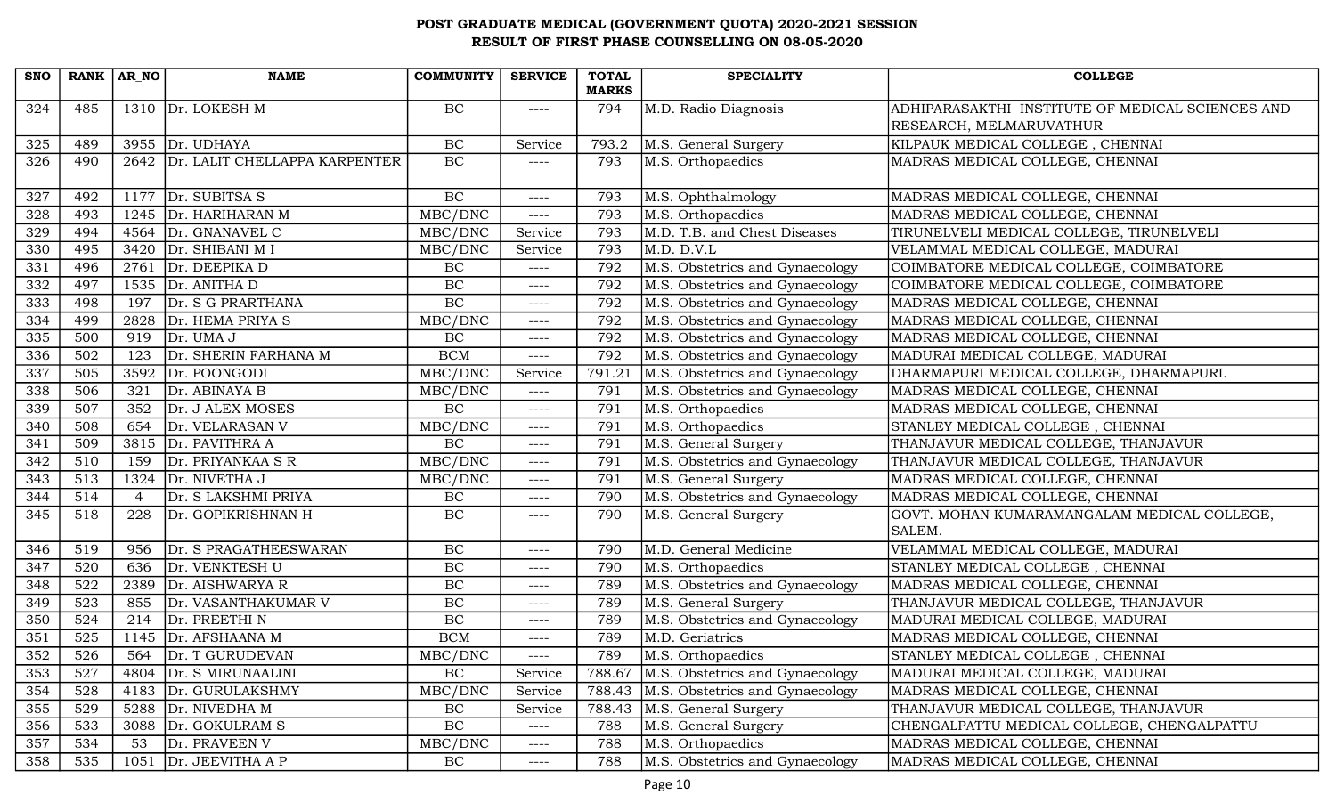# POST GRADUATE MEDICAL (GOVERNMENT QUOTA) 2020-2021 SESSION
## RESULT OF FIRST PHASE COUNSELLING ON 08-05-2020

| SNO | RANK | AR_NO | NAME | COMMUNITY | SERVICE | TOTAL MARKS | SPECIALITY | COLLEGE |
|---|---|---|---|---|---|---|---|---|
| 324 | 485 | 1310 | Dr. LOKESH M | BC | ---- | 794 | M.D. Radio Diagnosis | ADHIPARASAKTHI INSTITUTE OF MEDICAL SCIENCES AND RESEARCH, MELMARUVATHUR |
| 325 | 489 | 3955 | Dr. UDHAYA | BC | Service | 793.2 | M.S. General Surgery | KILPAUK MEDICAL COLLEGE , CHENNAI |
| 326 | 490 | 2642 | Dr. LALIT CHELLAPPA KARPENTER | BC | ---- | 793 | M.S. Orthopaedics | MADRAS MEDICAL COLLEGE, CHENNAI |
| 327 | 492 | 1177 | Dr. SUBITSA S | BC | ---- | 793 | M.S. Ophthalmology | MADRAS MEDICAL COLLEGE, CHENNAI |
| 328 | 493 | 1245 | Dr. HARIHARAN M | MBC/DNC | ---- | 793 | M.S. Orthopaedics | MADRAS MEDICAL COLLEGE, CHENNAI |
| 329 | 494 | 4564 | Dr. GNANAVEL C | MBC/DNC | Service | 793 | M.D. T.B. and Chest Diseases | TIRUNELVELI MEDICAL COLLEGE, TIRUNELVELI |
| 330 | 495 | 3420 | Dr. SHIBANI M I | MBC/DNC | Service | 793 | M.D. D.V.L | VELAMMAL MEDICAL COLLEGE, MADURAI |
| 331 | 496 | 2761 | Dr. DEEPIKA D | BC | ---- | 792 | M.S. Obstetrics and Gynaecology | COIMBATORE MEDICAL COLLEGE, COIMBATORE |
| 332 | 497 | 1535 | Dr. ANITHA D | BC | ---- | 792 | M.S. Obstetrics and Gynaecology | COIMBATORE MEDICAL COLLEGE, COIMBATORE |
| 333 | 498 | 197 | Dr. S G PRARTHANA | BC | ---- | 792 | M.S. Obstetrics and Gynaecology | MADRAS MEDICAL COLLEGE, CHENNAI |
| 334 | 499 | 2828 | Dr. HEMA PRIYA S | MBC/DNC | ---- | 792 | M.S. Obstetrics and Gynaecology | MADRAS MEDICAL COLLEGE, CHENNAI |
| 335 | 500 | 919 | Dr. UMA J | BC | ---- | 792 | M.S. Obstetrics and Gynaecology | MADRAS MEDICAL COLLEGE, CHENNAI |
| 336 | 502 | 123 | Dr. SHERIN FARHANA M | BCM | ---- | 792 | M.S. Obstetrics and Gynaecology | MADURAI MEDICAL COLLEGE, MADURAI |
| 337 | 505 | 3592 | Dr. POONGODI | MBC/DNC | Service | 791.21 | M.S. Obstetrics and Gynaecology | DHARMAPURI MEDICAL COLLEGE, DHARMAPURI. |
| 338 | 506 | 321 | Dr. ABINAYA B | MBC/DNC | ---- | 791 | M.S. Obstetrics and Gynaecology | MADRAS MEDICAL COLLEGE, CHENNAI |
| 339 | 507 | 352 | Dr. J ALEX MOSES | BC | ---- | 791 | M.S. Orthopaedics | MADRAS MEDICAL COLLEGE, CHENNAI |
| 340 | 508 | 654 | Dr. VELARASAN V | MBC/DNC | ---- | 791 | M.S. Orthopaedics | STANLEY MEDICAL COLLEGE , CHENNAI |
| 341 | 509 | 3815 | Dr. PAVITHRA A | BC | ---- | 791 | M.S. General Surgery | THANJAVUR MEDICAL COLLEGE, THANJAVUR |
| 342 | 510 | 159 | Dr. PRIYANKAA S R | MBC/DNC | ---- | 791 | M.S. Obstetrics and Gynaecology | THANJAVUR MEDICAL COLLEGE, THANJAVUR |
| 343 | 513 | 1324 | Dr. NIVETHA J | MBC/DNC | ---- | 791 | M.S. General Surgery | MADRAS MEDICAL COLLEGE, CHENNAI |
| 344 | 514 | 4 | Dr. S LAKSHMI PRIYA | BC | ---- | 790 | M.S. Obstetrics and Gynaecology | MADRAS MEDICAL COLLEGE, CHENNAI |
| 345 | 518 | 228 | Dr. GOPIKRISHNAN H | BC | ---- | 790 | M.S. General Surgery | GOVT. MOHAN KUMARAMANGALAM MEDICAL COLLEGE, SALEM. |
| 346 | 519 | 956 | Dr. S PRAGATHEESWARAN | BC | ---- | 790 | M.D. General Medicine | VELAMMAL MEDICAL COLLEGE, MADURAI |
| 347 | 520 | 636 | Dr. VENKTESH U | BC | ---- | 790 | M.S. Orthopaedics | STANLEY MEDICAL COLLEGE , CHENNAI |
| 348 | 522 | 2389 | Dr. AISHWARYA R | BC | ---- | 789 | M.S. Obstetrics and Gynaecology | MADRAS MEDICAL COLLEGE, CHENNAI |
| 349 | 523 | 855 | Dr. VASANTHAKUMAR V | BC | ---- | 789 | M.S. General Surgery | THANJAVUR MEDICAL COLLEGE, THANJAVUR |
| 350 | 524 | 214 | Dr. PREETHI N | BC | ---- | 789 | M.S. Obstetrics and Gynaecology | MADURAI MEDICAL COLLEGE, MADURAI |
| 351 | 525 | 1145 | Dr. AFSHAANA M | BCM | ---- | 789 | M.D. Geriatrics | MADRAS MEDICAL COLLEGE, CHENNAI |
| 352 | 526 | 564 | Dr. T GURUDEVAN | MBC/DNC | ---- | 789 | M.S. Orthopaedics | STANLEY MEDICAL COLLEGE , CHENNAI |
| 353 | 527 | 4804 | Dr. S MIRUNAALINI | BC | Service | 788.67 | M.S. Obstetrics and Gynaecology | MADURAI MEDICAL COLLEGE, MADURAI |
| 354 | 528 | 4183 | Dr. GURULAKSHMY | MBC/DNC | Service | 788.43 | M.S. Obstetrics and Gynaecology | MADRAS MEDICAL COLLEGE, CHENNAI |
| 355 | 529 | 5288 | Dr. NIVEDHA M | BC | Service | 788.43 | M.S. General Surgery | THANJAVUR MEDICAL COLLEGE, THANJAVUR |
| 356 | 533 | 3088 | Dr. GOKULRAM S | BC | ---- | 788 | M.S. General Surgery | CHENGALPATTU MEDICAL COLLEGE, CHENGALPATTU |
| 357 | 534 | 53 | Dr. PRAVEEN V | MBC/DNC | ---- | 788 | M.S. Orthopaedics | MADRAS MEDICAL COLLEGE, CHENNAI |
| 358 | 535 | 1051 | Dr. JEEVITHA A P | BC | ---- | 788 | M.S. Obstetrics and Gynaecology | MADRAS MEDICAL COLLEGE, CHENNAI |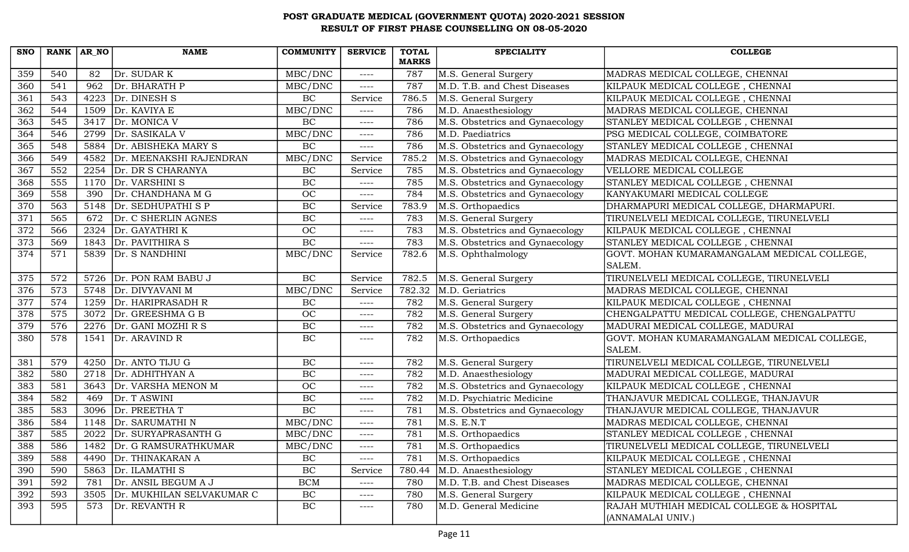# POST GRADUATE MEDICAL (GOVERNMENT QUOTA) 2020-2021 SESSION
## RESULT OF FIRST PHASE COUNSELLING ON 08-05-2020

| SNO | RANK | AR_NO | NAME | COMMUNITY | SERVICE | TOTAL MARKS | SPECIALITY | COLLEGE |
|---|---|---|---|---|---|---|---|---|
| 359 | 540 | 82 | Dr. SUDAR K | MBC/DNC | ---- | 787 | M.S. General Surgery | MADRAS MEDICAL COLLEGE, CHENNAI |
| 360 | 541 | 962 | Dr. BHARATH P | MBC/DNC | ---- | 787 | M.D. T.B. and Chest Diseases | KILPAUK MEDICAL COLLEGE , CHENNAI |
| 361 | 543 | 4223 | Dr. DINESH S | BC | Service | 786.5 | M.S. General Surgery | KILPAUK MEDICAL COLLEGE , CHENNAI |
| 362 | 544 | 1509 | Dr. KAVIYA E | MBC/DNC | ---- | 786 | M.D. Anaesthesiology | MADRAS MEDICAL COLLEGE, CHENNAI |
| 363 | 545 | 3417 | Dr. MONICA V | BC | ---- | 786 | M.S. Obstetrics and Gynaecology | STANLEY MEDICAL COLLEGE , CHENNAI |
| 364 | 546 | 2799 | Dr. SASIKALA V | MBC/DNC | ---- | 786 | M.D. Paediatrics | PSG MEDICAL COLLEGE, COIMBATORE |
| 365 | 548 | 5884 | Dr. ABISHEKA MARY S | BC | ---- | 786 | M.S. Obstetrics and Gynaecology | STANLEY MEDICAL COLLEGE , CHENNAI |
| 366 | 549 | 4582 | Dr. MEENAKSHI RAJENDRAN | MBC/DNC | Service | 785.2 | M.S. Obstetrics and Gynaecology | MADRAS MEDICAL COLLEGE, CHENNAI |
| 367 | 552 | 2254 | Dr. DR S CHARANYA | BC | Service | 785 | M.S. Obstetrics and Gynaecology | VELLORE MEDICAL COLLEGE |
| 368 | 555 | 1170 | Dr. VARSHINI S | BC | ---- | 785 | M.S. Obstetrics and Gynaecology | STANLEY MEDICAL COLLEGE , CHENNAI |
| 369 | 558 | 390 | Dr. CHANDHANA M G | OC | ---- | 784 | M.S. Obstetrics and Gynaecology | KANYAKUMARI MEDICAL COLLEGE |
| 370 | 563 | 5148 | Dr. SEDHUPATHI S P | BC | Service | 783.9 | M.S. Orthopaedics | DHARMAPURI MEDICAL COLLEGE, DHARMAPURI. |
| 371 | 565 | 672 | Dr. C SHERLIN AGNES | BC | ---- | 783 | M.S. General Surgery | TIRUNELVELI MEDICAL COLLEGE, TIRUNELVELI |
| 372 | 566 | 2324 | Dr. GAYATHRI K | OC | ---- | 783 | M.S. Obstetrics and Gynaecology | KILPAUK MEDICAL COLLEGE , CHENNAI |
| 373 | 569 | 1843 | Dr. PAVITHIRA S | BC | ---- | 783 | M.S. Obstetrics and Gynaecology | STANLEY MEDICAL COLLEGE , CHENNAI |
| 374 | 571 | 5839 | Dr. S NANDHINI | MBC/DNC | Service | 782.6 | M.S. Ophthalmology | GOVT. MOHAN KUMARAMANGALAM MEDICAL COLLEGE, SALEM. |
| 375 | 572 | 5726 | Dr. PON RAM BABU J | BC | Service | 782.5 | M.S. General Surgery | TIRUNELVELI MEDICAL COLLEGE, TIRUNELVELI |
| 376 | 573 | 5748 | Dr. DIVYAVANI M | MBC/DNC | Service | 782.32 | M.D. Geriatrics | MADRAS MEDICAL COLLEGE, CHENNAI |
| 377 | 574 | 1259 | Dr. HARIPRASADH R | BC | ---- | 782 | M.S. General Surgery | KILPAUK MEDICAL COLLEGE , CHENNAI |
| 378 | 575 | 3072 | Dr. GREESHMA G B | OC | ---- | 782 | M.S. General Surgery | CHENGALPATTU MEDICAL COLLEGE, CHENGALPATTU |
| 379 | 576 | 2276 | Dr. GANI MOZHI R S | BC | ---- | 782 | M.S. Obstetrics and Gynaecology | MADURAI MEDICAL COLLEGE, MADURAI |
| 380 | 578 | 1541 | Dr. ARAVIND R | BC | ---- | 782 | M.S. Orthopaedics | GOVT. MOHAN KUMARAMANGALAM MEDICAL COLLEGE, SALEM. |
| 381 | 579 | 4250 | Dr. ANTO TIJU G | BC | ---- | 782 | M.S. General Surgery | TIRUNELVELI MEDICAL COLLEGE, TIRUNELVELI |
| 382 | 580 | 2718 | Dr. ADHITHYAN A | BC | ---- | 782 | M.D. Anaesthesiology | MADURAI MEDICAL COLLEGE, MADURAI |
| 383 | 581 | 3643 | Dr. VARSHA MENON M | OC | ---- | 782 | M.S. Obstetrics and Gynaecology | KILPAUK MEDICAL COLLEGE , CHENNAI |
| 384 | 582 | 469 | Dr. T ASWINI | BC | ---- | 782 | M.D. Psychiatric Medicine | THANJAVUR MEDICAL COLLEGE, THANJAVUR |
| 385 | 583 | 3096 | Dr. PREETHA T | BC | ---- | 781 | M.S. Obstetrics and Gynaecology | THANJAVUR MEDICAL COLLEGE, THANJAVUR |
| 386 | 584 | 1148 | Dr. SARUMATHI N | MBC/DNC | ---- | 781 | M.S. E.N.T | MADRAS MEDICAL COLLEGE, CHENNAI |
| 387 | 585 | 2022 | Dr. SURYAPRASANTH G | MBC/DNC | ---- | 781 | M.S. Orthopaedics | STANLEY MEDICAL COLLEGE , CHENNAI |
| 388 | 586 | 1482 | Dr. G RAMSURATHKUMAR | MBC/DNC | ---- | 781 | M.S. Orthopaedics | TIRUNELVELI MEDICAL COLLEGE, TIRUNELVELI |
| 389 | 588 | 4490 | Dr. THINAKARAN A | BC | ---- | 781 | M.S. Orthopaedics | KILPAUK MEDICAL COLLEGE , CHENNAI |
| 390 | 590 | 5863 | Dr. ILAMATHI S | BC | Service | 780.44 | M.D. Anaesthesiology | STANLEY MEDICAL COLLEGE , CHENNAI |
| 391 | 592 | 781 | Dr. ANSIL BEGUM A J | BCM | ---- | 780 | M.D. T.B. and Chest Diseases | MADRAS MEDICAL COLLEGE, CHENNAI |
| 392 | 593 | 3505 | Dr. MUKHILAN SELVAKUMAR C | BC | ---- | 780 | M.S. General Surgery | KILPAUK MEDICAL COLLEGE , CHENNAI |
| 393 | 595 | 573 | Dr. REVANTH R | BC | ---- | 780 | M.D. General Medicine | RAJAH MUTHIAH MEDICAL COLLEGE & HOSPITAL (ANNAMALAI UNIV.) |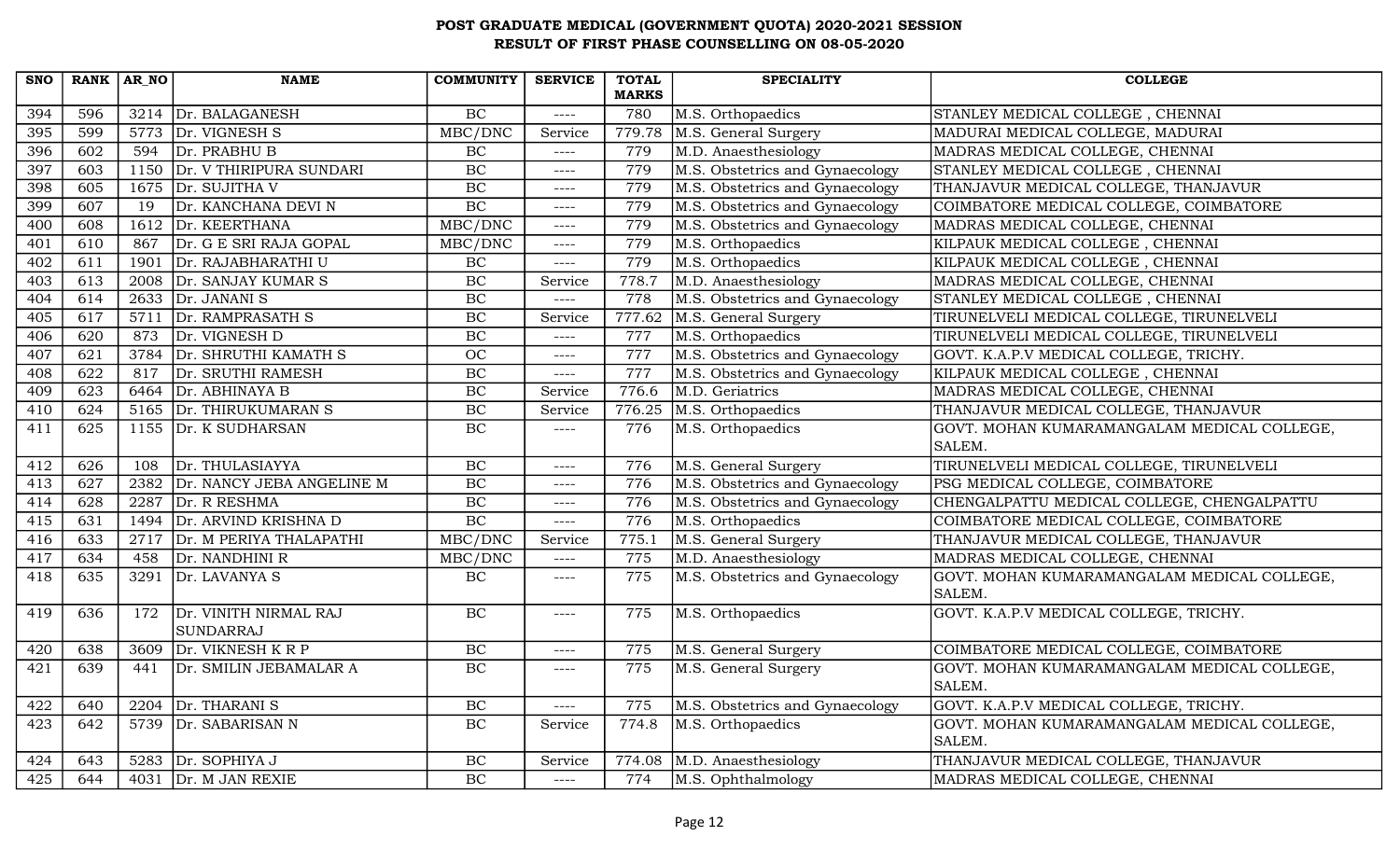# POST GRADUATE MEDICAL (GOVERNMENT QUOTA) 2020-2021 SESSION
## RESULT OF FIRST PHASE COUNSELLING ON 08-05-2020

| SNO | RANK | AR_NO | NAME | COMMUNITY | SERVICE | TOTAL MARKS | SPECIALITY | COLLEGE |
|---|---|---|---|---|---|---|---|---|
| 394 | 596 | 3214 | Dr. BALAGANESH | BC | ---- | 780 | M.S. Orthopaedics | STANLEY MEDICAL COLLEGE , CHENNAI |
| 395 | 599 | 5773 | Dr. VIGNESH S | MBC/DNC | Service | 779.78 | M.S. General Surgery | MADURAI MEDICAL COLLEGE, MADURAI |
| 396 | 602 | 594 | Dr. PRABHU B | BC | ---- | 779 | M.D. Anaesthesiology | MADRAS MEDICAL COLLEGE, CHENNAI |
| 397 | 603 | 1150 | Dr. V THIRIPURA SUNDARI | BC | ---- | 779 | M.S. Obstetrics and Gynaecology | STANLEY MEDICAL COLLEGE , CHENNAI |
| 398 | 605 | 1675 | Dr. SUJITHA V | BC | ---- | 779 | M.S. Obstetrics and Gynaecology | THANJAVUR MEDICAL COLLEGE, THANJAVUR |
| 399 | 607 | 19 | Dr. KANCHANA DEVI N | BC | ---- | 779 | M.S. Obstetrics and Gynaecology | COIMBATORE MEDICAL COLLEGE, COIMBATORE |
| 400 | 608 | 1612 | Dr. KEERTHANA | MBC/DNC | ---- | 779 | M.S. Obstetrics and Gynaecology | MADRAS MEDICAL COLLEGE, CHENNAI |
| 401 | 610 | 867 | Dr. G E SRI RAJA GOPAL | MBC/DNC | ---- | 779 | M.S. Orthopaedics | KILPAUK MEDICAL COLLEGE , CHENNAI |
| 402 | 611 | 1901 | Dr. RAJABHARATHI U | BC | ---- | 779 | M.S. Orthopaedics | KILPAUK MEDICAL COLLEGE , CHENNAI |
| 403 | 613 | 2008 | Dr. SANJAY KUMAR S | BC | Service | 778.7 | M.D. Anaesthesiology | MADRAS MEDICAL COLLEGE, CHENNAI |
| 404 | 614 | 2633 | Dr. JANANI S | BC | ---- | 778 | M.S. Obstetrics and Gynaecology | STANLEY MEDICAL COLLEGE , CHENNAI |
| 405 | 617 | 5711 | Dr. RAMPRASATH S | BC | Service | 777.62 | M.S. General Surgery | TIRUNELVELI MEDICAL COLLEGE, TIRUNELVELI |
| 406 | 620 | 873 | Dr. VIGNESH D | BC | ---- | 777 | M.S. Orthopaedics | TIRUNELVELI MEDICAL COLLEGE, TIRUNELVELI |
| 407 | 621 | 3784 | Dr. SHRUTHI KAMATH S | OC | ---- | 777 | M.S. Obstetrics and Gynaecology | GOVT. K.A.P.V MEDICAL COLLEGE, TRICHY. |
| 408 | 622 | 817 | Dr. SRUTHI RAMESH | BC | ---- | 777 | M.S. Obstetrics and Gynaecology | KILPAUK MEDICAL COLLEGE , CHENNAI |
| 409 | 623 | 6464 | Dr. ABHINAYA B | BC | Service | 776.6 | M.D. Geriatrics | MADRAS MEDICAL COLLEGE, CHENNAI |
| 410 | 624 | 5165 | Dr. THIRUKUMARAN S | BC | Service | 776.25 | M.S. Orthopaedics | THANJAVUR MEDICAL COLLEGE, THANJAVUR |
| 411 | 625 | 1155 | Dr. K SUDHARSAN | BC | ---- | 776 | M.S. Orthopaedics | GOVT. MOHAN KUMARAMANGALAM MEDICAL COLLEGE, SALEM. |
| 412 | 626 | 108 | Dr. THULASIAYYA | BC | ---- | 776 | M.S. General Surgery | TIRUNELVELI MEDICAL COLLEGE, TIRUNELVELI |
| 413 | 627 | 2382 | Dr. NANCY JEBA ANGELINE M | BC | ---- | 776 | M.S. Obstetrics and Gynaecology | PSG MEDICAL COLLEGE, COIMBATORE |
| 414 | 628 | 2287 | Dr. R RESHMA | BC | ---- | 776 | M.S. Obstetrics and Gynaecology | CHENGALPATTU MEDICAL COLLEGE, CHENGALPATTU |
| 415 | 631 | 1494 | Dr. ARVIND KRISHNA D | BC | ---- | 776 | M.S. Orthopaedics | COIMBATORE MEDICAL COLLEGE, COIMBATORE |
| 416 | 633 | 2717 | Dr. M PERIYA THALAPATHI | MBC/DNC | Service | 775.1 | M.S. General Surgery | THANJAVUR MEDICAL COLLEGE, THANJAVUR |
| 417 | 634 | 458 | Dr. NANDHINI R | MBC/DNC | ---- | 775 | M.D. Anaesthesiology | MADRAS MEDICAL COLLEGE, CHENNAI |
| 418 | 635 | 3291 | Dr. LAVANYA S | BC | ---- | 775 | M.S. Obstetrics and Gynaecology | GOVT. MOHAN KUMARAMANGALAM MEDICAL COLLEGE, SALEM. |
| 419 | 636 | 172 | Dr. VINITH NIRMAL RAJ SUNDARRAJ | BC | ---- | 775 | M.S. Orthopaedics | GOVT. K.A.P.V MEDICAL COLLEGE, TRICHY. |
| 420 | 638 | 3609 | Dr. VIKNESH K R P | BC | ---- | 775 | M.S. General Surgery | COIMBATORE MEDICAL COLLEGE, COIMBATORE |
| 421 | 639 | 441 | Dr. SMILIN JEBAMALAR A | BC | ---- | 775 | M.S. General Surgery | GOVT. MOHAN KUMARAMANGALAM MEDICAL COLLEGE, SALEM. |
| 422 | 640 | 2204 | Dr. THARANI S | BC | ---- | 775 | M.S. Obstetrics and Gynaecology | GOVT. K.A.P.V MEDICAL COLLEGE, TRICHY. |
| 423 | 642 | 5739 | Dr. SABARISAN N | BC | Service | 774.8 | M.S. Orthopaedics | GOVT. MOHAN KUMARAMANGALAM MEDICAL COLLEGE, SALEM. |
| 424 | 643 | 5283 | Dr. SOPHIYA J | BC | Service | 774.08 | M.D. Anaesthesiology | THANJAVUR MEDICAL COLLEGE, THANJAVUR |
| 425 | 644 | 4031 | Dr. M JAN REXIE | BC | ---- | 774 | M.S. Ophthalmology | MADRAS MEDICAL COLLEGE, CHENNAI |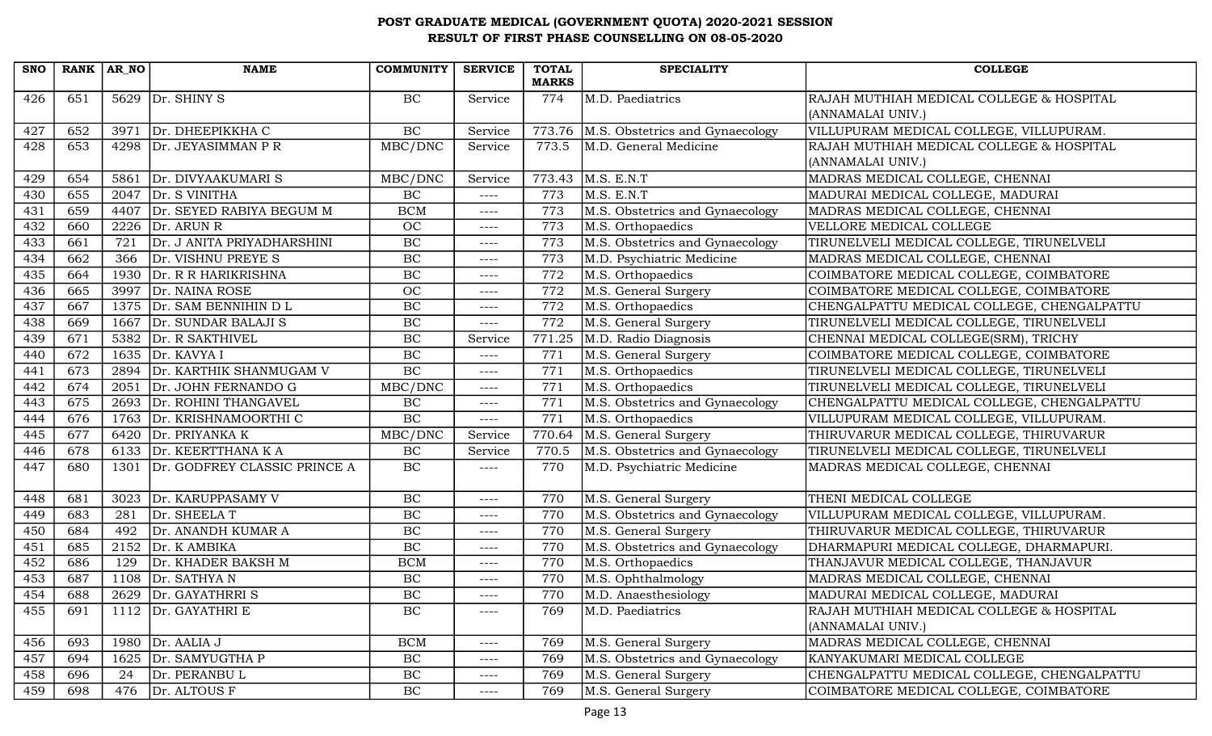# POST GRADUATE MEDICAL (GOVERNMENT QUOTA) 2020-2021 SESSION
## RESULT OF FIRST PHASE COUNSELLING ON 08-05-2020

| SNO | RANK | AR_NO | NAME | COMMUNITY | SERVICE | TOTAL MARKS | SPECIALITY | COLLEGE |
|---|---|---|---|---|---|---|---|---|
| 426 | 651 | 5629 | Dr. SHINY S | BC | Service | 774 | M.D. Paediatrics | RAJAH MUTHIAH MEDICAL COLLEGE & HOSPITAL (ANNAMALAI UNIV.) |
| 427 | 652 | 3971 | Dr. DHEEPIKKHA C | BC | Service | 773.76 | M.S. Obstetrics and Gynaecology | VILLUPURAM MEDICAL COLLEGE, VILLUPURAM. |
| 428 | 653 | 4298 | Dr. JEYASIMMAN P R | MBC/DNC | Service | 773.5 | M.D. General Medicine | RAJAH MUTHIAH MEDICAL COLLEGE & HOSPITAL (ANNAMALAI UNIV.) |
| 429 | 654 | 5861 | Dr. DIVYAAKUMARI S | MBC/DNC | Service | 773.43 | M.S. E.N.T | MADRAS MEDICAL COLLEGE, CHENNAI |
| 430 | 655 | 2047 | Dr. S VINITHA | BC | ---- | 773 | M.S. E.N.T | MADURAI MEDICAL COLLEGE, MADURAI |
| 431 | 659 | 4407 | Dr. SEYED RABIYA BEGUM M | BCM | ---- | 773 | M.S. Obstetrics and Gynaecology | MADRAS MEDICAL COLLEGE, CHENNAI |
| 432 | 660 | 2226 | Dr. ARUN R | OC | ---- | 773 | M.S. Orthopaedics | VELLORE MEDICAL COLLEGE |
| 433 | 661 | 721 | Dr. J ANITA PRIYADHARSHINI | BC | ---- | 773 | M.S. Obstetrics and Gynaecology | TIRUNELVELI MEDICAL COLLEGE, TIRUNELVELI |
| 434 | 662 | 366 | Dr. VISHNU PREYE S | BC | ---- | 773 | M.D. Psychiatric Medicine | MADRAS MEDICAL COLLEGE, CHENNAI |
| 435 | 664 | 1930 | Dr. R R HARIKRISHNA | BC | ---- | 772 | M.S. Orthopaedics | COIMBATORE MEDICAL COLLEGE, COIMBATORE |
| 436 | 665 | 3997 | Dr. NAINA ROSE | OC | ---- | 772 | M.S. General Surgery | COIMBATORE MEDICAL COLLEGE, COIMBATORE |
| 437 | 667 | 1375 | Dr. SAM BENNIHIN D L | BC | ---- | 772 | M.S. Orthopaedics | CHENGALPATTU MEDICAL COLLEGE, CHENGALPATTU |
| 438 | 669 | 1667 | Dr. SUNDAR BALAJI S | BC | ---- | 772 | M.S. General Surgery | TIRUNELVELI MEDICAL COLLEGE, TIRUNELVELI |
| 439 | 671 | 5382 | Dr. R SAKTHIVEL | BC | Service | 771.25 | M.D. Radio Diagnosis | CHENNAI MEDICAL COLLEGE(SRM), TRICHY |
| 440 | 672 | 1635 | Dr. KAVYA I | BC | ---- | 771 | M.S. General Surgery | COIMBATORE MEDICAL COLLEGE, COIMBATORE |
| 441 | 673 | 2894 | Dr. KARTHIK SHANMUGAM V | BC | ---- | 771 | M.S. Orthopaedics | TIRUNELVELI MEDICAL COLLEGE, TIRUNELVELI |
| 442 | 674 | 2051 | Dr. JOHN FERNANDO G | MBC/DNC | ---- | 771 | M.S. Orthopaedics | TIRUNELVELI MEDICAL COLLEGE, TIRUNELVELI |
| 443 | 675 | 2693 | Dr. ROHINI THANGAVEL | BC | ---- | 771 | M.S. Obstetrics and Gynaecology | CHENGALPATTU MEDICAL COLLEGE, CHENGALPATTU |
| 444 | 676 | 1763 | Dr. KRISHNAMOORTHI C | BC | ---- | 771 | M.S. Orthopaedics | VILLUPURAM MEDICAL COLLEGE, VILLUPURAM. |
| 445 | 677 | 6420 | Dr. PRIYANKA K | MBC/DNC | Service | 770.64 | M.S. General Surgery | THIRUVARUR MEDICAL COLLEGE, THIRUVARUR |
| 446 | 678 | 6133 | Dr. KEERTTHANA K A | BC | Service | 770.5 | M.S. Obstetrics and Gynaecology | TIRUNELVELI MEDICAL COLLEGE, TIRUNELVELI |
| 447 | 680 | 1301 | Dr. GODFREY CLASSIC PRINCE A | BC | ---- | 770 | M.D. Psychiatric Medicine | MADRAS MEDICAL COLLEGE, CHENNAI |
| 448 | 681 | 3023 | Dr. KARUPPASAMY V | BC | ---- | 770 | M.S. General Surgery | THENI MEDICAL COLLEGE |
| 449 | 683 | 281 | Dr. SHEELA T | BC | ---- | 770 | M.S. Obstetrics and Gynaecology | VILLUPURAM MEDICAL COLLEGE, VILLUPURAM. |
| 450 | 684 | 492 | Dr. ANANDH KUMAR A | BC | ---- | 770 | M.S. General Surgery | THIRUVARUR MEDICAL COLLEGE, THIRUVARUR |
| 451 | 685 | 2152 | Dr. K AMBIKA | BC | ---- | 770 | M.S. Obstetrics and Gynaecology | DHARMAPURI MEDICAL COLLEGE, DHARMAPURI. |
| 452 | 686 | 129 | Dr. KHADER BAKSH M | BCM | ---- | 770 | M.S. Orthopaedics | THANJAVUR MEDICAL COLLEGE, THANJAVUR |
| 453 | 687 | 1108 | Dr. SATHYA N | BC | ---- | 770 | M.S. Ophthalmology | MADRAS MEDICAL COLLEGE, CHENNAI |
| 454 | 688 | 2629 | Dr. GAYATHRRI S | BC | ---- | 770 | M.D. Anaesthesiology | MADURAI MEDICAL COLLEGE, MADURAI |
| 455 | 691 | 1112 | Dr. GAYATHRI E | BC | ---- | 769 | M.D. Paediatrics | RAJAH MUTHIAH MEDICAL COLLEGE & HOSPITAL (ANNAMALAI UNIV.) |
| 456 | 693 | 1980 | Dr. AALIA J | BCM | ---- | 769 | M.S. General Surgery | MADRAS MEDICAL COLLEGE, CHENNAI |
| 457 | 694 | 1625 | Dr. SAMYUGTHA P | BC | ---- | 769 | M.S. Obstetrics and Gynaecology | KANYAKUMARI MEDICAL COLLEGE |
| 458 | 696 | 24 | Dr. PERANBU L | BC | ---- | 769 | M.S. General Surgery | CHENGALPATTU MEDICAL COLLEGE, CHENGALPATTU |
| 459 | 698 | 476 | Dr. ALTOUS F | BC | ---- | 769 | M.S. General Surgery | COIMBATORE MEDICAL COLLEGE, COIMBATORE |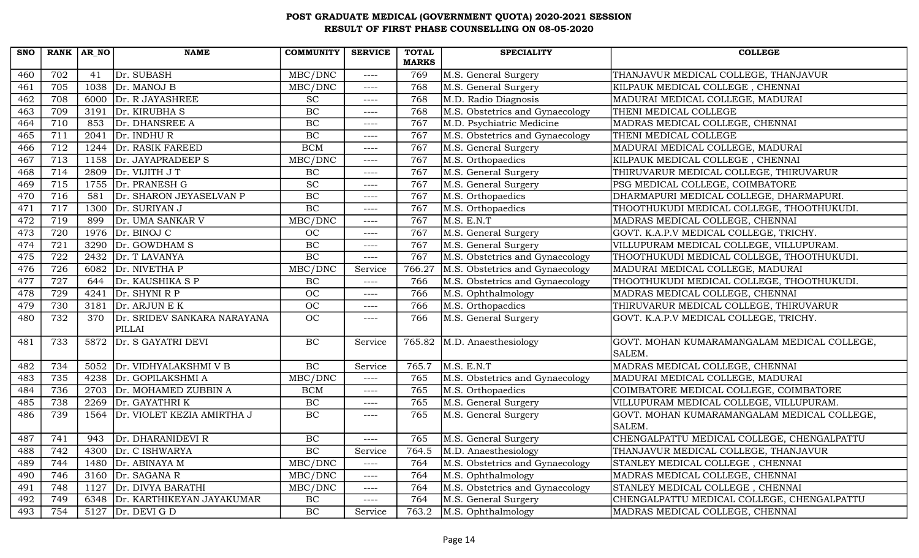# POST GRADUATE MEDICAL (GOVERNMENT QUOTA) 2020-2021 SESSION
## RESULT OF FIRST PHASE COUNSELLING ON 08-05-2020

| SNO | RANK | AR_NO | NAME | COMMUNITY | SERVICE | TOTAL MARKS | SPECIALITY | COLLEGE |
|---|---|---|---|---|---|---|---|---|
| 460 | 702 | 41 | Dr. SUBASH | MBC/DNC | ---- | 769 | M.S. General Surgery | THANJAVUR MEDICAL COLLEGE, THANJAVUR |
| 461 | 705 | 1038 | Dr. MANOJ B | MBC/DNC | ---- | 768 | M.S. General Surgery | KILPAUK MEDICAL COLLEGE , CHENNAI |
| 462 | 708 | 6000 | Dr. R JAYASHREE | SC | ---- | 768 | M.D. Radio Diagnosis | MADURAI MEDICAL COLLEGE, MADURAI |
| 463 | 709 | 3191 | Dr. KIRUBHA S | BC | ---- | 768 | M.S. Obstetrics and Gynaecology | THENI MEDICAL COLLEGE |
| 464 | 710 | 853 | Dr. DHANSREE A | BC | ---- | 767 | M.D. Psychiatric Medicine | MADRAS MEDICAL COLLEGE, CHENNAI |
| 465 | 711 | 2041 | Dr. INDHU R | BC | ---- | 767 | M.S. Obstetrics and Gynaecology | THENI MEDICAL COLLEGE |
| 466 | 712 | 1244 | Dr. RASIK FAREED | BCM | ---- | 767 | M.S. General Surgery | MADURAI MEDICAL COLLEGE, MADURAI |
| 467 | 713 | 1158 | Dr. JAYAPRADEEP S | MBC/DNC | ---- | 767 | M.S. Orthopaedics | KILPAUK MEDICAL COLLEGE , CHENNAI |
| 468 | 714 | 2809 | Dr. VIJITH J T | BC | ---- | 767 | M.S. General Surgery | THIRUVARUR MEDICAL COLLEGE, THIRUVARUR |
| 469 | 715 | 1755 | Dr. PRANESH G | SC | ---- | 767 | M.S. General Surgery | PSG MEDICAL COLLEGE, COIMBATORE |
| 470 | 716 | 581 | Dr. SHARON JEYASELVAN P | BC | ---- | 767 | M.S. Orthopaedics | DHARMAPURI MEDICAL COLLEGE, DHARMAPURI. |
| 471 | 717 | 1300 | Dr. SURIYAN J | BC | ---- | 767 | M.S. Orthopaedics | THOOTHUKUDI MEDICAL COLLEGE, THOOTHUKUDI. |
| 472 | 719 | 899 | Dr. UMA SANKAR V | MBC/DNC | ---- | 767 | M.S. E.N.T | MADRAS MEDICAL COLLEGE, CHENNAI |
| 473 | 720 | 1976 | Dr. BINOJ C | OC | ---- | 767 | M.S. General Surgery | GOVT. K.A.P.V MEDICAL COLLEGE, TRICHY. |
| 474 | 721 | 3290 | Dr. GOWDHAM S | BC | ---- | 767 | M.S. General Surgery | VILLUPURAM MEDICAL COLLEGE, VILLUPURAM. |
| 475 | 722 | 2432 | Dr. T LAVANYA | BC | ---- | 767 | M.S. Obstetrics and Gynaecology | THOOTHUKUDI MEDICAL COLLEGE, THOOTHUKUDI. |
| 476 | 726 | 6082 | Dr. NIVETHA P | MBC/DNC | Service | 766.27 | M.S. Obstetrics and Gynaecology | MADURAI MEDICAL COLLEGE, MADURAI |
| 477 | 727 | 644 | Dr. KAUSHIKA S P | BC | ---- | 766 | M.S. Obstetrics and Gynaecology | THOOTHUKUDI MEDICAL COLLEGE, THOOTHUKUDI. |
| 478 | 729 | 4241 | Dr. SHYNI R P | OC | ---- | 766 | M.S. Ophthalmology | MADRAS MEDICAL COLLEGE, CHENNAI |
| 479 | 730 | 3181 | Dr. ARJUN E K | OC | ---- | 766 | M.S. Orthopaedics | THIRUVARUR MEDICAL COLLEGE, THIRUVARUR |
| 480 | 732 | 370 | Dr. SRIDEV SANKARA NARAYANA PILLAI | OC | ---- | 766 | M.S. General Surgery | GOVT. K.A.P.V MEDICAL COLLEGE, TRICHY. |
| 481 | 733 | 5872 | Dr. S GAYATRI DEVI | BC | Service | 765.82 | M.D. Anaesthesiology | GOVT. MOHAN KUMARAMANGALAM MEDICAL COLLEGE, SALEM. |
| 482 | 734 | 5052 | Dr. VIDHYALAKSHMI V B | BC | Service | 765.7 | M.S. E.N.T | MADRAS MEDICAL COLLEGE, CHENNAI |
| 483 | 735 | 4238 | Dr. GOPILAKSHMI A | MBC/DNC | ---- | 765 | M.S. Obstetrics and Gynaecology | MADURAI MEDICAL COLLEGE, MADURAI |
| 484 | 736 | 2703 | Dr. MOHAMED ZUBBIN A | BCM | ---- | 765 | M.S. Orthopaedics | COIMBATORE MEDICAL COLLEGE, COIMBATORE |
| 485 | 738 | 2269 | Dr. GAYATHRI K | BC | ---- | 765 | M.S. General Surgery | VILLUPURAM MEDICAL COLLEGE, VILLUPURAM. |
| 486 | 739 | 1564 | Dr. VIOLET KEZIA AMIRTHA J | BC | ---- | 765 | M.S. General Surgery | GOVT. MOHAN KUMARAMANGALAM MEDICAL COLLEGE, SALEM. |
| 487 | 741 | 943 | Dr. DHARANIDEVI R | BC | ---- | 765 | M.S. General Surgery | CHENGALPATTU MEDICAL COLLEGE, CHENGALPATTU |
| 488 | 742 | 4300 | Dr. C ISHWARYA | BC | Service | 764.5 | M.D. Anaesthesiology | THANJAVUR MEDICAL COLLEGE, THANJAVUR |
| 489 | 744 | 1480 | Dr. ABINAYA M | MBC/DNC | ---- | 764 | M.S. Obstetrics and Gynaecology | STANLEY MEDICAL COLLEGE , CHENNAI |
| 490 | 746 | 3160 | Dr. SAGANA R | MBC/DNC | ---- | 764 | M.S. Ophthalmology | MADRAS MEDICAL COLLEGE, CHENNAI |
| 491 | 748 | 1127 | Dr. DIVYA BARATHI | MBC/DNC | ---- | 764 | M.S. Obstetrics and Gynaecology | STANLEY MEDICAL COLLEGE , CHENNAI |
| 492 | 749 | 6348 | Dr. KARTHIKEYAN JAYAKUMAR | BC | ---- | 764 | M.S. General Surgery | CHENGALPATTU MEDICAL COLLEGE, CHENGALPATTU |
| 493 | 754 | 5127 | Dr. DEVI G D | BC | Service | 763.2 | M.S. Ophthalmology | MADRAS MEDICAL COLLEGE, CHENNAI |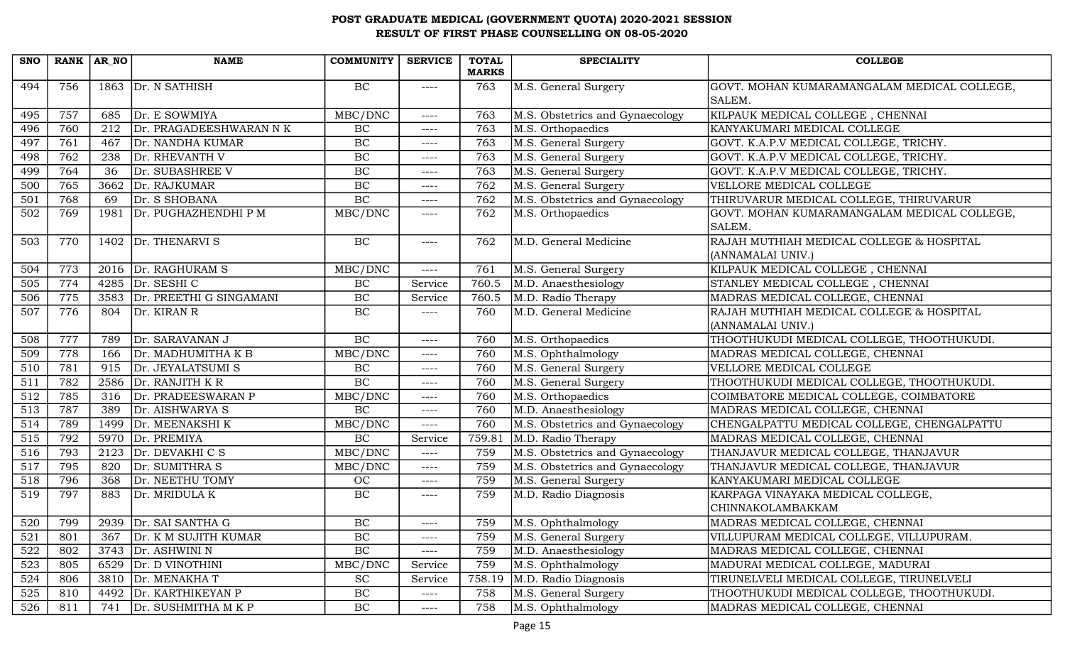# POST GRADUATE MEDICAL (GOVERNMENT QUOTA) 2020-2021 SESSION
## RESULT OF FIRST PHASE COUNSELLING ON 08-05-2020

| SNO | RANK | AR_NO | NAME | COMMUNITY | SERVICE | TOTAL MARKS | SPECIALITY | COLLEGE |
|---|---|---|---|---|---|---|---|---|
| 494 | 756 | 1863 | Dr. N SATHISH | BC | ---- | 763 | M.S. General Surgery | GOVT. MOHAN KUMARAMANGALAM MEDICAL COLLEGE, SALEM. |
| 495 | 757 | 685 | Dr. E SOWMIYA | MBC/DNC | ---- | 763 | M.S. Obstetrics and Gynaecology | KILPAUK MEDICAL COLLEGE , CHENNAI |
| 496 | 760 | 212 | Dr. PRAGADEESHWARAN N K | BC | ---- | 763 | M.S. Orthopaedics | KANYAKUMARI MEDICAL COLLEGE |
| 497 | 761 | 467 | Dr. NANDHA KUMAR | BC | ---- | 763 | M.S. General Surgery | GOVT. K.A.P.V MEDICAL COLLEGE, TRICHY. |
| 498 | 762 | 238 | Dr. RHEVANTH V | BC | ---- | 763 | M.S. General Surgery | GOVT. K.A.P.V MEDICAL COLLEGE, TRICHY. |
| 499 | 764 | 36 | Dr. SUBASHREE V | BC | ---- | 763 | M.S. General Surgery | GOVT. K.A.P.V MEDICAL COLLEGE, TRICHY. |
| 500 | 765 | 3662 | Dr. RAJKUMAR | BC | ---- | 762 | M.S. General Surgery | VELLORE MEDICAL COLLEGE |
| 501 | 768 | 69 | Dr. S SHOBANA | BC | ---- | 762 | M.S. Obstetrics and Gynaecology | THIRUVARUR MEDICAL COLLEGE, THIRUVARUR |
| 502 | 769 | 1981 | Dr. PUGHAZHENDHI P M | MBC/DNC | ---- | 762 | M.S. Orthopaedics | GOVT. MOHAN KUMARAMANGALAM MEDICAL COLLEGE, SALEM. |
| 503 | 770 | 1402 | Dr. THENARVI S | BC | ---- | 762 | M.D. General Medicine | RAJAH MUTHIAH MEDICAL COLLEGE & HOSPITAL (ANNAMALAI UNIV.) |
| 504 | 773 | 2016 | Dr. RAGHURAM S | MBC/DNC | ---- | 761 | M.S. General Surgery | KILPAUK MEDICAL COLLEGE , CHENNAI |
| 505 | 774 | 4285 | Dr. SESHI C | BC | Service | 760.5 | M.D. Anaesthesiology | STANLEY MEDICAL COLLEGE , CHENNAI |
| 506 | 775 | 3583 | Dr. PREETHI G SINGAMANI | BC | Service | 760.5 | M.D. Radio Therapy | MADRAS MEDICAL COLLEGE, CHENNAI |
| 507 | 776 | 804 | Dr. KIRAN R | BC | ---- | 760 | M.D. General Medicine | RAJAH MUTHIAH MEDICAL COLLEGE & HOSPITAL (ANNAMALAI UNIV.) |
| 508 | 777 | 789 | Dr. SARAVANAN J | BC | ---- | 760 | M.S. Orthopaedics | THOOTHUKUDI MEDICAL COLLEGE, THOOTHUKUDI. |
| 509 | 778 | 166 | Dr. MADHUMITHA K B | MBC/DNC | ---- | 760 | M.S. Ophthalmology | MADRAS MEDICAL COLLEGE, CHENNAI |
| 510 | 781 | 915 | Dr. JEYALATSUMI S | BC | ---- | 760 | M.S. General Surgery | VELLORE MEDICAL COLLEGE |
| 511 | 782 | 2586 | Dr. RANJITH K R | BC | ---- | 760 | M.S. General Surgery | THOOTHUKUDI MEDICAL COLLEGE, THOOTHUKUDI. |
| 512 | 785 | 316 | Dr. PRADEESWARAN P | MBC/DNC | ---- | 760 | M.S. Orthopaedics | COIMBATORE MEDICAL COLLEGE, COIMBATORE |
| 513 | 787 | 389 | Dr. AISHWARYA S | BC | ---- | 760 | M.D. Anaesthesiology | MADRAS MEDICAL COLLEGE, CHENNAI |
| 514 | 789 | 1499 | Dr. MEENAKSHI K | MBC/DNC | ---- | 760 | M.S. Obstetrics and Gynaecology | CHENGALPATTU MEDICAL COLLEGE, CHENGALPATTU |
| 515 | 792 | 5970 | Dr. PREMIYA | BC | Service | 759.81 | M.D. Radio Therapy | MADRAS MEDICAL COLLEGE, CHENNAI |
| 516 | 793 | 2123 | Dr. DEVAKHI C S | MBC/DNC | ---- | 759 | M.S. Obstetrics and Gynaecology | THANJAVUR MEDICAL COLLEGE, THANJAVUR |
| 517 | 795 | 820 | Dr. SUMITHRA S | MBC/DNC | ---- | 759 | M.S. Obstetrics and Gynaecology | THANJAVUR MEDICAL COLLEGE, THANJAVUR |
| 518 | 796 | 368 | Dr. NEETHU TOMY | OC | ---- | 759 | M.S. General Surgery | KANYAKUMARI MEDICAL COLLEGE |
| 519 | 797 | 883 | Dr. MRIDULA K | BC | ---- | 759 | M.D. Radio Diagnosis | KARPAGA VINAYAKA MEDICAL COLLEGE, CHINNAKOLAMBAKKAM |
| 520 | 799 | 2939 | Dr. SAI SANTHA G | BC | ---- | 759 | M.S. Ophthalmology | MADRAS MEDICAL COLLEGE, CHENNAI |
| 521 | 801 | 367 | Dr. K M SUJITH KUMAR | BC | ---- | 759 | M.S. General Surgery | VILLUPURAM MEDICAL COLLEGE, VILLUPURAM. |
| 522 | 802 | 3743 | Dr. ASHWINI N | BC | ---- | 759 | M.D. Anaesthesiology | MADRAS MEDICAL COLLEGE, CHENNAI |
| 523 | 805 | 6529 | Dr. D VINOTHINI | MBC/DNC | Service | 759 | M.S. Ophthalmology | MADURAI MEDICAL COLLEGE, MADURAI |
| 524 | 806 | 3810 | Dr. MENAKHA T | SC | Service | 758.19 | M.D. Radio Diagnosis | TIRUNELVELI MEDICAL COLLEGE, TIRUNELVELI |
| 525 | 810 | 4492 | Dr. KARTHIKEYAN P | BC | ---- | 758 | M.S. General Surgery | THOOTHUKUDI MEDICAL COLLEGE, THOOTHUKUDI. |
| 526 | 811 | 741 | Dr. SUSHMITHA M K P | BC | ---- | 758 | M.S. Ophthalmology | MADRAS MEDICAL COLLEGE, CHENNAI |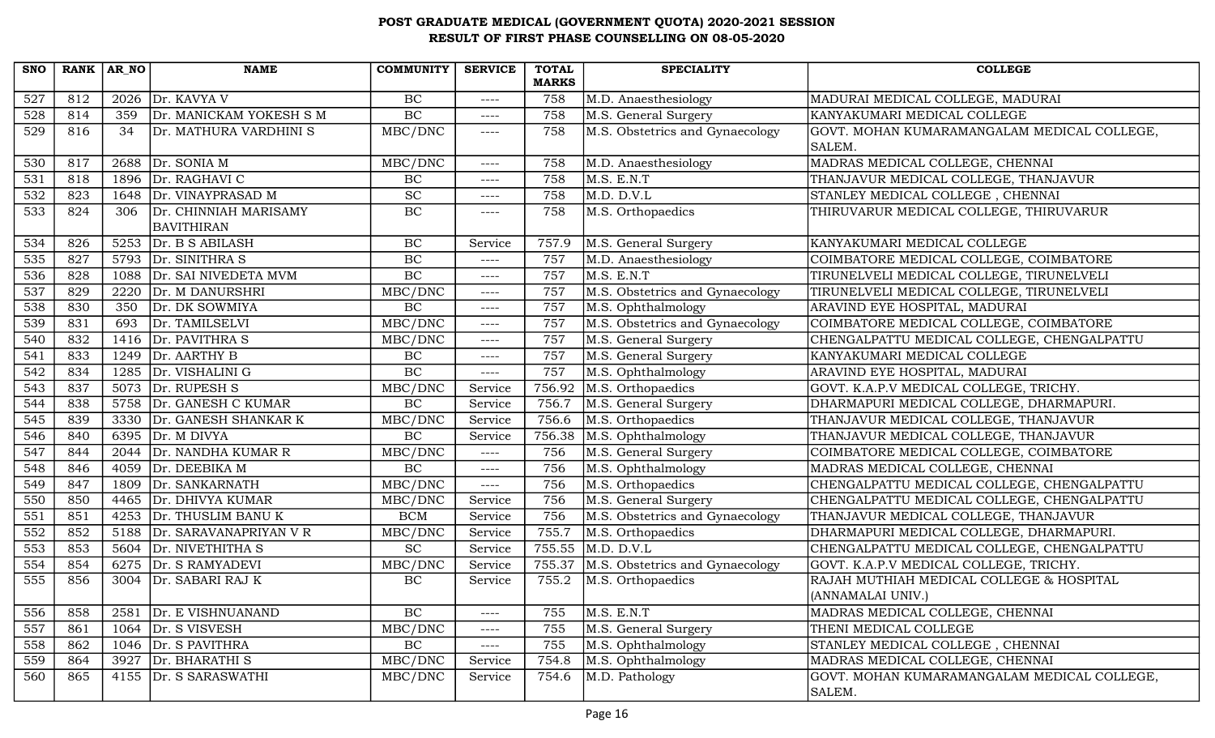# POST GRADUATE MEDICAL (GOVERNMENT QUOTA) 2020-2021 SESSION
## RESULT OF FIRST PHASE COUNSELLING ON 08-05-2020

| SNO | RANK | AR_NO | NAME | COMMUNITY | SERVICE | TOTAL MARKS | SPECIALITY | COLLEGE |
|---|---|---|---|---|---|---|---|---|
| 527 | 812 | 2026 | Dr. KAVYA V | BC | ---- | 758 | M.D. Anaesthesiology | MADURAI MEDICAL COLLEGE, MADURAI |
| 528 | 814 | 359 | Dr. MANICKAM YOKESH S M | BC | ---- | 758 | M.S. General Surgery | KANYAKUMARI MEDICAL COLLEGE |
| 529 | 816 | 34 | Dr. MATHURA VARDHINI S | MBC/DNC | ---- | 758 | M.S. Obstetrics and Gynaecology | GOVT. MOHAN KUMARAMANGALAM MEDICAL COLLEGE, SALEM. |
| 530 | 817 | 2688 | Dr. SONIA M | MBC/DNC | ---- | 758 | M.D. Anaesthesiology | MADRAS MEDICAL COLLEGE, CHENNAI |
| 531 | 818 | 1896 | Dr. RAGHAVI C | BC | ---- | 758 | M.S. E.N.T | THANJAVUR MEDICAL COLLEGE, THANJAVUR |
| 532 | 823 | 1648 | Dr. VINAYPRASAD M | SC | ---- | 758 | M.D. D.V.L | STANLEY MEDICAL COLLEGE , CHENNAI |
| 533 | 824 | 306 | Dr. CHINNIAH MARISAMY BAVITHIRAN | BC | ---- | 758 | M.S. Orthopaedics | THIRUVARUR MEDICAL COLLEGE, THIRUVARUR |
| 534 | 826 | 5253 | Dr. B S ABILASH | BC | Service | 757.9 | M.S. General Surgery | KANYAKUMARI MEDICAL COLLEGE |
| 535 | 827 | 5793 | Dr. SINITHRA S | BC | ---- | 757 | M.D. Anaesthesiology | COIMBATORE MEDICAL COLLEGE, COIMBATORE |
| 536 | 828 | 1088 | Dr. SAI NIVEDETA MVM | BC | ---- | 757 | M.S. E.N.T | TIRUNELVELI MEDICAL COLLEGE, TIRUNELVELI |
| 537 | 829 | 2220 | Dr. M DANURSHRI | MBC/DNC | ---- | 757 | M.S. Obstetrics and Gynaecology | TIRUNELVELI MEDICAL COLLEGE, TIRUNELVELI |
| 538 | 830 | 350 | Dr. DK SOWMIYA | BC | ---- | 757 | M.S. Ophthalmology | ARAVIND EYE HOSPITAL, MADURAI |
| 539 | 831 | 693 | Dr. TAMILSELVI | MBC/DNC | ---- | 757 | M.S. Obstetrics and Gynaecology | COIMBATORE MEDICAL COLLEGE, COIMBATORE |
| 540 | 832 | 1416 | Dr. PAVITHRA S | MBC/DNC | ---- | 757 | M.S. General Surgery | CHENGALPATTU MEDICAL COLLEGE, CHENGALPATTU |
| 541 | 833 | 1249 | Dr. AARTHY B | BC | ---- | 757 | M.S. General Surgery | KANYAKUMARI MEDICAL COLLEGE |
| 542 | 834 | 1285 | Dr. VISHALINI G | BC | ---- | 757 | M.S. Ophthalmology | ARAVIND EYE HOSPITAL, MADURAI |
| 543 | 837 | 5073 | Dr. RUPESH S | MBC/DNC | Service | 756.92 | M.S. Orthopaedics | GOVT. K.A.P.V MEDICAL COLLEGE, TRICHY. |
| 544 | 838 | 5758 | Dr. GANESH C KUMAR | BC | Service | 756.7 | M.S. General Surgery | DHARMAPURI MEDICAL COLLEGE, DHARMAPURI. |
| 545 | 839 | 3330 | Dr. GANESH SHANKAR K | MBC/DNC | Service | 756.6 | M.S. Orthopaedics | THANJAVUR MEDICAL COLLEGE, THANJAVUR |
| 546 | 840 | 6395 | Dr. M DIVYA | BC | Service | 756.38 | M.S. Ophthalmology | THANJAVUR MEDICAL COLLEGE, THANJAVUR |
| 547 | 844 | 2044 | Dr. NANDHA KUMAR R | MBC/DNC | ---- | 756 | M.S. General Surgery | COIMBATORE MEDICAL COLLEGE, COIMBATORE |
| 548 | 846 | 4059 | Dr. DEEBIKA M | BC | ---- | 756 | M.S. Ophthalmology | MADRAS MEDICAL COLLEGE, CHENNAI |
| 549 | 847 | 1809 | Dr. SANKARNATH | MBC/DNC | ---- | 756 | M.S. Orthopaedics | CHENGALPATTU MEDICAL COLLEGE, CHENGALPATTU |
| 550 | 850 | 4465 | Dr. DHIVYA KUMAR | MBC/DNC | Service | 756 | M.S. General Surgery | CHENGALPATTU MEDICAL COLLEGE, CHENGALPATTU |
| 551 | 851 | 4253 | Dr. THUSLIM BANU K | BCM | Service | 756 | M.S. Obstetrics and Gynaecology | THANJAVUR MEDICAL COLLEGE, THANJAVUR |
| 552 | 852 | 5188 | Dr. SARAVANAPRIYAN V R | MBC/DNC | Service | 755.7 | M.S. Orthopaedics | DHARMAPURI MEDICAL COLLEGE, DHARMAPURI. |
| 553 | 853 | 5604 | Dr. NIVETHITHA S | SC | Service | 755.55 | M.D. D.V.L | CHENGALPATTU MEDICAL COLLEGE, CHENGALPATTU |
| 554 | 854 | 6275 | Dr. S RAMYADEVI | MBC/DNC | Service | 755.37 | M.S. Obstetrics and Gynaecology | GOVT. K.A.P.V MEDICAL COLLEGE, TRICHY. |
| 555 | 856 | 3004 | Dr. SABARI RAJ K | BC | Service | 755.2 | M.S. Orthopaedics | RAJAH MUTHIAH MEDICAL COLLEGE & HOSPITAL (ANNAMALAI UNIV.) |
| 556 | 858 | 2581 | Dr. E VISHNUANAND | BC | ---- | 755 | M.S. E.N.T | MADRAS MEDICAL COLLEGE, CHENNAI |
| 557 | 861 | 1064 | Dr. S VISVESH | MBC/DNC | ---- | 755 | M.S. General Surgery | THENI MEDICAL COLLEGE |
| 558 | 862 | 1046 | Dr. S PAVITHRA | BC | ---- | 755 | M.S. Ophthalmology | STANLEY MEDICAL COLLEGE , CHENNAI |
| 559 | 864 | 3927 | Dr. BHARATHI S | MBC/DNC | Service | 754.8 | M.S. Ophthalmology | MADRAS MEDICAL COLLEGE, CHENNAI |
| 560 | 865 | 4155 | Dr. S SARASWATHI | MBC/DNC | Service | 754.6 | M.D. Pathology | GOVT. MOHAN KUMARAMANGALAM MEDICAL COLLEGE, SALEM. |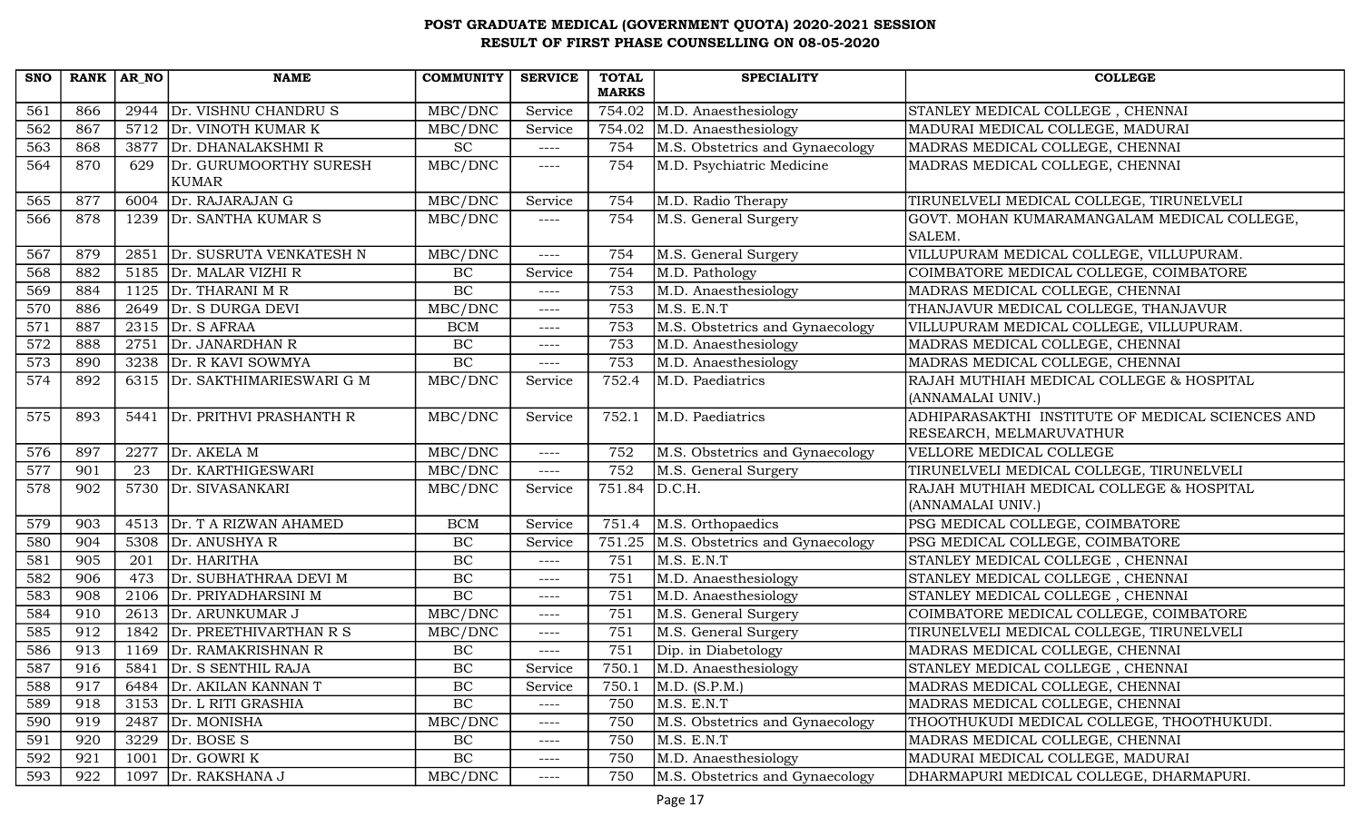# POST GRADUATE MEDICAL (GOVERNMENT QUOTA) 2020-2021 SESSION
## RESULT OF FIRST PHASE COUNSELLING ON 08-05-2020

| SNO | RANK | AR_NO | NAME | COMMUNITY | SERVICE | TOTAL MARKS | SPECIALITY | COLLEGE |
|---|---|---|---|---|---|---|---|---|
| 561 | 866 | 2944 | Dr. VISHNU CHANDRU S | MBC/DNC | Service | 754.02 | M.D. Anaesthesiology | STANLEY MEDICAL COLLEGE , CHENNAI |
| 562 | 867 | 5712 | Dr. VINOTH KUMAR K | MBC/DNC | Service | 754.02 | M.D. Anaesthesiology | MADURAI MEDICAL COLLEGE, MADURAI |
| 563 | 868 | 3877 | Dr. DHANALAKSHMI R | SC | ---- | 754 | M.S. Obstetrics and Gynaecology | MADRAS MEDICAL COLLEGE, CHENNAI |
| 564 | 870 | 629 | Dr. GURUMOORTHY SURESH KUMAR | MBC/DNC | ---- | 754 | M.D. Psychiatric Medicine | MADRAS MEDICAL COLLEGE, CHENNAI |
| 565 | 877 | 6004 | Dr. RAJARAJAN G | MBC/DNC | Service | 754 | M.D. Radio Therapy | TIRUNELVELI MEDICAL COLLEGE, TIRUNELVELI |
| 566 | 878 | 1239 | Dr. SANTHA KUMAR S | MBC/DNC | ---- | 754 | M.S. General Surgery | GOVT. MOHAN KUMARAMANGALAM MEDICAL COLLEGE, SALEM. |
| 567 | 879 | 2851 | Dr. SUSRUTA VENKATESH N | MBC/DNC | ---- | 754 | M.S. General Surgery | VILLUPURAM MEDICAL COLLEGE, VILLUPURAM. |
| 568 | 882 | 5185 | Dr. MALAR VIZHI R | BC | Service | 754 | M.D. Pathology | COIMBATORE MEDICAL COLLEGE, COIMBATORE |
| 569 | 884 | 1125 | Dr. THARANI M R | BC | ---- | 753 | M.D. Anaesthesiology | MADRAS MEDICAL COLLEGE, CHENNAI |
| 570 | 886 | 2649 | Dr. S DURGA DEVI | MBC/DNC | ---- | 753 | M.S. E.N.T | THANJAVUR MEDICAL COLLEGE, THANJAVUR |
| 571 | 887 | 2315 | Dr. S AFRAA | BCM | ---- | 753 | M.S. Obstetrics and Gynaecology | VILLUPURAM MEDICAL COLLEGE, VILLUPURAM. |
| 572 | 888 | 2751 | Dr. JANARDHAN R | BC | ---- | 753 | M.D. Anaesthesiology | MADRAS MEDICAL COLLEGE, CHENNAI |
| 573 | 890 | 3238 | Dr. R KAVI SOWMYA | BC | ---- | 753 | M.D. Anaesthesiology | MADRAS MEDICAL COLLEGE, CHENNAI |
| 574 | 892 | 6315 | Dr. SAKTHIMARIESWARI G M | MBC/DNC | Service | 752.4 | M.D. Paediatrics | RAJAH MUTHIAH MEDICAL COLLEGE & HOSPITAL (ANNAMALAI UNIV.) |
| 575 | 893 | 5441 | Dr. PRITHVI PRASHANTH R | MBC/DNC | Service | 752.1 | M.D. Paediatrics | ADHIPARASAKTHI INSTITUTE OF MEDICAL SCIENCES AND RESEARCH, MELMARUVATHUR |
| 576 | 897 | 2277 | Dr. AKELA M | MBC/DNC | ---- | 752 | M.S. Obstetrics and Gynaecology | VELLORE MEDICAL COLLEGE |
| 577 | 901 | 23 | Dr. KARTHIGESWARI | MBC/DNC | ---- | 752 | M.S. General Surgery | TIRUNELVELI MEDICAL COLLEGE, TIRUNELVELI |
| 578 | 902 | 5730 | Dr. SIVASANKARI | MBC/DNC | Service | 751.84 | D.C.H. | RAJAH MUTHIAH MEDICAL COLLEGE & HOSPITAL (ANNAMALAI UNIV.) |
| 579 | 903 | 4513 | Dr. T A RIZWAN AHAMED | BCM | Service | 751.4 | M.S. Orthopaedics | PSG MEDICAL COLLEGE, COIMBATORE |
| 580 | 904 | 5308 | Dr. ANUSHYA R | BC | Service | 751.25 | M.S. Obstetrics and Gynaecology | PSG MEDICAL COLLEGE, COIMBATORE |
| 581 | 905 | 201 | Dr. HARITHA | BC | ---- | 751 | M.S. E.N.T | STANLEY MEDICAL COLLEGE , CHENNAI |
| 582 | 906 | 473 | Dr. SUBHATHRAA DEVI M | BC | ---- | 751 | M.D. Anaesthesiology | STANLEY MEDICAL COLLEGE , CHENNAI |
| 583 | 908 | 2106 | Dr. PRIYADHARSINI M | BC | ---- | 751 | M.D. Anaesthesiology | STANLEY MEDICAL COLLEGE , CHENNAI |
| 584 | 910 | 2613 | Dr. ARUNKUMAR J | MBC/DNC | ---- | 751 | M.S. General Surgery | COIMBATORE MEDICAL COLLEGE, COIMBATORE |
| 585 | 912 | 1842 | Dr. PREETHIVARTHAN R S | MBC/DNC | ---- | 751 | M.S. General Surgery | TIRUNELVELI MEDICAL COLLEGE, TIRUNELVELI |
| 586 | 913 | 1169 | Dr. RAMAKRISHNAN R | BC | ---- | 751 | Dip. in Diabetology | MADRAS MEDICAL COLLEGE, CHENNAI |
| 587 | 916 | 5841 | Dr. S SENTHIL RAJA | BC | Service | 750.1 | M.D. Anaesthesiology | STANLEY MEDICAL COLLEGE , CHENNAI |
| 588 | 917 | 6484 | Dr. AKILAN KANNAN T | BC | Service | 750.1 | M.D. (S.P.M.) | MADRAS MEDICAL COLLEGE, CHENNAI |
| 589 | 918 | 3153 | Dr. L RITI GRASHIA | BC | ---- | 750 | M.S. E.N.T | MADRAS MEDICAL COLLEGE, CHENNAI |
| 590 | 919 | 2487 | Dr. MONISHA | MBC/DNC | ---- | 750 | M.S. Obstetrics and Gynaecology | THOOTHUKUDI MEDICAL COLLEGE, THOOTHUKUDI. |
| 591 | 920 | 3229 | Dr. BOSE S | BC | ---- | 750 | M.S. E.N.T | MADRAS MEDICAL COLLEGE, CHENNAI |
| 592 | 921 | 1001 | Dr. GOWRI K | BC | ---- | 750 | M.D. Anaesthesiology | MADURAI MEDICAL COLLEGE, MADURAI |
| 593 | 922 | 1097 | Dr. RAKSHANA J | MBC/DNC | ---- | 750 | M.S. Obstetrics and Gynaecology | DHARMAPURI MEDICAL COLLEGE, DHARMAPURI. |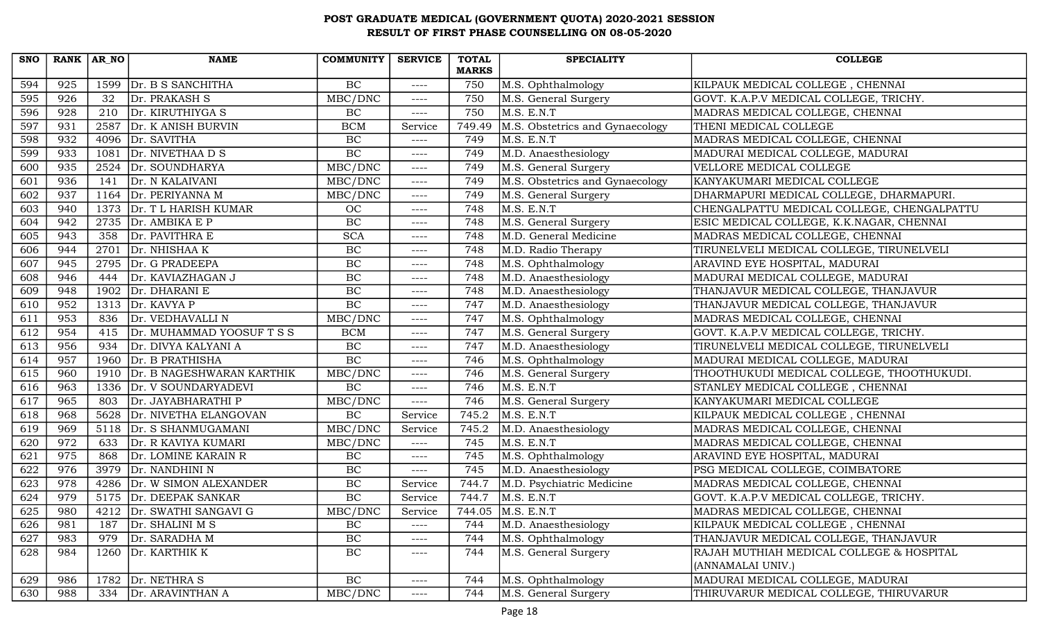# POST GRADUATE MEDICAL (GOVERNMENT QUOTA) 2020-2021 SESSION
## RESULT OF FIRST PHASE COUNSELLING ON 08-05-2020

| SNO | RANK | AR_NO | NAME | COMMUNITY | SERVICE | TOTAL MARKS | SPECIALITY | COLLEGE |
|---|---|---|---|---|---|---|---|---|
| 594 | 925 | 1599 | Dr. B S SANCHITHA | BC | ---- | 750 | M.S. Ophthalmology | KILPAUK MEDICAL COLLEGE , CHENNAI |
| 595 | 926 | 32 | Dr. PRAKASH S | MBC/DNC | ---- | 750 | M.S. General Surgery | GOVT. K.A.P.V MEDICAL COLLEGE, TRICHY. |
| 596 | 928 | 210 | Dr. KIRUTHIYGA S | BC | ---- | 750 | M.S. E.N.T | MADRAS MEDICAL COLLEGE, CHENNAI |
| 597 | 931 | 2587 | Dr. K ANISH BURVIN | BCM | Service | 749.49 | M.S. Obstetrics and Gynaecology | THENI MEDICAL COLLEGE |
| 598 | 932 | 4096 | Dr. SAVITHA | BC | ---- | 749 | M.S. E.N.T | MADRAS MEDICAL COLLEGE, CHENNAI |
| 599 | 933 | 1081 | Dr. NIVETHAA D S | BC | ---- | 749 | M.D. Anaesthesiology | MADURAI MEDICAL COLLEGE, MADURAI |
| 600 | 935 | 2524 | Dr. SOUNDHARYA | MBC/DNC | ---- | 749 | M.S. General Surgery | VELLORE MEDICAL COLLEGE |
| 601 | 936 | 141 | Dr. N KALAIVANI | MBC/DNC | ---- | 749 | M.S. Obstetrics and Gynaecology | KANYAKUMARI MEDICAL COLLEGE |
| 602 | 937 | 1164 | Dr. PERIYANNA M | MBC/DNC | ---- | 749 | M.S. General Surgery | DHARMAPURI MEDICAL COLLEGE, DHARMAPURI. |
| 603 | 940 | 1373 | Dr. T L HARISH KUMAR | OC | ---- | 748 | M.S. E.N.T | CHENGALPATTU MEDICAL COLLEGE, CHENGALPATTU |
| 604 | 942 | 2735 | Dr. AMBIKA E P | BC | ---- | 748 | M.S. General Surgery | ESIC MEDICAL COLLEGE, K.K.NAGAR, CHENNAI |
| 605 | 943 | 358 | Dr. PAVITHRA E | SCA | ---- | 748 | M.D. General Medicine | MADRAS MEDICAL COLLEGE, CHENNAI |
| 606 | 944 | 2701 | Dr. NHISHAA K | BC | ---- | 748 | M.D. Radio Therapy | TIRUNELVELI MEDICAL COLLEGE, TIRUNELVELI |
| 607 | 945 | 2795 | Dr. G PRADEEPA | BC | ---- | 748 | M.S. Ophthalmology | ARAVIND EYE HOSPITAL, MADURAI |
| 608 | 946 | 444 | Dr. KAVIAZHAGAN J | BC | ---- | 748 | M.D. Anaesthesiology | MADURAI MEDICAL COLLEGE, MADURAI |
| 609 | 948 | 1902 | Dr. DHARANI E | BC | ---- | 748 | M.D. Anaesthesiology | THANJAVUR MEDICAL COLLEGE, THANJAVUR |
| 610 | 952 | 1313 | Dr. KAVYA P | BC | ---- | 747 | M.D. Anaesthesiology | THANJAVUR MEDICAL COLLEGE, THANJAVUR |
| 611 | 953 | 836 | Dr. VEDHAVALLI N | MBC/DNC | ---- | 747 | M.S. Ophthalmology | MADRAS MEDICAL COLLEGE, CHENNAI |
| 612 | 954 | 415 | Dr. MUHAMMAD YOOSUF T S S | BCM | ---- | 747 | M.S. General Surgery | GOVT. K.A.P.V MEDICAL COLLEGE, TRICHY. |
| 613 | 956 | 934 | Dr. DIVYA KALYANI A | BC | ---- | 747 | M.D. Anaesthesiology | TIRUNELVELI MEDICAL COLLEGE, TIRUNELVELI |
| 614 | 957 | 1960 | Dr. B PRATHISHA | BC | ---- | 746 | M.S. Ophthalmology | MADURAI MEDICAL COLLEGE, MADURAI |
| 615 | 960 | 1910 | Dr. B NAGESHWARAN KARTHIK | MBC/DNC | ---- | 746 | M.S. General Surgery | THOOTHUKUDI MEDICAL COLLEGE, THOOTHUKUDI. |
| 616 | 963 | 1336 | Dr. V SOUNDARYADEVI | BC | ---- | 746 | M.S. E.N.T | STANLEY MEDICAL COLLEGE , CHENNAI |
| 617 | 965 | 803 | Dr. JAYABHARATHI P | MBC/DNC | ---- | 746 | M.S. General Surgery | KANYAKUMARI MEDICAL COLLEGE |
| 618 | 968 | 5628 | Dr. NIVETHA ELANGOVAN | BC | Service | 745.2 | M.S. E.N.T | KILPAUK MEDICAL COLLEGE , CHENNAI |
| 619 | 969 | 5118 | Dr. S SHANMUGAMANI | MBC/DNC | Service | 745.2 | M.D. Anaesthesiology | MADRAS MEDICAL COLLEGE, CHENNAI |
| 620 | 972 | 633 | Dr. R KAVIYA KUMARI | MBC/DNC | ---- | 745 | M.S. E.N.T | MADRAS MEDICAL COLLEGE, CHENNAI |
| 621 | 975 | 868 | Dr. LOMINE KARAIN R | BC | ---- | 745 | M.S. Ophthalmology | ARAVIND EYE HOSPITAL, MADURAI |
| 622 | 976 | 3979 | Dr. NANDHINI N | BC | ---- | 745 | M.D. Anaesthesiology | PSG MEDICAL COLLEGE, COIMBATORE |
| 623 | 978 | 4286 | Dr. W SIMON ALEXANDER | BC | Service | 744.7 | M.D. Psychiatric Medicine | MADRAS MEDICAL COLLEGE, CHENNAI |
| 624 | 979 | 5175 | Dr. DEEPAK SANKAR | BC | Service | 744.7 | M.S. E.N.T | GOVT. K.A.P.V MEDICAL COLLEGE, TRICHY. |
| 625 | 980 | 4212 | Dr. SWATHI SANGAVI G | MBC/DNC | Service | 744.05 | M.S. E.N.T | MADRAS MEDICAL COLLEGE, CHENNAI |
| 626 | 981 | 187 | Dr. SHALINI M S | BC | ---- | 744 | M.D. Anaesthesiology | KILPAUK MEDICAL COLLEGE , CHENNAI |
| 627 | 983 | 979 | Dr. SARADHA M | BC | ---- | 744 | M.S. Ophthalmology | THANJAVUR MEDICAL COLLEGE, THANJAVUR |
| 628 | 984 | 1260 | Dr. KARTHIK K | BC | ---- | 744 | M.S. General Surgery | RAJAH MUTHIAH MEDICAL COLLEGE & HOSPITAL (ANNAMALAI UNIV.) |
| 629 | 986 | 1782 | Dr. NETHRA S | BC | ---- | 744 | M.S. Ophthalmology | MADURAI MEDICAL COLLEGE, MADURAI |
| 630 | 988 | 334 | Dr. ARAVINTHAN A | MBC/DNC | ---- | 744 | M.S. General Surgery | THIRUVARUR MEDICAL COLLEGE, THIRUVARUR |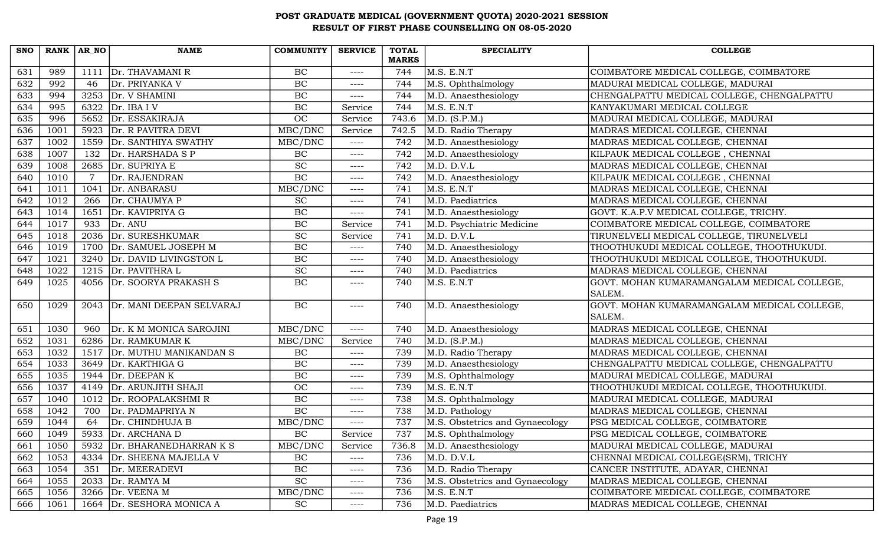# POST GRADUATE MEDICAL (GOVERNMENT QUOTA) 2020-2021 SESSION
## RESULT OF FIRST PHASE COUNSELLING ON 08-05-2020

| SNO | RANK | AR_NO | NAME | COMMUNITY | SERVICE | TOTAL MARKS | SPECIALITY | COLLEGE |
|---|---|---|---|---|---|---|---|---|
| 631 | 989 | 1111 | Dr. THAVAMANI R | BC | ---- | 744 | M.S. E.N.T | COIMBATORE MEDICAL COLLEGE, COIMBATORE |
| 632 | 992 | 46 | Dr. PRIYANKA V | BC | ---- | 744 | M.S. Ophthalmology | MADURAI MEDICAL COLLEGE, MADURAI |
| 633 | 994 | 3253 | Dr. V SHAMINI | BC | ---- | 744 | M.D. Anaesthesiology | CHENGALPATTU MEDICAL COLLEGE, CHENGALPATTU |
| 634 | 995 | 6322 | Dr. IBA I V | BC | Service | 744 | M.S. E.N.T | KANYAKUMARI MEDICAL COLLEGE |
| 635 | 996 | 5652 | Dr. ESSAKIRAJA | OC | Service | 743.6 | M.D. (S.P.M.) | MADURAI MEDICAL COLLEGE, MADURAI |
| 636 | 1001 | 5923 | Dr. R PAVITRA DEVI | MBC/DNC | Service | 742.5 | M.D. Radio Therapy | MADRAS MEDICAL COLLEGE, CHENNAI |
| 637 | 1002 | 1559 | Dr. SANTHIYA SWATHY | MBC/DNC | ---- | 742 | M.D. Anaesthesiology | MADRAS MEDICAL COLLEGE, CHENNAI |
| 638 | 1007 | 132 | Dr. HARSHADA S P | BC | ---- | 742 | M.D. Anaesthesiology | KILPAUK MEDICAL COLLEGE , CHENNAI |
| 639 | 1008 | 2685 | Dr. SUPRIYA E | SC | ---- | 742 | M.D. D.V.L | MADRAS MEDICAL COLLEGE, CHENNAI |
| 640 | 1010 | 7 | Dr. RAJENDRAN | BC | ---- | 742 | M.D. Anaesthesiology | KILPAUK MEDICAL COLLEGE , CHENNAI |
| 641 | 1011 | 1041 | Dr. ANBARASU | MBC/DNC | ---- | 741 | M.S. E.N.T | MADRAS MEDICAL COLLEGE, CHENNAI |
| 642 | 1012 | 266 | Dr. CHAUMYA P | SC | ---- | 741 | M.D. Paediatrics | MADRAS MEDICAL COLLEGE, CHENNAI |
| 643 | 1014 | 1651 | Dr. KAVIPRIYA G | BC | ---- | 741 | M.D. Anaesthesiology | GOVT. K.A.P.V MEDICAL COLLEGE, TRICHY. |
| 644 | 1017 | 933 | Dr. ANU | BC | Service | 741 | M.D. Psychiatric Medicine | COIMBATORE MEDICAL COLLEGE, COIMBATORE |
| 645 | 1018 | 2036 | Dr. SURESHKUMAR | SC | Service | 741 | M.D. D.V.L | TIRUNELVELI MEDICAL COLLEGE, TIRUNELVELI |
| 646 | 1019 | 1700 | Dr. SAMUEL JOSEPH M | BC | ---- | 740 | M.D. Anaesthesiology | THOOTHUKUDI MEDICAL COLLEGE, THOOTHUKUDI. |
| 647 | 1021 | 3240 | Dr. DAVID LIVINGSTON L | BC | ---- | 740 | M.D. Anaesthesiology | THOOTHUKUDI MEDICAL COLLEGE, THOOTHUKUDI. |
| 648 | 1022 | 1215 | Dr. PAVITHRA L | SC | ---- | 740 | M.D. Paediatrics | MADRAS MEDICAL COLLEGE, CHENNAI |
| 649 | 1025 | 4056 | Dr. SOORYA PRAKASH S | BC | ---- | 740 | M.S. E.N.T | GOVT. MOHAN KUMARAMANGALAM MEDICAL COLLEGE, SALEM. |
| 650 | 1029 | 2043 | Dr. MANI DEEPAN SELVARAJ | BC | ---- | 740 | M.D. Anaesthesiology | GOVT. MOHAN KUMARAMANGALAM MEDICAL COLLEGE, SALEM. |
| 651 | 1030 | 960 | Dr. K M MONICA SAROJINI | MBC/DNC | ---- | 740 | M.D. Anaesthesiology | MADRAS MEDICAL COLLEGE, CHENNAI |
| 652 | 1031 | 6286 | Dr. RAMKUMAR K | MBC/DNC | Service | 740 | M.D. (S.P.M.) | MADRAS MEDICAL COLLEGE, CHENNAI |
| 653 | 1032 | 1517 | Dr. MUTHU MANIKANDAN S | BC | ---- | 739 | M.D. Radio Therapy | MADRAS MEDICAL COLLEGE, CHENNAI |
| 654 | 1033 | 3649 | Dr. KARTHIGA G | BC | ---- | 739 | M.D. Anaesthesiology | CHENGALPATTU MEDICAL COLLEGE, CHENGALPATTU |
| 655 | 1035 | 1944 | Dr. DEEPAN K | BC | ---- | 739 | M.S. Ophthalmology | MADURAI MEDICAL COLLEGE, MADURAI |
| 656 | 1037 | 4149 | Dr. ARUNJITH SHAJI | OC | ---- | 739 | M.S. E.N.T | THOOTHUKUDI MEDICAL COLLEGE, THOOTHUKUDI. |
| 657 | 1040 | 1012 | Dr. ROOPALAKSHMI R | BC | ---- | 738 | M.S. Ophthalmology | MADURAI MEDICAL COLLEGE, MADURAI |
| 658 | 1042 | 700 | Dr. PADMAPRIYA N | BC | ---- | 738 | M.D. Pathology | MADRAS MEDICAL COLLEGE, CHENNAI |
| 659 | 1044 | 64 | Dr. CHINDHUJA B | MBC/DNC | ---- | 737 | M.S. Obstetrics and Gynaecology | PSG MEDICAL COLLEGE, COIMBATORE |
| 660 | 1049 | 5933 | Dr. ARCHANA D | BC | Service | 737 | M.S. Ophthalmology | PSG MEDICAL COLLEGE, COIMBATORE |
| 661 | 1050 | 5932 | Dr. BHARANEDHARRAN K S | MBC/DNC | Service | 736.8 | M.D. Anaesthesiology | MADURAI MEDICAL COLLEGE, MADURAI |
| 662 | 1053 | 4334 | Dr. SHEENA MAJELLA V | BC | ---- | 736 | M.D. D.V.L | CHENNAI MEDICAL COLLEGE(SRM), TRICHY |
| 663 | 1054 | 351 | Dr. MEERADEVI | BC | ---- | 736 | M.D. Radio Therapy | CANCER INSTITUTE, ADAYAR, CHENNAI |
| 664 | 1055 | 2033 | Dr. RAMYA M | SC | ---- | 736 | M.S. Obstetrics and Gynaecology | MADRAS MEDICAL COLLEGE, CHENNAI |
| 665 | 1056 | 3266 | Dr. VEENA M | MBC/DNC | ---- | 736 | M.S. E.N.T | COIMBATORE MEDICAL COLLEGE, COIMBATORE |
| 666 | 1061 | 1664 | Dr. SESHORA MONICA A | SC | ---- | 736 | M.D. Paediatrics | MADRAS MEDICAL COLLEGE, CHENNAI |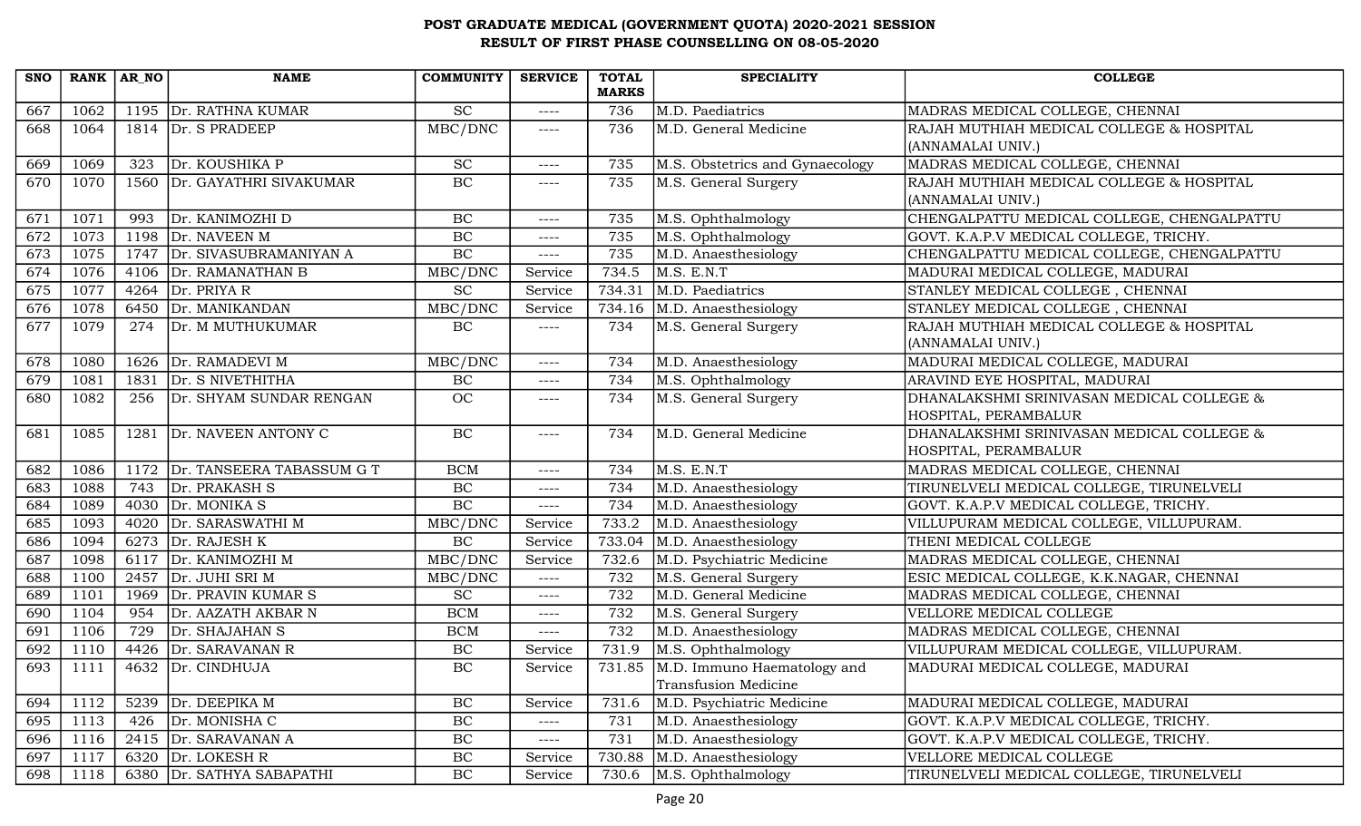# POST GRADUATE MEDICAL (GOVERNMENT QUOTA) 2020-2021 SESSION
## RESULT OF FIRST PHASE COUNSELLING ON 08-05-2020

| SNO | RANK | AR_NO | NAME | COMMUNITY | SERVICE | TOTAL MARKS | SPECIALITY | COLLEGE |
|---|---|---|---|---|---|---|---|---|
| 667 | 1062 | 1195 | Dr. RATHNA KUMAR | SC | ---- | 736 | M.D. Paediatrics | MADRAS MEDICAL COLLEGE, CHENNAI |
| 668 | 1064 | 1814 | Dr. S PRADEEP | MBC/DNC | ---- | 736 | M.D. General Medicine | RAJAH MUTHIAH MEDICAL COLLEGE & HOSPITAL (ANNAMALAI UNIV.) |
| 669 | 1069 | 323 | Dr. KOUSHIKA P | SC | ---- | 735 | M.S. Obstetrics and Gynaecology | MADRAS MEDICAL COLLEGE, CHENNAI |
| 670 | 1070 | 1560 | Dr. GAYATHRI SIVAKUMAR | BC | ---- | 735 | M.S. General Surgery | RAJAH MUTHIAH MEDICAL COLLEGE & HOSPITAL (ANNAMALAI UNIV.) |
| 671 | 1071 | 993 | Dr. KANIMOZHI D | BC | ---- | 735 | M.S. Ophthalmology | CHENGALPATTU MEDICAL COLLEGE, CHENGALPATTU |
| 672 | 1073 | 1198 | Dr. NAVEEN M | BC | ---- | 735 | M.S. Ophthalmology | GOVT. K.A.P.V MEDICAL COLLEGE, TRICHY. |
| 673 | 1075 | 1747 | Dr. SIVASUBRAMANIYAN A | BC | ---- | 735 | M.D. Anaesthesiology | CHENGALPATTU MEDICAL COLLEGE, CHENGALPATTU |
| 674 | 1076 | 4106 | Dr. RAMANATHAN B | MBC/DNC | Service | 734.5 | M.S. E.N.T | MADURAI MEDICAL COLLEGE, MADURAI |
| 675 | 1077 | 4264 | Dr. PRIYA R | SC | Service | 734.31 | M.D. Paediatrics | STANLEY MEDICAL COLLEGE , CHENNAI |
| 676 | 1078 | 6450 | Dr. MANIKANDAN | MBC/DNC | Service | 734.16 | M.D. Anaesthesiology | STANLEY MEDICAL COLLEGE , CHENNAI |
| 677 | 1079 | 274 | Dr. M MUTHUKUMAR | BC | ---- | 734 | M.S. General Surgery | RAJAH MUTHIAH MEDICAL COLLEGE & HOSPITAL (ANNAMALAI UNIV.) |
| 678 | 1080 | 1626 | Dr. RAMADEVI M | MBC/DNC | ---- | 734 | M.D. Anaesthesiology | MADURAI MEDICAL COLLEGE, MADURAI |
| 679 | 1081 | 1831 | Dr. S NIVETHITHA | BC | ---- | 734 | M.S. Ophthalmology | ARAVIND EYE HOSPITAL, MADURAI |
| 680 | 1082 | 256 | Dr. SHYAM SUNDAR RENGAN | OC | ---- | 734 | M.S. General Surgery | DHANALAKSHMI SRINIVASAN MEDICAL COLLEGE & HOSPITAL, PERAMBALUR |
| 681 | 1085 | 1281 | Dr. NAVEEN ANTONY C | BC | ---- | 734 | M.D. General Medicine | DHANALAKSHMI SRINIVASAN MEDICAL COLLEGE & HOSPITAL, PERAMBALUR |
| 682 | 1086 | 1172 | Dr. TANSEERA TABASSUM G T | BCM | ---- | 734 | M.S. E.N.T | MADRAS MEDICAL COLLEGE, CHENNAI |
| 683 | 1088 | 743 | Dr. PRAKASH S | BC | ---- | 734 | M.D. Anaesthesiology | TIRUNELVELI MEDICAL COLLEGE, TIRUNELVELI |
| 684 | 1089 | 4030 | Dr. MONIKA S | BC | ---- | 734 | M.D. Anaesthesiology | GOVT. K.A.P.V MEDICAL COLLEGE, TRICHY. |
| 685 | 1093 | 4020 | Dr. SARASWATHI M | MBC/DNC | Service | 733.2 | M.D. Anaesthesiology | VILLUPURAM MEDICAL COLLEGE, VILLUPURAM. |
| 686 | 1094 | 6273 | Dr. RAJESH K | BC | Service | 733.04 | M.D. Anaesthesiology | THENI MEDICAL COLLEGE |
| 687 | 1098 | 6117 | Dr. KANIMOZHI M | MBC/DNC | Service | 732.6 | M.D. Psychiatric Medicine | MADRAS MEDICAL COLLEGE, CHENNAI |
| 688 | 1100 | 2457 | Dr. JUHI SRI M | MBC/DNC | ---- | 732 | M.S. General Surgery | ESIC MEDICAL COLLEGE, K.K.NAGAR, CHENNAI |
| 689 | 1101 | 1969 | Dr. PRAVIN KUMAR S | SC | ---- | 732 | M.D. General Medicine | MADRAS MEDICAL COLLEGE, CHENNAI |
| 690 | 1104 | 954 | Dr. AAZATH AKBAR N | BCM | ---- | 732 | M.S. General Surgery | VELLORE MEDICAL COLLEGE |
| 691 | 1106 | 729 | Dr. SHAJAHAN S | BCM | ---- | 732 | M.D. Anaesthesiology | MADRAS MEDICAL COLLEGE, CHENNAI |
| 692 | 1110 | 4426 | Dr. SARAVANAN R | BC | Service | 731.9 | M.S. Ophthalmology | VILLUPURAM MEDICAL COLLEGE, VILLUPURAM. |
| 693 | 1111 | 4632 | Dr. CINDHUJA | BC | Service | 731.85 | M.D. Immuno Haematology and Transfusion Medicine | MADURAI MEDICAL COLLEGE, MADURAI |
| 694 | 1112 | 5239 | Dr. DEEPIKA M | BC | Service | 731.6 | M.D. Psychiatric Medicine | MADURAI MEDICAL COLLEGE, MADURAI |
| 695 | 1113 | 426 | Dr. MONISHA C | BC | ---- | 731 | M.D. Anaesthesiology | GOVT. K.A.P.V MEDICAL COLLEGE, TRICHY. |
| 696 | 1116 | 2415 | Dr. SARAVANAN A | BC | ---- | 731 | M.D. Anaesthesiology | GOVT. K.A.P.V MEDICAL COLLEGE, TRICHY. |
| 697 | 1117 | 6320 | Dr. LOKESH R | BC | Service | 730.88 | M.D. Anaesthesiology | VELLORE MEDICAL COLLEGE |
| 698 | 1118 | 6380 | Dr. SATHYA SABAPATHI | BC | Service | 730.6 | M.S. Ophthalmology | TIRUNELVELI MEDICAL COLLEGE, TIRUNELVELI |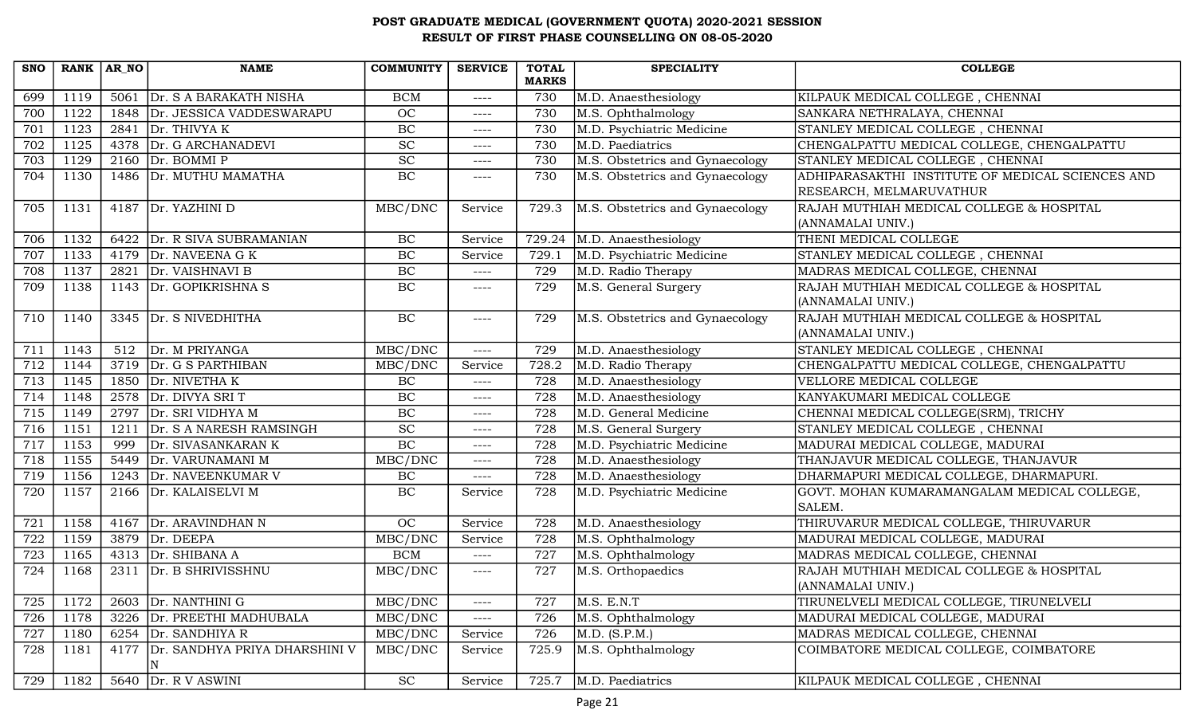# POST GRADUATE MEDICAL (GOVERNMENT QUOTA) 2020-2021 SESSION
## RESULT OF FIRST PHASE COUNSELLING ON 08-05-2020

| SNO | RANK | AR_NO | NAME | COMMUNITY | SERVICE | TOTAL MARKS | SPECIALITY | COLLEGE |
|---|---|---|---|---|---|---|---|---|
| 699 | 1119 | 5061 | Dr. S A BARAKATH NISHA | BCM | ---- | 730 | M.D. Anaesthesiology | KILPAUK MEDICAL COLLEGE , CHENNAI |
| 700 | 1122 | 1848 | Dr. JESSICA VADDESWARAPU | OC | ---- | 730 | M.S. Ophthalmology | SANKARA NETHRALAYA, CHENNAI |
| 701 | 1123 | 2841 | Dr. THIVYA K | BC | ---- | 730 | M.D. Psychiatric Medicine | STANLEY MEDICAL COLLEGE , CHENNAI |
| 702 | 1125 | 4378 | Dr. G ARCHANADEVI | SC | ---- | 730 | M.D. Paediatrics | CHENGALPATTU MEDICAL COLLEGE, CHENGALPATTU |
| 703 | 1129 | 2160 | Dr. BOMMI P | SC | ---- | 730 | M.S. Obstetrics and Gynaecology | STANLEY MEDICAL COLLEGE , CHENNAI |
| 704 | 1130 | 1486 | Dr. MUTHU MAMATHA | BC | ---- | 730 | M.S. Obstetrics and Gynaecology | ADHIPARASAKTHI INSTITUTE OF MEDICAL SCIENCES AND RESEARCH, MELMARUVATHUR |
| 705 | 1131 | 4187 | Dr. YAZHINI D | MBC/DNC | Service | 729.3 | M.S. Obstetrics and Gynaecology | RAJAH MUTHIAH MEDICAL COLLEGE & HOSPITAL (ANNAMALAI UNIV.) |
| 706 | 1132 | 6422 | Dr. R SIVA SUBRAMANIAN | BC | Service | 729.24 | M.D. Anaesthesiology | THENI MEDICAL COLLEGE |
| 707 | 1133 | 4179 | Dr. NAVEENA G K | BC | Service | 729.1 | M.D. Psychiatric Medicine | STANLEY MEDICAL COLLEGE , CHENNAI |
| 708 | 1137 | 2821 | Dr. VAISHNAVI B | BC | ---- | 729 | M.D. Radio Therapy | MADRAS MEDICAL COLLEGE, CHENNAI |
| 709 | 1138 | 1143 | Dr. GOPIKRISHNA S | BC | ---- | 729 | M.S. General Surgery | RAJAH MUTHIAH MEDICAL COLLEGE & HOSPITAL (ANNAMALAI UNIV.) |
| 710 | 1140 | 3345 | Dr. S NIVEDHITHA | BC | ---- | 729 | M.S. Obstetrics and Gynaecology | RAJAH MUTHIAH MEDICAL COLLEGE & HOSPITAL (ANNAMALAI UNIV.) |
| 711 | 1143 | 512 | Dr. M PRIYANGA | MBC/DNC | ---- | 729 | M.D. Anaesthesiology | STANLEY MEDICAL COLLEGE , CHENNAI |
| 712 | 1144 | 3719 | Dr. G S PARTHIBAN | MBC/DNC | Service | 728.2 | M.D. Radio Therapy | CHENGALPATTU MEDICAL COLLEGE, CHENGALPATTU |
| 713 | 1145 | 1850 | Dr. NIVETHA K | BC | ---- | 728 | M.D. Anaesthesiology | VELLORE MEDICAL COLLEGE |
| 714 | 1148 | 2578 | Dr. DIVYA SRI T | BC | ---- | 728 | M.D. Anaesthesiology | KANYAKUMARI MEDICAL COLLEGE |
| 715 | 1149 | 2797 | Dr. SRI VIDHYA M | BC | ---- | 728 | M.D. General Medicine | CHENNAI MEDICAL COLLEGE(SRM), TRICHY |
| 716 | 1151 | 1211 | Dr. S A NARESH RAMSINGH | SC | ---- | 728 | M.S. General Surgery | STANLEY MEDICAL COLLEGE , CHENNAI |
| 717 | 1153 | 999 | Dr. SIVASANKARAN K | BC | ---- | 728 | M.D. Psychiatric Medicine | MADURAI MEDICAL COLLEGE, MADURAI |
| 718 | 1155 | 5449 | Dr. VARUNAMANI M | MBC/DNC | ---- | 728 | M.D. Anaesthesiology | THANJAVUR MEDICAL COLLEGE, THANJAVUR |
| 719 | 1156 | 1243 | Dr. NAVEENKUMAR V | BC | ---- | 728 | M.D. Anaesthesiology | DHARMAPURI MEDICAL COLLEGE, DHARMAPURI. |
| 720 | 1157 | 2166 | Dr. KALAISELVI M | BC | Service | 728 | M.D. Psychiatric Medicine | GOVT. MOHAN KUMARAMANGALAM MEDICAL COLLEGE, SALEM. |
| 721 | 1158 | 4167 | Dr. ARAVINDHAN N | OC | Service | 728 | M.D. Anaesthesiology | THIRUVARUR MEDICAL COLLEGE, THIRUVARUR |
| 722 | 1159 | 3879 | Dr. DEEPA | MBC/DNC | Service | 728 | M.S. Ophthalmology | MADURAI MEDICAL COLLEGE, MADURAI |
| 723 | 1165 | 4313 | Dr. SHIBANA A | BCM | ---- | 727 | M.S. Ophthalmology | MADRAS MEDICAL COLLEGE, CHENNAI |
| 724 | 1168 | 2311 | Dr. B SHRIVISSHNU | MBC/DNC | ---- | 727 | M.S. Orthopaedics | RAJAH MUTHIAH MEDICAL COLLEGE & HOSPITAL (ANNAMALAI UNIV.) |
| 725 | 1172 | 2603 | Dr. NANTHINI G | MBC/DNC | ---- | 727 | M.S. E.N.T | TIRUNELVELI MEDICAL COLLEGE, TIRUNELVELI |
| 726 | 1178 | 3226 | Dr. PREETHI MADHUBALA | MBC/DNC | ---- | 726 | M.S. Ophthalmology | MADURAI MEDICAL COLLEGE, MADURAI |
| 727 | 1180 | 6254 | Dr. SANDHIYA R | MBC/DNC | Service | 726 | M.D. (S.P.M.) | MADRAS MEDICAL COLLEGE, CHENNAI |
| 728 | 1181 | 4177 | Dr. SANDHYA PRIYA DHARSHINI V N | MBC/DNC | Service | 725.9 | M.S. Ophthalmology | COIMBATORE MEDICAL COLLEGE, COIMBATORE |
| 729 | 1182 | 5640 | Dr. R V ASWINI | SC | Service | 725.7 | M.D. Paediatrics | KILPAUK MEDICAL COLLEGE , CHENNAI |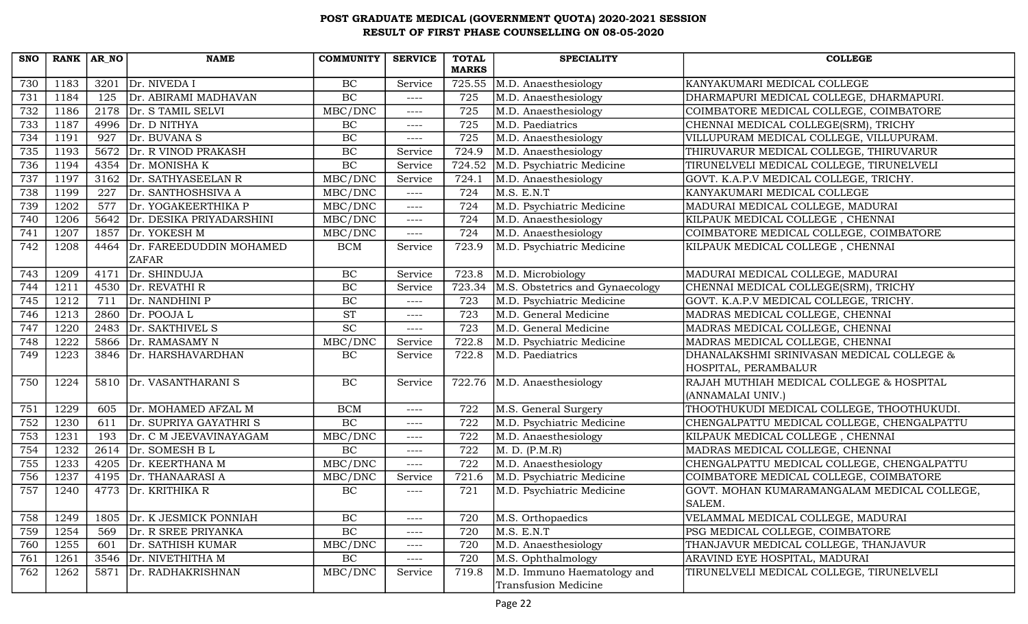# POST GRADUATE MEDICAL (GOVERNMENT QUOTA) 2020-2021 SESSION
## RESULT OF FIRST PHASE COUNSELLING ON 08-05-2020

| SNO | RANK | AR_NO | NAME | COMMUNITY | SERVICE | TOTAL MARKS | SPECIALITY | COLLEGE |
|---|---|---|---|---|---|---|---|---|
| 730 | 1183 | 3201 | Dr. NIVEDA I | BC | Service | 725.55 | M.D. Anaesthesiology | KANYAKUMARI MEDICAL COLLEGE |
| 731 | 1184 | 125 | Dr. ABIRAMI MADHAVAN | BC | ---- | 725 | M.D. Anaesthesiology | DHARMAPURI MEDICAL COLLEGE, DHARMAPURI. |
| 732 | 1186 | 2178 | Dr. S TAMIL SELVI | MBC/DNC | ---- | 725 | M.D. Anaesthesiology | COIMBATORE MEDICAL COLLEGE, COIMBATORE |
| 733 | 1187 | 4996 | Dr. D NITHYA | BC | ---- | 725 | M.D. Paediatrics | CHENNAI MEDICAL COLLEGE(SRM), TRICHY |
| 734 | 1191 | 927 | Dr. BUVANA S | BC | ---- | 725 | M.D. Anaesthesiology | VILLUPURAM MEDICAL COLLEGE, VILLUPURAM. |
| 735 | 1193 | 5672 | Dr. R VINOD PRAKASH | BC | Service | 724.9 | M.D. Anaesthesiology | THIRUVARUR MEDICAL COLLEGE, THIRUVARUR |
| 736 | 1194 | 4354 | Dr. MONISHA K | BC | Service | 724.52 | M.D. Psychiatric Medicine | TIRUNELVELI MEDICAL COLLEGE, TIRUNELVELI |
| 737 | 1197 | 3162 | Dr. SATHYASEELAN R | MBC/DNC | Service | 724.1 | M.D. Anaesthesiology | GOVT. K.A.P.V MEDICAL COLLEGE, TRICHY. |
| 738 | 1199 | 227 | Dr. SANTHOSHSIVA A | MBC/DNC | ---- | 724 | M.S. E.N.T | KANYAKUMARI MEDICAL COLLEGE |
| 739 | 1202 | 577 | Dr. YOGAKEERTHIKA P | MBC/DNC | ---- | 724 | M.D. Psychiatric Medicine | MADURAI MEDICAL COLLEGE, MADURAI |
| 740 | 1206 | 5642 | Dr. DESIKA PRIYADARSHINI | MBC/DNC | ---- | 724 | M.D. Anaesthesiology | KILPAUK MEDICAL COLLEGE , CHENNAI |
| 741 | 1207 | 1857 | Dr. YOKESH M | MBC/DNC | ---- | 724 | M.D. Anaesthesiology | COIMBATORE MEDICAL COLLEGE, COIMBATORE |
| 742 | 1208 | 4464 | Dr. FAREEDUDDIN MOHAMED ZAFAR | BCM | Service | 723.9 | M.D. Psychiatric Medicine | KILPAUK MEDICAL COLLEGE , CHENNAI |
| 743 | 1209 | 4171 | Dr. SHINDUJA | BC | Service | 723.8 | M.D. Microbiology | MADURAI MEDICAL COLLEGE, MADURAI |
| 744 | 1211 | 4530 | Dr. REVATHI R | BC | Service | 723.34 | M.S. Obstetrics and Gynaecology | CHENNAI MEDICAL COLLEGE(SRM), TRICHY |
| 745 | 1212 | 711 | Dr. NANDHINI P | BC | ---- | 723 | M.D. Psychiatric Medicine | GOVT. K.A.P.V MEDICAL COLLEGE, TRICHY. |
| 746 | 1213 | 2860 | Dr. POOJA L | ST | ---- | 723 | M.D. General Medicine | MADRAS MEDICAL COLLEGE, CHENNAI |
| 747 | 1220 | 2483 | Dr. SAKTHIVEL S | SC | ---- | 723 | M.D. General Medicine | MADRAS MEDICAL COLLEGE, CHENNAI |
| 748 | 1222 | 5866 | Dr. RAMASAMY N | MBC/DNC | Service | 722.8 | M.D. Psychiatric Medicine | MADRAS MEDICAL COLLEGE, CHENNAI |
| 749 | 1223 | 3846 | Dr. HARSHAVARDHAN | BC | Service | 722.8 | M.D. Paediatrics | DHANALAKSHMI SRINIVASAN MEDICAL COLLEGE & HOSPITAL, PERAMBALUR |
| 750 | 1224 | 5810 | Dr. VASANTHARANI S | BC | Service | 722.76 | M.D. Anaesthesiology | RAJAH MUTHIAH MEDICAL COLLEGE & HOSPITAL (ANNAMALAI UNIV.) |
| 751 | 1229 | 605 | Dr. MOHAMED AFZAL M | BCM | ---- | 722 | M.S. General Surgery | THOOTHUKUDI MEDICAL COLLEGE, THOOTHUKUDI. |
| 752 | 1230 | 611 | Dr. SUPRIYA GAYATHRI S | BC | ---- | 722 | M.D. Psychiatric Medicine | CHENGALPATTU MEDICAL COLLEGE, CHENGALPATTU |
| 753 | 1231 | 193 | Dr. C M JEEVAVINAYAGAM | MBC/DNC | ---- | 722 | M.D. Anaesthesiology | KILPAUK MEDICAL COLLEGE , CHENNAI |
| 754 | 1232 | 2614 | Dr. SOMESH B L | BC | ---- | 722 | M. D. (P.M.R) | MADRAS MEDICAL COLLEGE, CHENNAI |
| 755 | 1233 | 4205 | Dr. KEERTHANA M | MBC/DNC | ---- | 722 | M.D. Anaesthesiology | CHENGALPATTU MEDICAL COLLEGE, CHENGALPATTU |
| 756 | 1237 | 4195 | Dr. THANAARASI A | MBC/DNC | Service | 721.6 | M.D. Psychiatric Medicine | COIMBATORE MEDICAL COLLEGE, COIMBATORE |
| 757 | 1240 | 4773 | Dr. KRITHIKA R | BC | ---- | 721 | M.D. Psychiatric Medicine | GOVT. MOHAN KUMARAMANGALAM MEDICAL COLLEGE, SALEM. |
| 758 | 1249 | 1805 | Dr. K JESMICK PONNIAH | BC | ---- | 720 | M.S. Orthopaedics | VELAMMAL MEDICAL COLLEGE, MADURAI |
| 759 | 1254 | 569 | Dr. R SREE PRIYANKA | BC | ---- | 720 | M.S. E.N.T | PSG MEDICAL COLLEGE, COIMBATORE |
| 760 | 1255 | 601 | Dr. SATHISH KUMAR | MBC/DNC | ---- | 720 | M.D. Anaesthesiology | THANJAVUR MEDICAL COLLEGE, THANJAVUR |
| 761 | 1261 | 3546 | Dr. NIVETHITHA M | BC | ---- | 720 | M.S. Ophthalmology | ARAVIND EYE HOSPITAL, MADURAI |
| 762 | 1262 | 5871 | Dr. RADHAKRISHNAN | MBC/DNC | Service | 719.8 | M.D. Immuno Haematology and Transfusion Medicine | TIRUNELVELI MEDICAL COLLEGE, TIRUNELVELI |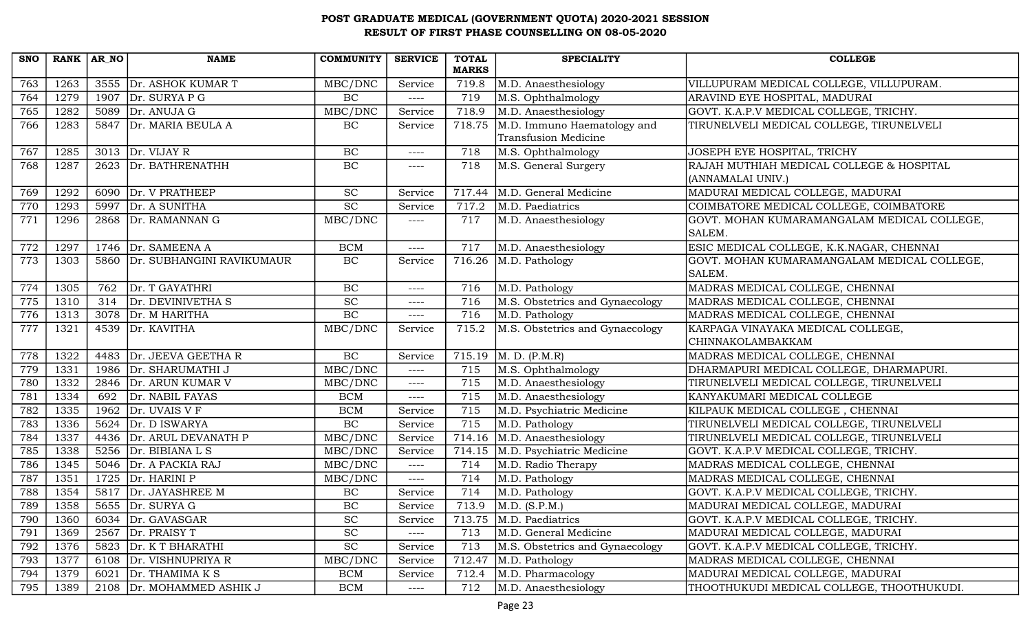# POST GRADUATE MEDICAL (GOVERNMENT QUOTA) 2020-2021 SESSION
## RESULT OF FIRST PHASE COUNSELLING ON 08-05-2020

| SNO | RANK | AR_NO | NAME | COMMUNITY | SERVICE | TOTAL MARKS | SPECIALITY | COLLEGE |
|---|---|---|---|---|---|---|---|---|
| 763 | 1263 | 3555 | Dr. ASHOK KUMAR T | MBC/DNC | Service | 719.8 | M.D. Anaesthesiology | VILLUPURAM MEDICAL COLLEGE, VILLUPURAM. |
| 764 | 1279 | 1907 | Dr. SURYA P G | BC | ---- | 719 | M.S. Ophthalmology | ARAVIND EYE HOSPITAL, MADURAI |
| 765 | 1282 | 5089 | Dr. ANUJA G | MBC/DNC | Service | 718.9 | M.D. Anaesthesiology | GOVT. K.A.P.V MEDICAL COLLEGE, TRICHY. |
| 766 | 1283 | 5847 | Dr. MARIA BEULA A | BC | Service | 718.75 | M.D. Immuno Haematology and Transfusion Medicine | TIRUNELVELI MEDICAL COLLEGE, TIRUNELVELI |
| 767 | 1285 | 3013 | Dr. VIJAY R | BC | ---- | 718 | M.S. Ophthalmology | JOSEPH EYE HOSPITAL, TRICHY |
| 768 | 1287 | 2623 | Dr. BATHRENATHH | BC | ---- | 718 | M.S. General Surgery | RAJAH MUTHIAH MEDICAL COLLEGE & HOSPITAL (ANNAMALAI UNIV.) |
| 769 | 1292 | 6090 | Dr. V PRATHEEP | SC | Service | 717.44 | M.D. General Medicine | MADURAI MEDICAL COLLEGE, MADURAI |
| 770 | 1293 | 5997 | Dr. A SUNITHA | SC | Service | 717.2 | M.D. Paediatrics | COIMBATORE MEDICAL COLLEGE, COIMBATORE |
| 771 | 1296 | 2868 | Dr. RAMANNAN G | MBC/DNC | ---- | 717 | M.D. Anaesthesiology | GOVT. MOHAN KUMARAMANGALAM MEDICAL COLLEGE, SALEM. |
| 772 | 1297 | 1746 | Dr. SAMEENA A | BCM | ---- | 717 | M.D. Anaesthesiology | ESIC MEDICAL COLLEGE, K.K.NAGAR, CHENNAI |
| 773 | 1303 | 5860 | Dr. SUBHANGINI RAVIKUMAUR | BC | Service | 716.26 | M.D. Pathology | GOVT. MOHAN KUMARAMANGALAM MEDICAL COLLEGE, SALEM. |
| 774 | 1305 | 762 | Dr. T GAYATHRI | BC | ---- | 716 | M.D. Pathology | MADRAS MEDICAL COLLEGE, CHENNAI |
| 775 | 1310 | 314 | Dr. DEVINIVETHA S | SC | ---- | 716 | M.S. Obstetrics and Gynaecology | MADRAS MEDICAL COLLEGE, CHENNAI |
| 776 | 1313 | 3078 | Dr. M HARITHA | BC | ---- | 716 | M.D. Pathology | MADRAS MEDICAL COLLEGE, CHENNAI |
| 777 | 1321 | 4539 | Dr. KAVITHA | MBC/DNC | Service | 715.2 | M.S. Obstetrics and Gynaecology | KARPAGA VINAYAKA MEDICAL COLLEGE, CHINNAKOLAMBAKKAM |
| 778 | 1322 | 4483 | Dr. JEEVA GEETHA R | BC | Service | 715.19 | M. D. (P.M.R) | MADRAS MEDICAL COLLEGE, CHENNAI |
| 779 | 1331 | 1986 | Dr. SHARUMATHI J | MBC/DNC | ---- | 715 | M.S. Ophthalmology | DHARMAPURI MEDICAL COLLEGE, DHARMAPURI. |
| 780 | 1332 | 2846 | Dr. ARUN KUMAR V | MBC/DNC | ---- | 715 | M.D. Anaesthesiology | TIRUNELVELI MEDICAL COLLEGE, TIRUNELVELI |
| 781 | 1334 | 692 | Dr. NABIL FAYAS | BCM | ---- | 715 | M.D. Anaesthesiology | KANYAKUMARI MEDICAL COLLEGE |
| 782 | 1335 | 1962 | Dr. UVAIS V F | BCM | Service | 715 | M.D. Psychiatric Medicine | KILPAUK MEDICAL COLLEGE , CHENNAI |
| 783 | 1336 | 5624 | Dr. D ISWARYA | BC | Service | 715 | M.D. Pathology | TIRUNELVELI MEDICAL COLLEGE, TIRUNELVELI |
| 784 | 1337 | 4436 | Dr. ARUL DEVANATH P | MBC/DNC | Service | 714.16 | M.D. Anaesthesiology | TIRUNELVELI MEDICAL COLLEGE, TIRUNELVELI |
| 785 | 1338 | 5256 | Dr. BIBIANA L S | MBC/DNC | Service | 714.15 | M.D. Psychiatric Medicine | GOVT. K.A.P.V MEDICAL COLLEGE, TRICHY. |
| 786 | 1345 | 5046 | Dr. A PACKIA RAJ | MBC/DNC | ---- | 714 | M.D. Radio Therapy | MADRAS MEDICAL COLLEGE, CHENNAI |
| 787 | 1351 | 1725 | Dr. HARINI P | MBC/DNC | ---- | 714 | M.D. Pathology | MADRAS MEDICAL COLLEGE, CHENNAI |
| 788 | 1354 | 5817 | Dr. JAYASHREE M | BC | Service | 714 | M.D. Pathology | GOVT. K.A.P.V MEDICAL COLLEGE, TRICHY. |
| 789 | 1358 | 5655 | Dr. SURYA G | BC | Service | 713.9 | M.D. (S.P.M.) | MADURAI MEDICAL COLLEGE, MADURAI |
| 790 | 1360 | 6034 | Dr. GAVASGAR | SC | Service | 713.75 | M.D. Paediatrics | GOVT. K.A.P.V MEDICAL COLLEGE, TRICHY. |
| 791 | 1369 | 2567 | Dr. PRAISY T | SC | ---- | 713 | M.D. General Medicine | MADURAI MEDICAL COLLEGE, MADURAI |
| 792 | 1376 | 5823 | Dr. K T BHARATHI | SC | Service | 713 | M.S. Obstetrics and Gynaecology | GOVT. K.A.P.V MEDICAL COLLEGE, TRICHY. |
| 793 | 1377 | 6108 | Dr. VISHNUPRIYA R | MBC/DNC | Service | 712.47 | M.D. Pathology | MADRAS MEDICAL COLLEGE, CHENNAI |
| 794 | 1379 | 6021 | Dr. THAMIMA K S | BCM | Service | 712.4 | M.D. Pharmacology | MADURAI MEDICAL COLLEGE, MADURAI |
| 795 | 1389 | 2108 | Dr. MOHAMMED ASHIK J | BCM | ---- | 712 | M.D. Anaesthesiology | THOOTHUKUDI MEDICAL COLLEGE, THOOTHUKUDI. |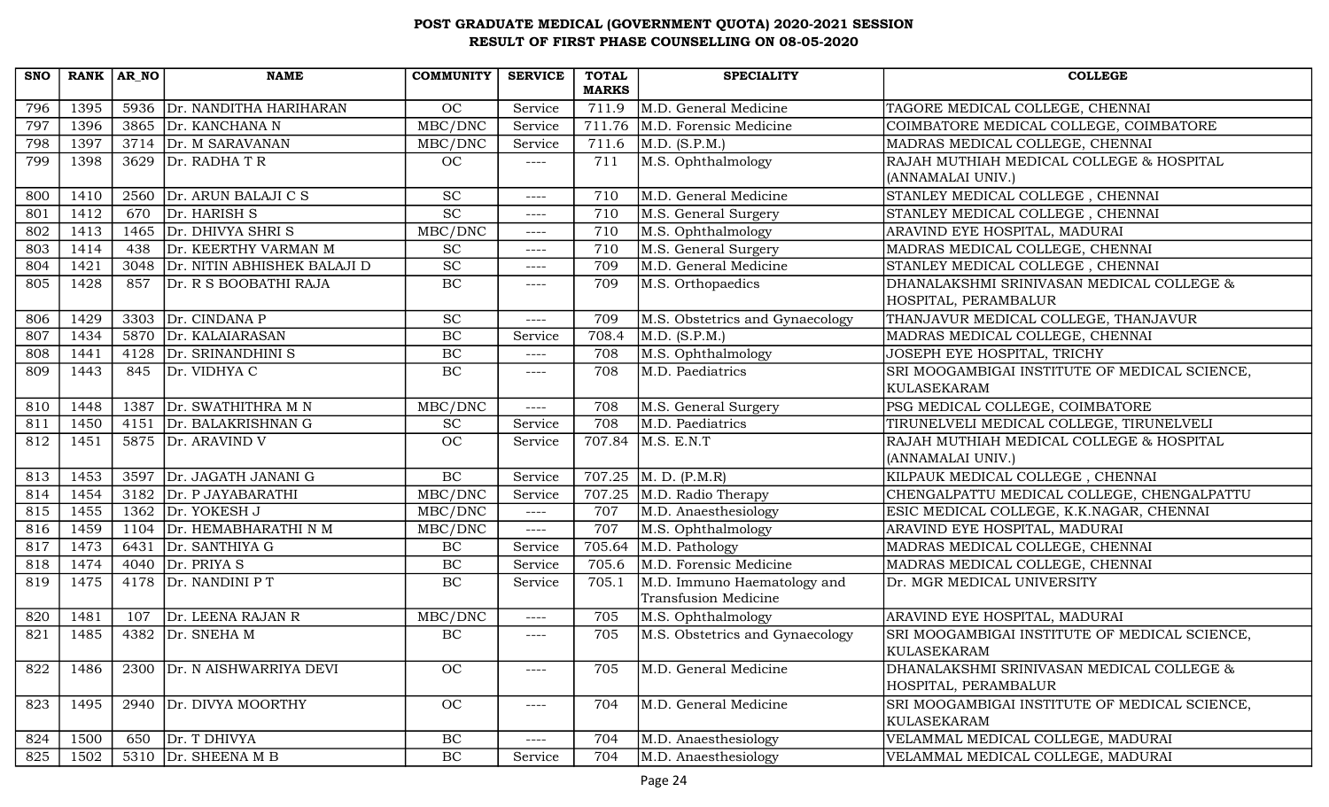# POST GRADUATE MEDICAL (GOVERNMENT QUOTA) 2020-2021 SESSION
## RESULT OF FIRST PHASE COUNSELLING ON 08-05-2020

| SNO | RANK | AR_NO | NAME | COMMUNITY | SERVICE | TOTAL MARKS | SPECIALITY | COLLEGE |
|---|---|---|---|---|---|---|---|---|
| 796 | 1395 | 5936 | Dr. NANDITHA HARIHARAN | OC | Service | 711.9 | M.D. General Medicine | TAGORE MEDICAL COLLEGE, CHENNAI |
| 797 | 1396 | 3865 | Dr. KANCHANA N | MBC/DNC | Service | 711.76 | M.D. Forensic Medicine | COIMBATORE MEDICAL COLLEGE, COIMBATORE |
| 798 | 1397 | 3714 | Dr. M SARAVANAN | MBC/DNC | Service | 711.6 | M.D. (S.P.M.) | MADRAS MEDICAL COLLEGE, CHENNAI |
| 799 | 1398 | 3629 | Dr. RADHA T R | OC | ---- | 711 | M.S. Ophthalmology | RAJAH MUTHIAH MEDICAL COLLEGE & HOSPITAL (ANNAMALAI UNIV.) |
| 800 | 1410 | 2560 | Dr. ARUN BALAJI C S | SC | ---- | 710 | M.D. General Medicine | STANLEY MEDICAL COLLEGE , CHENNAI |
| 801 | 1412 | 670 | Dr. HARISH S | SC | ---- | 710 | M.S. General Surgery | STANLEY MEDICAL COLLEGE , CHENNAI |
| 802 | 1413 | 1465 | Dr. DHIVYA SHRI S | MBC/DNC | ---- | 710 | M.S. Ophthalmology | ARAVIND EYE HOSPITAL, MADURAI |
| 803 | 1414 | 438 | Dr. KEERTHY VARMAN M | SC | ---- | 710 | M.S. General Surgery | MADRAS MEDICAL COLLEGE, CHENNAI |
| 804 | 1421 | 3048 | Dr. NITIN ABHISHEK BALAJI D | SC | ---- | 709 | M.D. General Medicine | STANLEY MEDICAL COLLEGE , CHENNAI |
| 805 | 1428 | 857 | Dr. R S BOOBATHI RAJA | BC | ---- | 709 | M.S. Orthopaedics | DHANALAKSHMI SRINIVASAN MEDICAL COLLEGE & HOSPITAL, PERAMBALUR |
| 806 | 1429 | 3303 | Dr. CINDANA P | SC | ---- | 709 | M.S. Obstetrics and Gynaecology | THANJAVUR MEDICAL COLLEGE, THANJAVUR |
| 807 | 1434 | 5870 | Dr. KALAIARASAN | BC | Service | 708.4 | M.D. (S.P.M.) | MADRAS MEDICAL COLLEGE, CHENNAI |
| 808 | 1441 | 4128 | Dr. SRINANDHINI S | BC | ---- | 708 | M.S. Ophthalmology | JOSEPH EYE HOSPITAL, TRICHY |
| 809 | 1443 | 845 | Dr. VIDHYA C | BC | ---- | 708 | M.D. Paediatrics | SRI MOOGAMBIGAI INSTITUTE OF MEDICAL SCIENCE, KULASEKARAM |
| 810 | 1448 | 1387 | Dr. SWATHITHRA M N | MBC/DNC | ---- | 708 | M.S. General Surgery | PSG MEDICAL COLLEGE, COIMBATORE |
| 811 | 1450 | 4151 | Dr. BALAKRISHNAN G | SC | Service | 708 | M.D. Paediatrics | TIRUNELVELI MEDICAL COLLEGE, TIRUNELVELI |
| 812 | 1451 | 5875 | Dr. ARAVIND V | OC | Service | 707.84 | M.S. E.N.T | RAJAH MUTHIAH MEDICAL COLLEGE & HOSPITAL (ANNAMALAI UNIV.) |
| 813 | 1453 | 3597 | Dr. JAGATH JANANI G | BC | Service | 707.25 | M. D. (P.M.R) | KILPAUK MEDICAL COLLEGE , CHENNAI |
| 814 | 1454 | 3182 | Dr. P JAYABARATHI | MBC/DNC | Service | 707.25 | M.D. Radio Therapy | CHENGALPATTU MEDICAL COLLEGE, CHENGALPATTU |
| 815 | 1455 | 1362 | Dr. YOKESH J | MBC/DNC | ---- | 707 | M.D. Anaesthesiology | ESIC MEDICAL COLLEGE, K.K.NAGAR, CHENNAI |
| 816 | 1459 | 1104 | Dr. HEMABHARATHI N M | MBC/DNC | ---- | 707 | M.S. Ophthalmology | ARAVIND EYE HOSPITAL, MADURAI |
| 817 | 1473 | 6431 | Dr. SANTHIYA G | BC | Service | 705.64 | M.D. Pathology | MADRAS MEDICAL COLLEGE, CHENNAI |
| 818 | 1474 | 4040 | Dr. PRIYA S | BC | Service | 705.6 | M.D. Forensic Medicine | MADRAS MEDICAL COLLEGE, CHENNAI |
| 819 | 1475 | 4178 | Dr. NANDINI P T | BC | Service | 705.1 | M.D. Immuno Haematology and Transfusion Medicine | Dr. MGR MEDICAL UNIVERSITY |
| 820 | 1481 | 107 | Dr. LEENA RAJAN R | MBC/DNC | ---- | 705 | M.S. Ophthalmology | ARAVIND EYE HOSPITAL, MADURAI |
| 821 | 1485 | 4382 | Dr. SNEHA M | BC | ---- | 705 | M.S. Obstetrics and Gynaecology | SRI MOOGAMBIGAI INSTITUTE OF MEDICAL SCIENCE, KULASEKARAM |
| 822 | 1486 | 2300 | Dr. N AISHWARRIYA DEVI | OC | ---- | 705 | M.D. General Medicine | DHANALAKSHMI SRINIVASAN MEDICAL COLLEGE & HOSPITAL, PERAMBALUR |
| 823 | 1495 | 2940 | Dr. DIVYA MOORTHY | OC | ---- | 704 | M.D. General Medicine | SRI MOOGAMBIGAI INSTITUTE OF MEDICAL SCIENCE, KULASEKARAM |
| 824 | 1500 | 650 | Dr. T DHIVYA | BC | ---- | 704 | M.D. Anaesthesiology | VELAMMAL MEDICAL COLLEGE, MADURAI |
| 825 | 1502 | 5310 | Dr. SHEENA M B | BC | Service | 704 | M.D. Anaesthesiology | VELAMMAL MEDICAL COLLEGE, MADURAI |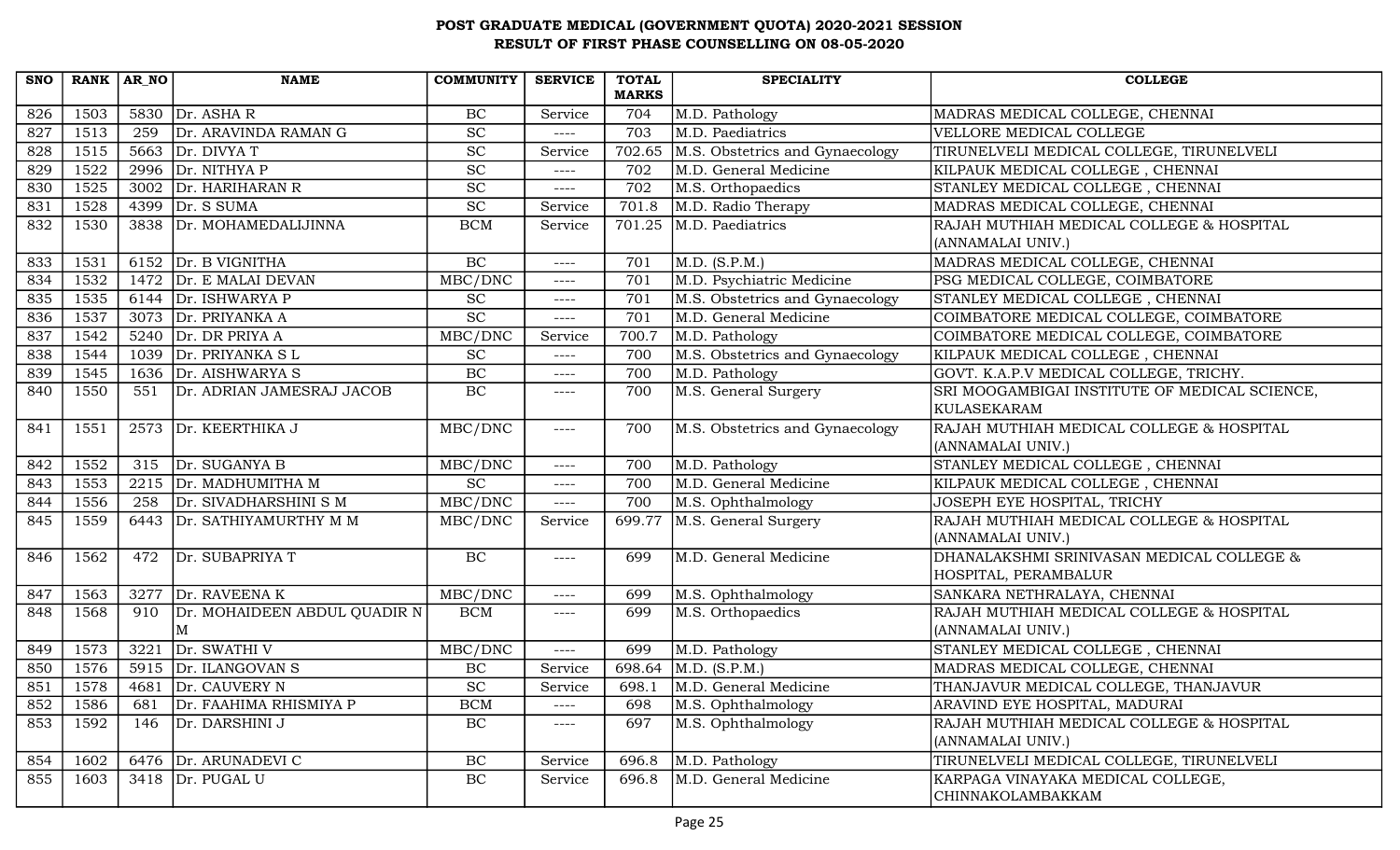# POST GRADUATE MEDICAL (GOVERNMENT QUOTA) 2020-2021 SESSION
## RESULT OF FIRST PHASE COUNSELLING ON 08-05-2020

| SNO | RANK | AR_NO | NAME | COMMUNITY | SERVICE | TOTAL MARKS | SPECIALITY | COLLEGE |
|---|---|---|---|---|---|---|---|---|
| 826 | 1503 | 5830 | Dr. ASHA R | BC | Service | 704 | M.D. Pathology | MADRAS MEDICAL COLLEGE, CHENNAI |
| 827 | 1513 | 259 | Dr. ARAVINDA RAMAN G | SC | ---- | 703 | M.D. Paediatrics | VELLORE MEDICAL COLLEGE |
| 828 | 1515 | 5663 | Dr. DIVYA T | SC | Service | 702.65 | M.S. Obstetrics and Gynaecology | TIRUNELVELI MEDICAL COLLEGE, TIRUNELVELI |
| 829 | 1522 | 2996 | Dr. NITHYA P | SC | ---- | 702 | M.D. General Medicine | KILPAUK MEDICAL COLLEGE , CHENNAI |
| 830 | 1525 | 3002 | Dr. HARIHARAN R | SC | ---- | 702 | M.S. Orthopaedics | STANLEY MEDICAL COLLEGE , CHENNAI |
| 831 | 1528 | 4399 | Dr. S SUMA | SC | Service | 701.8 | M.D. Radio Therapy | MADRAS MEDICAL COLLEGE, CHENNAI |
| 832 | 1530 | 3838 | Dr. MOHAMEDALIJINNA | BCM | Service | 701.25 | M.D. Paediatrics | RAJAH MUTHIAH MEDICAL COLLEGE & HOSPITAL (ANNAMALAI UNIV.) |
| 833 | 1531 | 6152 | Dr. B VIGNITHA | BC | ---- | 701 | M.D. (S.P.M.) | MADRAS MEDICAL COLLEGE, CHENNAI |
| 834 | 1532 | 1472 | Dr. E MALAI DEVAN | MBC/DNC | ---- | 701 | M.D. Psychiatric Medicine | PSG MEDICAL COLLEGE, COIMBATORE |
| 835 | 1535 | 6144 | Dr. ISHWARYA P | SC | ---- | 701 | M.S. Obstetrics and Gynaecology | STANLEY MEDICAL COLLEGE , CHENNAI |
| 836 | 1537 | 3073 | Dr. PRIYANKA A | SC | ---- | 701 | M.D. General Medicine | COIMBATORE MEDICAL COLLEGE, COIMBATORE |
| 837 | 1542 | 5240 | Dr. DR PRIYA A | MBC/DNC | Service | 700.7 | M.D. Pathology | COIMBATORE MEDICAL COLLEGE, COIMBATORE |
| 838 | 1544 | 1039 | Dr. PRIYANKA S L | SC | ---- | 700 | M.S. Obstetrics and Gynaecology | KILPAUK MEDICAL COLLEGE , CHENNAI |
| 839 | 1545 | 1636 | Dr. AISHWARYA S | BC | ---- | 700 | M.D. Pathology | GOVT. K.A.P.V MEDICAL COLLEGE, TRICHY. |
| 840 | 1550 | 551 | Dr. ADRIAN JAMESRAJ JACOB | BC | ---- | 700 | M.S. General Surgery | SRI MOOGAMBIGAI INSTITUTE OF MEDICAL SCIENCE, KULASEKARAM |
| 841 | 1551 | 2573 | Dr. KEERTHIKA J | MBC/DNC | ---- | 700 | M.S. Obstetrics and Gynaecology | RAJAH MUTHIAH MEDICAL COLLEGE & HOSPITAL (ANNAMALAI UNIV.) |
| 842 | 1552 | 315 | Dr. SUGANYA B | MBC/DNC | ---- | 700 | M.D. Pathology | STANLEY MEDICAL COLLEGE , CHENNAI |
| 843 | 1553 | 2215 | Dr. MADHUMITHA M | SC | ---- | 700 | M.D. General Medicine | KILPAUK MEDICAL COLLEGE , CHENNAI |
| 844 | 1556 | 258 | Dr. SIVADHARSHINI S M | MBC/DNC | ---- | 700 | M.S. Ophthalmology | JOSEPH EYE HOSPITAL, TRICHY |
| 845 | 1559 | 6443 | Dr. SATHIYAMURTHY M M | MBC/DNC | Service | 699.77 | M.S. General Surgery | RAJAH MUTHIAH MEDICAL COLLEGE & HOSPITAL (ANNAMALAI UNIV.) |
| 846 | 1562 | 472 | Dr. SUBAPRIYA T | BC | ---- | 699 | M.D. General Medicine | DHANALAKSHMI SRINIVASAN MEDICAL COLLEGE & HOSPITAL, PERAMBALUR |
| 847 | 1563 | 3277 | Dr. RAVEENA K | MBC/DNC | ---- | 699 | M.S. Ophthalmology | SANKARA NETHRALAYA, CHENNAI |
| 848 | 1568 | 910 | Dr. MOHAIDEEN ABDUL QUADIR N M | BCM | ---- | 699 | M.S. Orthopaedics | RAJAH MUTHIAH MEDICAL COLLEGE & HOSPITAL (ANNAMALAI UNIV.) |
| 849 | 1573 | 3221 | Dr. SWATHI V | MBC/DNC | ---- | 699 | M.D. Pathology | STANLEY MEDICAL COLLEGE , CHENNAI |
| 850 | 1576 | 5915 | Dr. ILANGOVAN S | BC | Service | 698.64 | M.D. (S.P.M.) | MADRAS MEDICAL COLLEGE, CHENNAI |
| 851 | 1578 | 4681 | Dr. CAUVERY N | SC | Service | 698.1 | M.D. General Medicine | THANJAVUR MEDICAL COLLEGE, THANJAVUR |
| 852 | 1586 | 681 | Dr. FAAHIMA RHISMIYA P | BCM | ---- | 698 | M.S. Ophthalmology | ARAVIND EYE HOSPITAL, MADURAI |
| 853 | 1592 | 146 | Dr. DARSHINI J | BC | ---- | 697 | M.S. Ophthalmology | RAJAH MUTHIAH MEDICAL COLLEGE & HOSPITAL (ANNAMALAI UNIV.) |
| 854 | 1602 | 6476 | Dr. ARUNADEVI C | BC | Service | 696.8 | M.D. Pathology | TIRUNELVELI MEDICAL COLLEGE, TIRUNELVELI |
| 855 | 1603 | 3418 | Dr. PUGAL U | BC | Service | 696.8 | M.D. General Medicine | KARPAGA VINAYAKA MEDICAL COLLEGE, CHINNAKOLAMBAKKAM |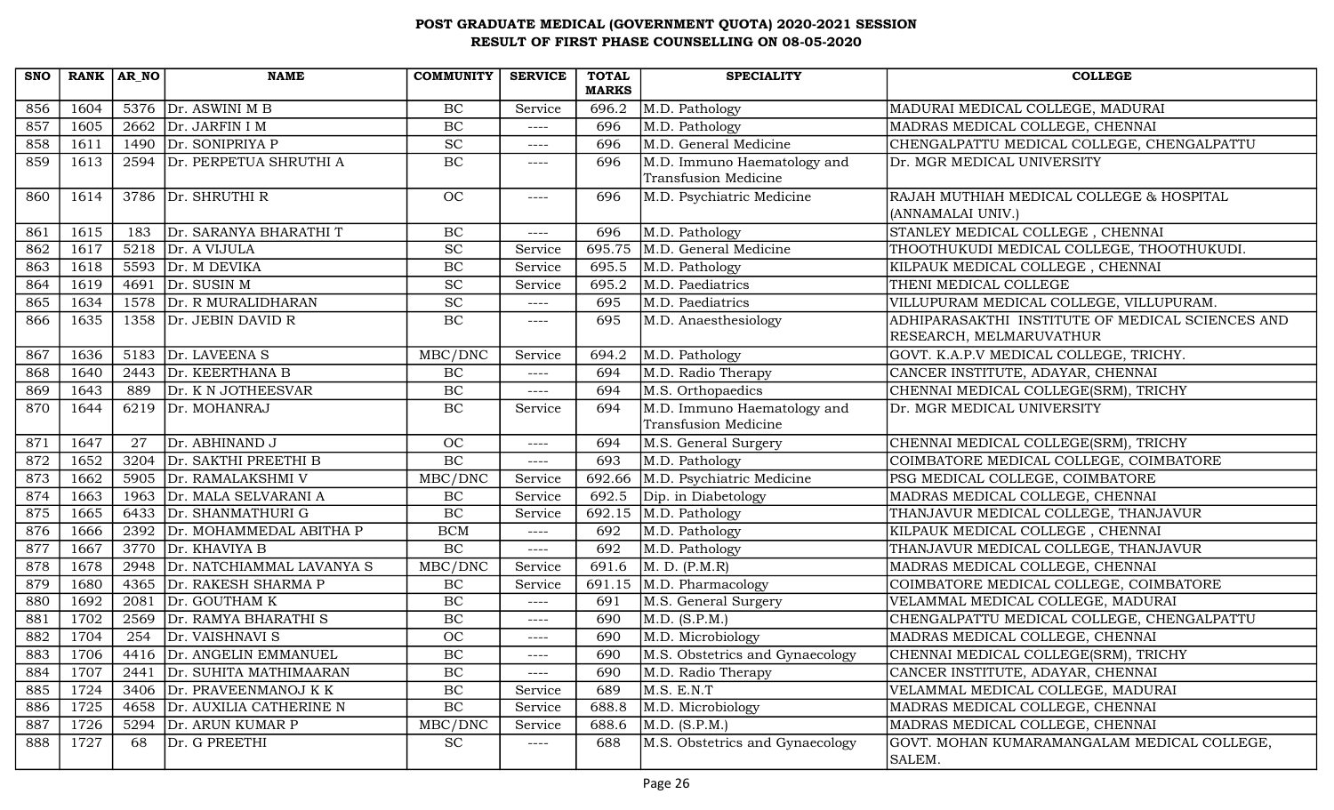# POST GRADUATE MEDICAL (GOVERNMENT QUOTA) 2020-2021 SESSION
## RESULT OF FIRST PHASE COUNSELLING ON 08-05-2020

| SNO | RANK | AR_NO | NAME | COMMUNITY | SERVICE | TOTAL MARKS | SPECIALITY | COLLEGE |
|---|---|---|---|---|---|---|---|---|
| 856 | 1604 | 5376 | Dr. ASWINI M B | BC | Service | 696.2 | M.D. Pathology | MADURAI MEDICAL COLLEGE, MADURAI |
| 857 | 1605 | 2662 | Dr. JARFIN I M | BC | ---- | 696 | M.D. Pathology | MADRAS MEDICAL COLLEGE, CHENNAI |
| 858 | 1611 | 1490 | Dr. SONIPRIYA P | SC | ---- | 696 | M.D. General Medicine | CHENGALPATTU MEDICAL COLLEGE, CHENGALPATTU |
| 859 | 1613 | 2594 | Dr. PERPETUA SHRUTHI A | BC | ---- | 696 | M.D. Immuno Haematology and Transfusion Medicine | Dr. MGR MEDICAL UNIVERSITY |
| 860 | 1614 | 3786 | Dr. SHRUTHI R | OC | ---- | 696 | M.D. Psychiatric Medicine | RAJAH MUTHIAH MEDICAL COLLEGE & HOSPITAL (ANNAMALAI UNIV.) |
| 861 | 1615 | 183 | Dr. SARANYA BHARATHI T | BC | ---- | 696 | M.D. Pathology | STANLEY MEDICAL COLLEGE , CHENNAI |
| 862 | 1617 | 5218 | Dr. A VIJULA | SC | Service | 695.75 | M.D. General Medicine | THOOTHUKUDI MEDICAL COLLEGE, THOOTHUKUDI. |
| 863 | 1618 | 5593 | Dr. M DEVIKA | BC | Service | 695.5 | M.D. Pathology | KILPAUK MEDICAL COLLEGE , CHENNAI |
| 864 | 1619 | 4691 | Dr. SUSIN M | SC | Service | 695.2 | M.D. Paediatrics | THENI MEDICAL COLLEGE |
| 865 | 1634 | 1578 | Dr. R MURALIDHARAN | SC | ---- | 695 | M.D. Paediatrics | VILLUPURAM MEDICAL COLLEGE, VILLUPURAM. |
| 866 | 1635 | 1358 | Dr. JEBIN DAVID R | BC | ---- | 695 | M.D. Anaesthesiology | ADHIPARASAKTHI INSTITUTE OF MEDICAL SCIENCES AND RESEARCH, MELMARUVATHUR |
| 867 | 1636 | 5183 | Dr. LAVEENA S | MBC/DNC | Service | 694.2 | M.D. Pathology | GOVT. K.A.P.V MEDICAL COLLEGE, TRICHY. |
| 868 | 1640 | 2443 | Dr. KEERTHANA B | BC | ---- | 694 | M.D. Radio Therapy | CANCER INSTITUTE, ADAYAR, CHENNAI |
| 869 | 1643 | 889 | Dr. K N JOTHEESVAR | BC | ---- | 694 | M.S. Orthopaedics | CHENNAI MEDICAL COLLEGE(SRM), TRICHY |
| 870 | 1644 | 6219 | Dr. MOHANRAJ | BC | Service | 694 | M.D. Immuno Haematology and Transfusion Medicine | Dr. MGR MEDICAL UNIVERSITY |
| 871 | 1647 | 27 | Dr. ABHINAND J | OC | ---- | 694 | M.S. General Surgery | CHENNAI MEDICAL COLLEGE(SRM), TRICHY |
| 872 | 1652 | 3204 | Dr. SAKTHI PREETHI B | BC | ---- | 693 | M.D. Pathology | COIMBATORE MEDICAL COLLEGE, COIMBATORE |
| 873 | 1662 | 5905 | Dr. RAMALAKSHMI V | MBC/DNC | Service | 692.66 | M.D. Psychiatric Medicine | PSG MEDICAL COLLEGE, COIMBATORE |
| 874 | 1663 | 1963 | Dr. MALA SELVARANI A | BC | Service | 692.5 | Dip. in Diabetology | MADRAS MEDICAL COLLEGE, CHENNAI |
| 875 | 1665 | 6433 | Dr. SHANMATHURI G | BC | Service | 692.15 | M.D. Pathology | THANJAVUR MEDICAL COLLEGE, THANJAVUR |
| 876 | 1666 | 2392 | Dr. MOHAMMEDAL ABITHA P | BCM | ---- | 692 | M.D. Pathology | KILPAUK MEDICAL COLLEGE , CHENNAI |
| 877 | 1667 | 3770 | Dr. KHAVIYA B | BC | ---- | 692 | M.D. Pathology | THANJAVUR MEDICAL COLLEGE, THANJAVUR |
| 878 | 1678 | 2948 | Dr. NATCHIAMMAL LAVANYA S | MBC/DNC | Service | 691.6 | M. D. (P.M.R) | MADRAS MEDICAL COLLEGE, CHENNAI |
| 879 | 1680 | 4365 | Dr. RAKESH SHARMA P | BC | Service | 691.15 | M.D. Pharmacology | COIMBATORE MEDICAL COLLEGE, COIMBATORE |
| 880 | 1692 | 2081 | Dr. GOUTHAM K | BC | ---- | 691 | M.S. General Surgery | VELAMMAL MEDICAL COLLEGE, MADURAI |
| 881 | 1702 | 2569 | Dr. RAMYA BHARATHI S | BC | ---- | 690 | M.D. (S.P.M.) | CHENGALPATTU MEDICAL COLLEGE, CHENGALPATTU |
| 882 | 1704 | 254 | Dr. VAISHNAVI S | OC | ---- | 690 | M.D. Microbiology | MADRAS MEDICAL COLLEGE, CHENNAI |
| 883 | 1706 | 4416 | Dr. ANGELIN EMMANUEL | BC | ---- | 690 | M.S. Obstetrics and Gynaecology | CHENNAI MEDICAL COLLEGE(SRM), TRICHY |
| 884 | 1707 | 2441 | Dr. SUHITA MATHIMAARAN | BC | ---- | 690 | M.D. Radio Therapy | CANCER INSTITUTE, ADAYAR, CHENNAI |
| 885 | 1724 | 3406 | Dr. PRAVEENMANOJ K K | BC | Service | 689 | M.S. E.N.T | VELAMMAL MEDICAL COLLEGE, MADURAI |
| 886 | 1725 | 4658 | Dr. AUXILIA CATHERINE N | BC | Service | 688.8 | M.D. Microbiology | MADRAS MEDICAL COLLEGE, CHENNAI |
| 887 | 1726 | 5294 | Dr. ARUN KUMAR P | MBC/DNC | Service | 688.6 | M.D. (S.P.M.) | MADRAS MEDICAL COLLEGE, CHENNAI |
| 888 | 1727 | 68 | Dr. G PREETHI | SC | ---- | 688 | M.S. Obstetrics and Gynaecology | GOVT. MOHAN KUMARAMANGALAM MEDICAL COLLEGE, SALEM. |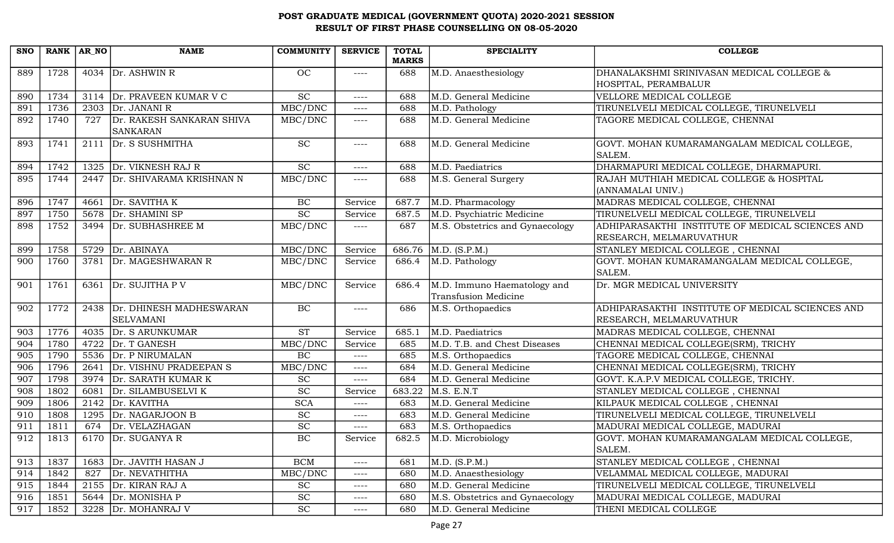# POST GRADUATE MEDICAL (GOVERNMENT QUOTA) 2020-2021 SESSION
## RESULT OF FIRST PHASE COUNSELLING ON 08-05-2020

| SNO | RANK | AR_NO | NAME | COMMUNITY | SERVICE | TOTAL MARKS | SPECIALITY | COLLEGE |
|---|---|---|---|---|---|---|---|---|
| 889 | 1728 | 4034 | Dr. ASHWIN R | OC | ---- | 688 | M.D. Anaesthesiology | DHANALAKSHMI SRINIVASAN MEDICAL COLLEGE & HOSPITAL, PERAMBALUR |
| 890 | 1734 | 3114 | Dr. PRAVEEN KUMAR V C | SC | ---- | 688 | M.D. General Medicine | VELLORE MEDICAL COLLEGE |
| 891 | 1736 | 2303 | Dr. JANANI R | MBC/DNC | ---- | 688 | M.D. Pathology | TIRUNELVELI MEDICAL COLLEGE, TIRUNELVELI |
| 892 | 1740 | 727 | Dr. RAKESH SANKARAN SHIVA SANKARAN | MBC/DNC | ---- | 688 | M.D. General Medicine | TAGORE MEDICAL COLLEGE, CHENNAI |
| 893 | 1741 | 2111 | Dr. S SUSHMITHA | SC | ---- | 688 | M.D. General Medicine | GOVT. MOHAN KUMARAMANGALAM MEDICAL COLLEGE, SALEM. |
| 894 | 1742 | 1325 | Dr. VIKNESH RAJ R | SC | ---- | 688 | M.D. Paediatrics | DHARMAPURI MEDICAL COLLEGE, DHARMAPURI. |
| 895 | 1744 | 2447 | Dr. SHIVARAMA KRISHNAN N | MBC/DNC | ---- | 688 | M.S. General Surgery | RAJAH MUTHIAH MEDICAL COLLEGE & HOSPITAL (ANNAMALAI UNIV.) |
| 896 | 1747 | 4661 | Dr. SAVITHA K | BC | Service | 687.7 | M.D. Pharmacology | MADRAS MEDICAL COLLEGE, CHENNAI |
| 897 | 1750 | 5678 | Dr. SHAMINI SP | SC | Service | 687.5 | M.D. Psychiatric Medicine | TIRUNELVELI MEDICAL COLLEGE, TIRUNELVELI |
| 898 | 1752 | 3494 | Dr. SUBHASHREE M | MBC/DNC | ---- | 687 | M.S. Obstetrics and Gynaecology | ADHIPARASAKTHI INSTITUTE OF MEDICAL SCIENCES AND RESEARCH, MELMARUVATHUR |
| 899 | 1758 | 5729 | Dr. ABINAYA | MBC/DNC | Service | 686.76 | M.D. (S.P.M.) | STANLEY MEDICAL COLLEGE , CHENNAI |
| 900 | 1760 | 3781 | Dr. MAGESHWARAN R | MBC/DNC | Service | 686.4 | M.D. Pathology | GOVT. MOHAN KUMARAMANGALAM MEDICAL COLLEGE, SALEM. |
| 901 | 1761 | 6361 | Dr. SUJITHA P V | MBC/DNC | Service | 686.4 | M.D. Immuno Haematology and Transfusion Medicine | Dr. MGR MEDICAL UNIVERSITY |
| 902 | 1772 | 2438 | Dr. DHINESH MADHESWARAN SELVAMANI | BC | ---- | 686 | M.S. Orthopaedics | ADHIPARASAKTHI INSTITUTE OF MEDICAL SCIENCES AND RESEARCH, MELMARUVATHUR |
| 903 | 1776 | 4035 | Dr. S ARUNKUMAR | ST | Service | 685.1 | M.D. Paediatrics | MADRAS MEDICAL COLLEGE, CHENNAI |
| 904 | 1780 | 4722 | Dr. T GANESH | MBC/DNC | Service | 685 | M.D. T.B. and Chest Diseases | CHENNAI MEDICAL COLLEGE(SRM), TRICHY |
| 905 | 1790 | 5536 | Dr. P NIRUMALAN | BC | ---- | 685 | M.S. Orthopaedics | TAGORE MEDICAL COLLEGE, CHENNAI |
| 906 | 1796 | 2641 | Dr. VISHNU PRADEEPAN S | MBC/DNC | ---- | 684 | M.D. General Medicine | CHENNAI MEDICAL COLLEGE(SRM), TRICHY |
| 907 | 1798 | 3974 | Dr. SARATH KUMAR K | SC | ---- | 684 | M.D. General Medicine | GOVT. K.A.P.V MEDICAL COLLEGE, TRICHY. |
| 908 | 1802 | 6081 | Dr. SILAMBUSELVI K | SC | Service | 683.22 | M.S. E.N.T | STANLEY MEDICAL COLLEGE , CHENNAI |
| 909 | 1806 | 2142 | Dr. KAVITHA | SCA | ---- | 683 | M.D. General Medicine | KILPAUK MEDICAL COLLEGE , CHENNAI |
| 910 | 1808 | 1295 | Dr. NAGARJOON B | SC | ---- | 683 | M.D. General Medicine | TIRUNELVELI MEDICAL COLLEGE, TIRUNELVELI |
| 911 | 1811 | 674 | Dr. VELAZHAGAN | SC | ---- | 683 | M.S. Orthopaedics | MADURAI MEDICAL COLLEGE, MADURAI |
| 912 | 1813 | 6170 | Dr. SUGANYA R | BC | Service | 682.5 | M.D. Microbiology | GOVT. MOHAN KUMARAMANGALAM MEDICAL COLLEGE, SALEM. |
| 913 | 1837 | 1683 | Dr. JAVITH HASAN J | BCM | ---- | 681 | M.D. (S.P.M.) | STANLEY MEDICAL COLLEGE , CHENNAI |
| 914 | 1842 | 827 | Dr. NEVATHITHA | MBC/DNC | ---- | 680 | M.D. Anaesthesiology | VELAMMAL MEDICAL COLLEGE, MADURAI |
| 915 | 1844 | 2155 | Dr. KIRAN RAJ A | SC | ---- | 680 | M.D. General Medicine | TIRUNELVELI MEDICAL COLLEGE, TIRUNELVELI |
| 916 | 1851 | 5644 | Dr. MONISHA P | SC | ---- | 680 | M.S. Obstetrics and Gynaecology | MADURAI MEDICAL COLLEGE, MADURAI |
| 917 | 1852 | 3228 | Dr. MOHANRAJ V | SC | ---- | 680 | M.D. General Medicine | THENI MEDICAL COLLEGE |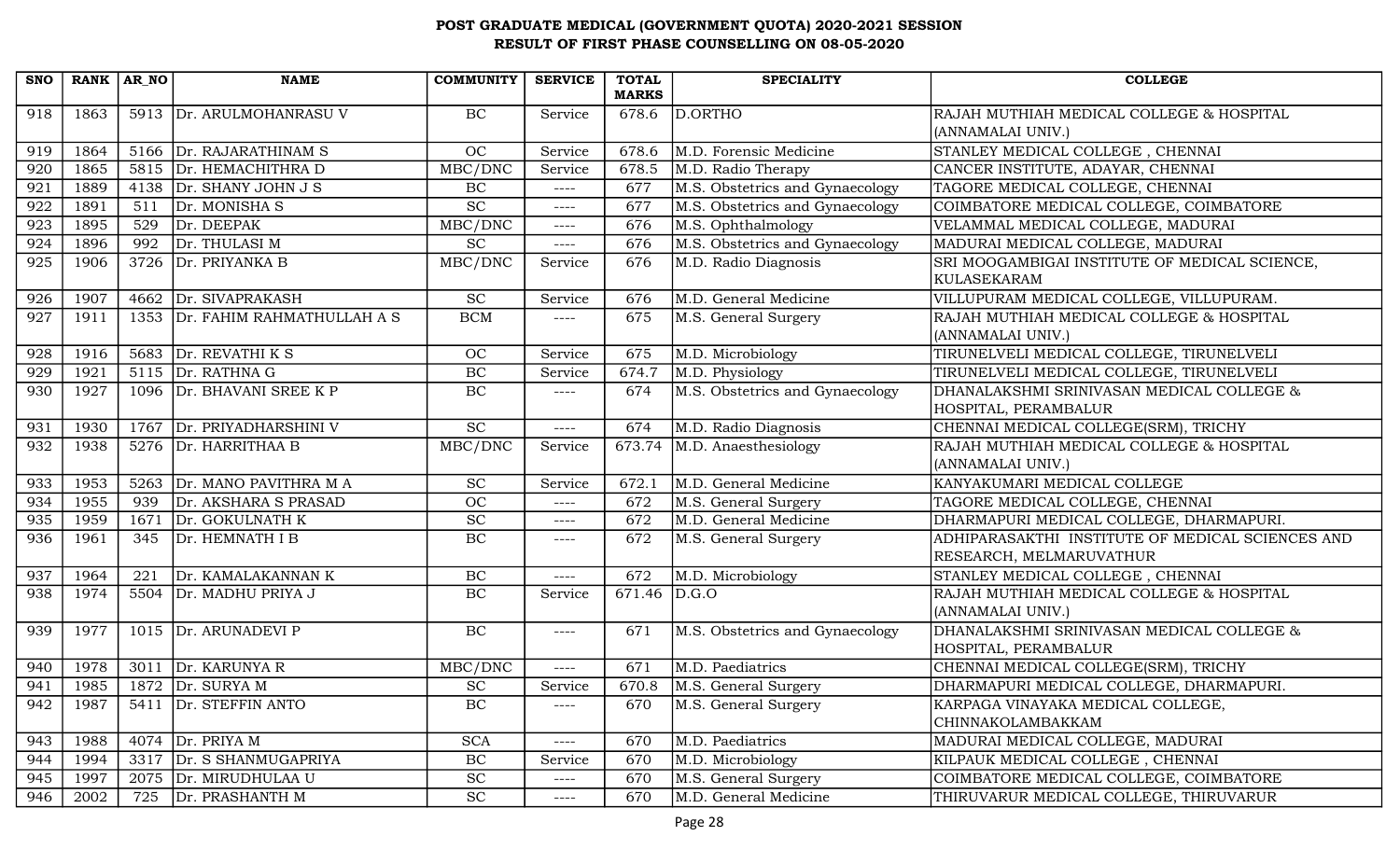# POST GRADUATE MEDICAL (GOVERNMENT QUOTA) 2020-2021 SESSION
## RESULT OF FIRST PHASE COUNSELLING ON 08-05-2020

| SNO | RANK | AR_NO | NAME | COMMUNITY | SERVICE | TOTAL MARKS | SPECIALITY | COLLEGE |
|---|---|---|---|---|---|---|---|---|
| 918 | 1863 | 5913 | Dr. ARULMOHANRASU V | BC | Service | 678.6 | D.ORTHO | RAJAH MUTHIAH MEDICAL COLLEGE & HOSPITAL (ANNAMALAI UNIV.) |
| 919 | 1864 | 5166 | Dr. RAJARATHINAM S | OC | Service | 678.6 | M.D. Forensic Medicine | STANLEY MEDICAL COLLEGE , CHENNAI |
| 920 | 1865 | 5815 | Dr. HEMACHITHRA D | MBC/DNC | Service | 678.5 | M.D. Radio Therapy | CANCER INSTITUTE, ADAYAR, CHENNAI |
| 921 | 1889 | 4138 | Dr. SHANY JOHN J S | BC | ---- | 677 | M.S. Obstetrics and Gynaecology | TAGORE MEDICAL COLLEGE, CHENNAI |
| 922 | 1891 | 511 | Dr. MONISHA S | SC | ---- | 677 | M.S. Obstetrics and Gynaecology | COIMBATORE MEDICAL COLLEGE, COIMBATORE |
| 923 | 1895 | 529 | Dr. DEEPAK | MBC/DNC | ---- | 676 | M.S. Ophthalmology | VELAMMAL MEDICAL COLLEGE, MADURAI |
| 924 | 1896 | 992 | Dr. THULASI M | SC | ---- | 676 | M.S. Obstetrics and Gynaecology | MADURAI MEDICAL COLLEGE, MADURAI |
| 925 | 1906 | 3726 | Dr. PRIYANKA B | MBC/DNC | Service | 676 | M.D. Radio Diagnosis | SRI MOOGAMBIGAI INSTITUTE OF MEDICAL SCIENCE, KULASEKARAM |
| 926 | 1907 | 4662 | Dr. SIVAPRAKASH | SC | Service | 676 | M.D. General Medicine | VILLUPURAM MEDICAL COLLEGE, VILLUPURAM. |
| 927 | 1911 | 1353 | Dr. FAHIM RAHMATHULLAH A S | BCM | ---- | 675 | M.S. General Surgery | RAJAH MUTHIAH MEDICAL COLLEGE & HOSPITAL (ANNAMALAI UNIV.) |
| 928 | 1916 | 5683 | Dr. REVATHI K S | OC | Service | 675 | M.D. Microbiology | TIRUNELVELI MEDICAL COLLEGE, TIRUNELVELI |
| 929 | 1921 | 5115 | Dr. RATHNA G | BC | Service | 674.7 | M.D. Physiology | TIRUNELVELI MEDICAL COLLEGE, TIRUNELVELI |
| 930 | 1927 | 1096 | Dr. BHAVANI SREE K P | BC | ---- | 674 | M.S. Obstetrics and Gynaecology | DHANALAKSHMI SRINIVASAN MEDICAL COLLEGE & HOSPITAL, PERAMBALUR |
| 931 | 1930 | 1767 | Dr. PRIYADHARSHINI V | SC | ---- | 674 | M.D. Radio Diagnosis | CHENNAI MEDICAL COLLEGE(SRM), TRICHY |
| 932 | 1938 | 5276 | Dr. HARRITHAA B | MBC/DNC | Service | 673.74 | M.D. Anaesthesiology | RAJAH MUTHIAH MEDICAL COLLEGE & HOSPITAL (ANNAMALAI UNIV.) |
| 933 | 1953 | 5263 | Dr. MANO PAVITHRA M A | SC | Service | 672.1 | M.D. General Medicine | KANYAKUMARI MEDICAL COLLEGE |
| 934 | 1955 | 939 | Dr. AKSHARA S PRASAD | OC | ---- | 672 | M.S. General Surgery | TAGORE MEDICAL COLLEGE, CHENNAI |
| 935 | 1959 | 1671 | Dr. GOKULNATH K | SC | ---- | 672 | M.D. General Medicine | DHARMAPURI MEDICAL COLLEGE, DHARMAPURI. |
| 936 | 1961 | 345 | Dr. HEMNATH I B | BC | ---- | 672 | M.S. General Surgery | ADHIPARASAKTHI INSTITUTE OF MEDICAL SCIENCES AND RESEARCH, MELMARUVATHUR |
| 937 | 1964 | 221 | Dr. KAMALAKANNAN K | BC | ---- | 672 | M.D. Microbiology | STANLEY MEDICAL COLLEGE , CHENNAI |
| 938 | 1974 | 5504 | Dr. MADHU PRIYA J | BC | Service | 671.46 | D.G.O | RAJAH MUTHIAH MEDICAL COLLEGE & HOSPITAL (ANNAMALAI UNIV.) |
| 939 | 1977 | 1015 | Dr. ARUNADEVI P | BC | ---- | 671 | M.S. Obstetrics and Gynaecology | DHANALAKSHMI SRINIVASAN MEDICAL COLLEGE & HOSPITAL, PERAMBALUR |
| 940 | 1978 | 3011 | Dr. KARUNYA R | MBC/DNC | ---- | 671 | M.D. Paediatrics | CHENNAI MEDICAL COLLEGE(SRM), TRICHY |
| 941 | 1985 | 1872 | Dr. SURYA M | SC | Service | 670.8 | M.S. General Surgery | DHARMAPURI MEDICAL COLLEGE, DHARMAPURI. |
| 942 | 1987 | 5411 | Dr. STEFFIN ANTO | BC | ---- | 670 | M.S. General Surgery | KARPAGA VINAYAKA MEDICAL COLLEGE, CHINNAKOLAMBAKKAM |
| 943 | 1988 | 4074 | Dr. PRIYA M | SCA | ---- | 670 | M.D. Paediatrics | MADURAI MEDICAL COLLEGE, MADURAI |
| 944 | 1994 | 3317 | Dr. S SHANMUGAPRIYA | BC | Service | 670 | M.D. Microbiology | KILPAUK MEDICAL COLLEGE , CHENNAI |
| 945 | 1997 | 2075 | Dr. MIRUDHULAA U | SC | ---- | 670 | M.S. General Surgery | COIMBATORE MEDICAL COLLEGE, COIMBATORE |
| 946 | 2002 | 725 | Dr. PRASHANTH M | SC | ---- | 670 | M.D. General Medicine | THIRUVARUR MEDICAL COLLEGE, THIRUVARUR |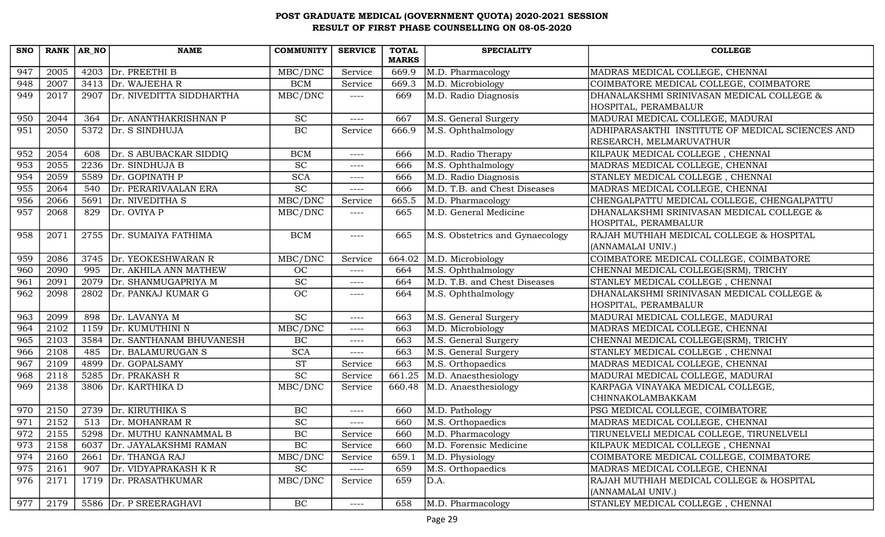# POST GRADUATE MEDICAL (GOVERNMENT QUOTA) 2020-2021 SESSION
## RESULT OF FIRST PHASE COUNSELLING ON 08-05-2020

| SNO | RANK | AR_NO | NAME | COMMUNITY | SERVICE | TOTAL MARKS | SPECIALITY | COLLEGE |
|---|---|---|---|---|---|---|---|---|
| 947 | 2005 | 4203 | Dr. PREETHI B | MBC/DNC | Service | 669.9 | M.D. Pharmacology | MADRAS MEDICAL COLLEGE, CHENNAI |
| 948 | 2007 | 3413 | Dr. WAJEEHA R | BCM | Service | 669.3 | M.D. Microbiology | COIMBATORE MEDICAL COLLEGE, COIMBATORE |
| 949 | 2017 | 2907 | Dr. NIVEDITTA SIDDHARTHA | MBC/DNC | ---- | 669 | M.D. Radio Diagnosis | DHANALAKSHMI SRINIVASAN MEDICAL COLLEGE & HOSPITAL, PERAMBALUR |
| 950 | 2044 | 364 | Dr. ANANTHAKRISHNAN P | SC | ---- | 667 | M.S. General Surgery | MADURAI MEDICAL COLLEGE, MADURAI |
| 951 | 2050 | 5372 | Dr. S SINDHUJA | BC | Service | 666.9 | M.S. Ophthalmology | ADHIPARASAKTHI INSTITUTE OF MEDICAL SCIENCES AND RESEARCH, MELMARUVATHUR |
| 952 | 2054 | 608 | Dr. S ABUBACKAR SIDDIQ | BCM | ---- | 666 | M.D. Radio Therapy | KILPAUK MEDICAL COLLEGE , CHENNAI |
| 953 | 2055 | 2236 | Dr. SINDHUJA B | SC | ---- | 666 | M.S. Ophthalmology | MADRAS MEDICAL COLLEGE, CHENNAI |
| 954 | 2059 | 5589 | Dr. GOPINATH P | SCA | ---- | 666 | M.D. Radio Diagnosis | STANLEY MEDICAL COLLEGE , CHENNAI |
| 955 | 2064 | 540 | Dr. PERARIVAALAN ERA | SC | ---- | 666 | M.D. T.B. and Chest Diseases | MADRAS MEDICAL COLLEGE, CHENNAI |
| 956 | 2066 | 5691 | Dr. NIVEDITHA S | MBC/DNC | Service | 665.5 | M.D. Pharmacology | CHENGALPATTU MEDICAL COLLEGE, CHENGALPATTU |
| 957 | 2068 | 829 | Dr. OVIYA P | MBC/DNC | ---- | 665 | M.D. General Medicine | DHANALAKSHMI SRINIVASAN MEDICAL COLLEGE & HOSPITAL, PERAMBALUR |
| 958 | 2071 | 2755 | Dr. SUMAIYA FATHIMA | BCM | ---- | 665 | M.S. Obstetrics and Gynaecology | RAJAH MUTHIAH MEDICAL COLLEGE & HOSPITAL (ANNAMALAI UNIV.) |
| 959 | 2086 | 3745 | Dr. YEOKESHWARAN R | MBC/DNC | Service | 664.02 | M.D. Microbiology | COIMBATORE MEDICAL COLLEGE, COIMBATORE |
| 960 | 2090 | 995 | Dr. AKHILA ANN MATHEW | OC | ---- | 664 | M.S. Ophthalmology | CHENNAI MEDICAL COLLEGE(SRM), TRICHY |
| 961 | 2091 | 2079 | Dr. SHANMUGAPRIYA M | SC | ---- | 664 | M.D. T.B. and Chest Diseases | STANLEY MEDICAL COLLEGE , CHENNAI |
| 962 | 2098 | 2802 | Dr. PANKAJ KUMAR G | OC | ---- | 664 | M.S. Ophthalmology | DHANALAKSHMI SRINIVASAN MEDICAL COLLEGE & HOSPITAL, PERAMBALUR |
| 963 | 2099 | 898 | Dr. LAVANYA M | SC | ---- | 663 | M.S. General Surgery | MADURAI MEDICAL COLLEGE, MADURAI |
| 964 | 2102 | 1159 | Dr. KUMUTHINI N | MBC/DNC | ---- | 663 | M.D. Microbiology | MADRAS MEDICAL COLLEGE, CHENNAI |
| 965 | 2103 | 3584 | Dr. SANTHANAM BHUVANESH | BC | ---- | 663 | M.S. General Surgery | CHENNAI MEDICAL COLLEGE(SRM), TRICHY |
| 966 | 2108 | 485 | Dr. BALAMURUGAN S | SCA | ---- | 663 | M.S. General Surgery | STANLEY MEDICAL COLLEGE , CHENNAI |
| 967 | 2109 | 4899 | Dr. GOPALSAMY | ST | Service | 663 | M.S. Orthopaedics | MADRAS MEDICAL COLLEGE, CHENNAI |
| 968 | 2118 | 5285 | Dr. PRAKASH R | SC | Service | 661.25 | M.D. Anaesthesiology | MADURAI MEDICAL COLLEGE, MADURAI |
| 969 | 2138 | 3806 | Dr. KARTHIKA D | MBC/DNC | Service | 660.48 | M.D. Anaesthesiology | KARPAGA VINAYAKA MEDICAL COLLEGE, CHINNAKOLAMBAKKAM |
| 970 | 2150 | 2739 | Dr. KIRUTHIKA S | BC | ---- | 660 | M.D. Pathology | PSG MEDICAL COLLEGE, COIMBATORE |
| 971 | 2152 | 513 | Dr. MOHANRAM R | SC | ---- | 660 | M.S. Orthopaedics | MADRAS MEDICAL COLLEGE, CHENNAI |
| 972 | 2155 | 5298 | Dr. MUTHU KANNAMMAL B | BC | Service | 660 | M.D. Pharmacology | TIRUNELVELI MEDICAL COLLEGE, TIRUNELVELI |
| 973 | 2158 | 6037 | Dr. JAYALAKSHMI RAMAN | BC | Service | 660 | M.D. Forensic Medicine | KILPAUK MEDICAL COLLEGE , CHENNAI |
| 974 | 2160 | 2661 | Dr. THANGA RAJ | MBC/DNC | Service | 659.1 | M.D. Physiology | COIMBATORE MEDICAL COLLEGE, COIMBATORE |
| 975 | 2161 | 907 | Dr. VIDYAPRAKASH K R | SC | ---- | 659 | M.S. Orthopaedics | MADRAS MEDICAL COLLEGE, CHENNAI |
| 976 | 2171 | 1719 | Dr. PRASATHKUMAR | MBC/DNC | Service | 659 | D.A. | RAJAH MUTHIAH MEDICAL COLLEGE & HOSPITAL (ANNAMALAI UNIV.) |
| 977 | 2179 | 5586 | Dr. P SREERAGHAVI | BC | ---- | 658 | M.D. Pharmacology | STANLEY MEDICAL COLLEGE , CHENNAI |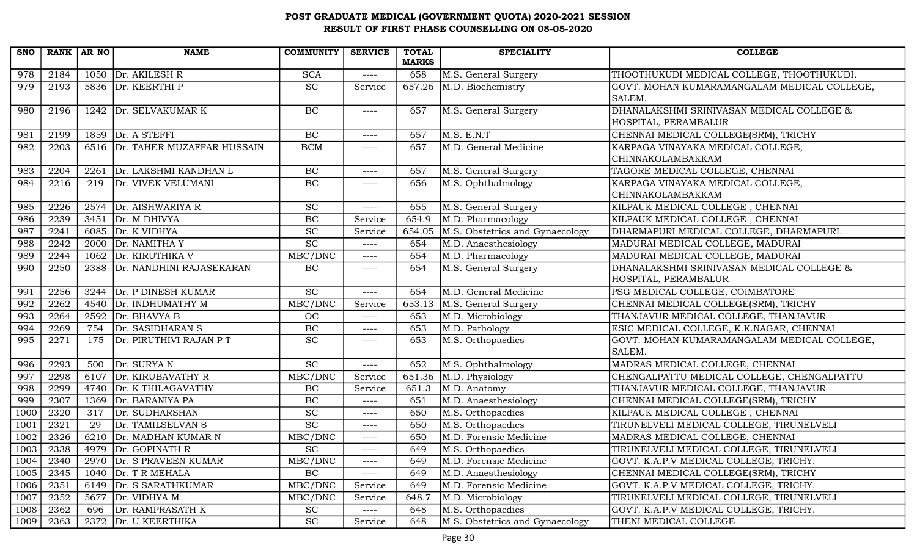# POST GRADUATE MEDICAL (GOVERNMENT QUOTA) 2020-2021 SESSION
## RESULT OF FIRST PHASE COUNSELLING ON 08-05-2020

| SNO | RANK | AR_NO | NAME | COMMUNITY | SERVICE | TOTAL MARKS | SPECIALITY | COLLEGE |
|---|---|---|---|---|---|---|---|---|
| 978 | 2184 | 1050 | Dr. AKILESH R | SCA | ---- | 658 | M.S. General Surgery | THOOTHUKUDI MEDICAL COLLEGE, THOOTHUKUDI. |
| 979 | 2193 | 5836 | Dr. KEERTHI P | SC | Service | 657.26 | M.D. Biochemistry | GOVT. MOHAN KUMARAMANGALAM MEDICAL COLLEGE, SALEM. |
| 980 | 2196 | 1242 | Dr. SELVAKUMAR K | BC | ---- | 657 | M.S. General Surgery | DHANALAKSHMI SRINIVASAN MEDICAL COLLEGE & HOSPITAL, PERAMBALUR |
| 981 | 2199 | 1859 | Dr. A STEFFI | BC | ---- | 657 | M.S. E.N.T | CHENNAI MEDICAL COLLEGE(SRM), TRICHY |
| 982 | 2203 | 6516 | Dr. TAHER MUZAFFAR HUSSAIN | BCM | ---- | 657 | M.D. General Medicine | KARPAGA VINAYAKA MEDICAL COLLEGE, CHINNAKOLAMBAKKAM |
| 983 | 2204 | 2261 | Dr. LAKSHMI KANDHAN L | BC | ---- | 657 | M.S. General Surgery | TAGORE MEDICAL COLLEGE, CHENNAI |
| 984 | 2216 | 219 | Dr. VIVEK VELUMANI | BC | ---- | 656 | M.S. Ophthalmology | KARPAGA VINAYAKA MEDICAL COLLEGE, CHINNAKOLAMBAKKAM |
| 985 | 2226 | 2574 | Dr. AISHWARIYA R | SC | ---- | 655 | M.S. General Surgery | KILPAUK MEDICAL COLLEGE , CHENNAI |
| 986 | 2239 | 3451 | Dr. M DHIVYA | BC | Service | 654.9 | M.D. Pharmacology | KILPAUK MEDICAL COLLEGE , CHENNAI |
| 987 | 2241 | 6085 | Dr. K VIDHYA | SC | Service | 654.05 | M.S. Obstetrics and Gynaecology | DHARMAPURI MEDICAL COLLEGE, DHARMAPURI. |
| 988 | 2242 | 2000 | Dr. NAMITHA Y | SC | ---- | 654 | M.D. Anaesthesiology | MADURAI MEDICAL COLLEGE, MADURAI |
| 989 | 2244 | 1062 | Dr. KIRUTHIKA V | MBC/DNC | ---- | 654 | M.D. Pharmacology | MADURAI MEDICAL COLLEGE, MADURAI |
| 990 | 2250 | 2388 | Dr. NANDHINI RAJASEKARAN | BC | ---- | 654 | M.S. General Surgery | DHANALAKSHMI SRINIVASAN MEDICAL COLLEGE & HOSPITAL, PERAMBALUR |
| 991 | 2256 | 3244 | Dr. P DINESH KUMAR | SC | ---- | 654 | M.D. General Medicine | PSG MEDICAL COLLEGE, COIMBATORE |
| 992 | 2262 | 4540 | Dr. INDHUMATHY M | MBC/DNC | Service | 653.13 | M.S. General Surgery | CHENNAI MEDICAL COLLEGE(SRM), TRICHY |
| 993 | 2264 | 2592 | Dr. BHAVYA B | OC | ---- | 653 | M.D. Microbiology | THANJAVUR MEDICAL COLLEGE, THANJAVUR |
| 994 | 2269 | 754 | Dr. SASIDHARAN S | BC | ---- | 653 | M.D. Pathology | ESIC MEDICAL COLLEGE, K.K.NAGAR, CHENNAI |
| 995 | 2271 | 175 | Dr. PIRUTHIVI RAJAN P T | SC | ---- | 653 | M.S. Orthopaedics | GOVT. MOHAN KUMARAMANGALAM MEDICAL COLLEGE, SALEM. |
| 996 | 2293 | 500 | Dr. SURYA N | SC | ---- | 652 | M.S. Ophthalmology | MADRAS MEDICAL COLLEGE, CHENNAI |
| 997 | 2298 | 6107 | Dr. KIRUBAVATHY R | MBC/DNC | Service | 651.36 | M.D. Physiology | CHENGALPATTU MEDICAL COLLEGE, CHENGALPATTU |
| 998 | 2299 | 4740 | Dr. K THILAGAVATHY | BC | Service | 651.3 | M.D. Anatomy | THANJAVUR MEDICAL COLLEGE, THANJAVUR |
| 999 | 2307 | 1369 | Dr. BARANIYA PA | BC | ---- | 651 | M.D. Anaesthesiology | CHENNAI MEDICAL COLLEGE(SRM), TRICHY |
| 1000 | 2320 | 317 | Dr. SUDHARSHAN | SC | ---- | 650 | M.S. Orthopaedics | KILPAUK MEDICAL COLLEGE , CHENNAI |
| 1001 | 2321 | 29 | Dr. TAMILSELVAN S | SC | ---- | 650 | M.S. Orthopaedics | TIRUNELVELI MEDICAL COLLEGE, TIRUNELVELI |
| 1002 | 2326 | 6210 | Dr. MADHAN KUMAR N | MBC/DNC | ---- | 650 | M.D. Forensic Medicine | MADRAS MEDICAL COLLEGE, CHENNAI |
| 1003 | 2338 | 4979 | Dr. GOPINATH R | SC | ---- | 649 | M.S. Orthopaedics | TIRUNELVELI MEDICAL COLLEGE, TIRUNELVELI |
| 1004 | 2340 | 2970 | Dr. S PRAVEEN KUMAR | MBC/DNC | ---- | 649 | M.D. Forensic Medicine | GOVT. K.A.P.V MEDICAL COLLEGE, TRICHY. |
| 1005 | 2345 | 1040 | Dr. T R MEHALA | BC | ---- | 649 | M.D. Anaesthesiology | CHENNAI MEDICAL COLLEGE(SRM), TRICHY |
| 1006 | 2351 | 6149 | Dr. S SARATHKUMAR | MBC/DNC | Service | 649 | M.D. Forensic Medicine | GOVT. K.A.P.V MEDICAL COLLEGE, TRICHY. |
| 1007 | 2352 | 5677 | Dr. VIDHYA M | MBC/DNC | Service | 648.7 | M.D. Microbiology | TIRUNELVELI MEDICAL COLLEGE, TIRUNELVELI |
| 1008 | 2362 | 696 | Dr. RAMPRASATH K | SC | ---- | 648 | M.S. Orthopaedics | GOVT. K.A.P.V MEDICAL COLLEGE, TRICHY. |
| 1009 | 2363 | 2372 | Dr. U KEERTHIKA | SC | Service | 648 | M.S. Obstetrics and Gynaecology | THENI MEDICAL COLLEGE |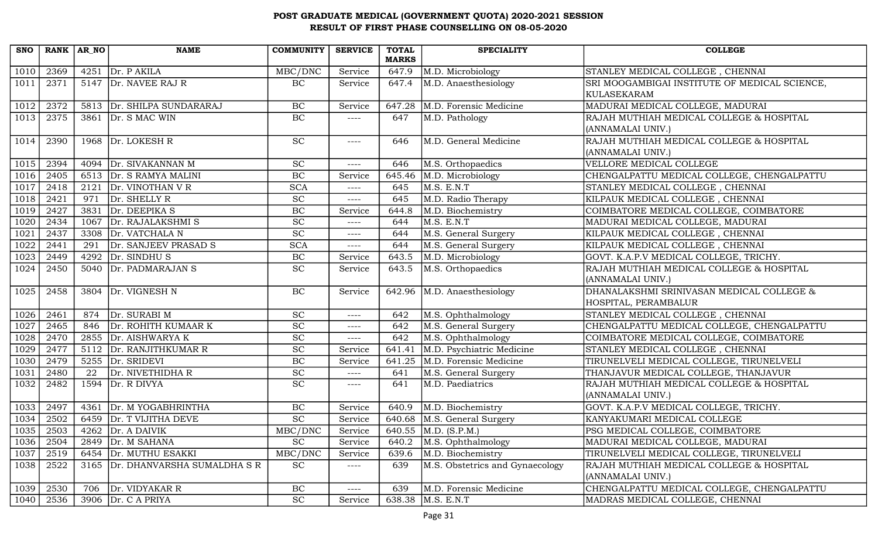# POST GRADUATE MEDICAL (GOVERNMENT QUOTA) 2020-2021 SESSION
## RESULT OF FIRST PHASE COUNSELLING ON 08-05-2020

| SNO | RANK | AR_NO | NAME | COMMUNITY | SERVICE | TOTAL MARKS | SPECIALITY | COLLEGE |
|---|---|---|---|---|---|---|---|---|
| 1010 | 2369 | 4251 | Dr. P AKILA | MBC/DNC | Service | 647.9 | M.D. Microbiology | STANLEY MEDICAL COLLEGE , CHENNAI |
| 1011 | 2371 | 5147 | Dr. NAVEE RAJ R | BC | Service | 647.4 | M.D. Anaesthesiology | SRI MOOGAMBIGAI INSTITUTE OF MEDICAL SCIENCE, KULASEKARAM |
| 1012 | 2372 | 5813 | Dr. SHILPA SUNDARARAJ | BC | Service | 647.28 | M.D. Forensic Medicine | MADURAI MEDICAL COLLEGE, MADURAI |
| 1013 | 2375 | 3861 | Dr. S MAC WIN | BC | ---- | 647 | M.D. Pathology | RAJAH MUTHIAH MEDICAL COLLEGE & HOSPITAL (ANNAMALAI UNIV.) |
| 1014 | 2390 | 1968 | Dr. LOKESH R | SC | ---- | 646 | M.D. General Medicine | RAJAH MUTHIAH MEDICAL COLLEGE & HOSPITAL (ANNAMALAI UNIV.) |
| 1015 | 2394 | 4094 | Dr. SIVAKANNAN M | SC | ---- | 646 | M.S. Orthopaedics | VELLORE MEDICAL COLLEGE |
| 1016 | 2405 | 6513 | Dr. S RAMYA MALINI | BC | Service | 645.46 | M.D. Microbiology | CHENGALPATTU MEDICAL COLLEGE, CHENGALPATTU |
| 1017 | 2418 | 2121 | Dr. VINOTHAN V R | SCA | ---- | 645 | M.S. E.N.T | STANLEY MEDICAL COLLEGE , CHENNAI |
| 1018 | 2421 | 971 | Dr. SHELLY R | SC | ---- | 645 | M.D. Radio Therapy | KILPAUK MEDICAL COLLEGE , CHENNAI |
| 1019 | 2427 | 3831 | Dr. DEEPIKA S | BC | Service | 644.8 | M.D. Biochemistry | COIMBATORE MEDICAL COLLEGE, COIMBATORE |
| 1020 | 2434 | 1067 | Dr. RAJALAKSHMI S | SC | ---- | 644 | M.S. E.N.T | MADURAI MEDICAL COLLEGE, MADURAI |
| 1021 | 2437 | 3308 | Dr. VATCHALA N | SC | ---- | 644 | M.S. General Surgery | KILPAUK MEDICAL COLLEGE , CHENNAI |
| 1022 | 2441 | 291 | Dr. SANJEEV PRASAD S | SCA | ---- | 644 | M.S. General Surgery | KILPAUK MEDICAL COLLEGE , CHENNAI |
| 1023 | 2449 | 4292 | Dr. SINDHU S | BC | Service | 643.5 | M.D. Microbiology | GOVT. K.A.P.V MEDICAL COLLEGE, TRICHY. |
| 1024 | 2450 | 5040 | Dr. PADMARAJAN S | SC | Service | 643.5 | M.S. Orthopaedics | RAJAH MUTHIAH MEDICAL COLLEGE & HOSPITAL (ANNAMALAI UNIV.) |
| 1025 | 2458 | 3804 | Dr. VIGNESH N | BC | Service | 642.96 | M.D. Anaesthesiology | DHANALAKSHMI SRINIVASAN MEDICAL COLLEGE & HOSPITAL, PERAMBALUR |
| 1026 | 2461 | 874 | Dr. SURABI M | SC | ---- | 642 | M.S. Ophthalmology | STANLEY MEDICAL COLLEGE , CHENNAI |
| 1027 | 2465 | 846 | Dr. ROHITH KUMAAR K | SC | ---- | 642 | M.S. General Surgery | CHENGALPATTU MEDICAL COLLEGE, CHENGALPATTU |
| 1028 | 2470 | 2855 | Dr. AISHWARYA K | SC | ---- | 642 | M.S. Ophthalmology | COIMBATORE MEDICAL COLLEGE, COIMBATORE |
| 1029 | 2477 | 5112 | Dr. RANJITHKUMAR R | SC | Service | 641.41 | M.D. Psychiatric Medicine | STANLEY MEDICAL COLLEGE , CHENNAI |
| 1030 | 2479 | 5255 | Dr. SRIDEVI | BC | Service | 641.25 | M.D. Forensic Medicine | TIRUNELVELI MEDICAL COLLEGE, TIRUNELVELI |
| 1031 | 2480 | 22 | Dr. NIVETHIDHA R | SC | ---- | 641 | M.S. General Surgery | THANJAVUR MEDICAL COLLEGE, THANJAVUR |
| 1032 | 2482 | 1594 | Dr. R DIVYA | SC | ---- | 641 | M.D. Paediatrics | RAJAH MUTHIAH MEDICAL COLLEGE & HOSPITAL (ANNAMALAI UNIV.) |
| 1033 | 2497 | 4361 | Dr. M YOGABHRINTHA | BC | Service | 640.9 | M.D. Biochemistry | GOVT. K.A.P.V MEDICAL COLLEGE, TRICHY. |
| 1034 | 2502 | 6459 | Dr. T VIJITHA DEVE | SC | Service | 640.68 | M.S. General Surgery | KANYAKUMARI MEDICAL COLLEGE |
| 1035 | 2503 | 4262 | Dr. A DAIVIK | MBC/DNC | Service | 640.55 | M.D. (S.P.M.) | PSG MEDICAL COLLEGE, COIMBATORE |
| 1036 | 2504 | 2849 | Dr. M SAHANA | SC | Service | 640.2 | M.S. Ophthalmology | MADURAI MEDICAL COLLEGE, MADURAI |
| 1037 | 2519 | 6454 | Dr. MUTHU ESAKKI | MBC/DNC | Service | 639.6 | M.D. Biochemistry | TIRUNELVELI MEDICAL COLLEGE, TIRUNELVELI |
| 1038 | 2522 | 3165 | Dr. DHANVARSHA SUMALDHA S R | SC | ---- | 639 | M.S. Obstetrics and Gynaecology | RAJAH MUTHIAH MEDICAL COLLEGE & HOSPITAL (ANNAMALAI UNIV.) |
| 1039 | 2530 | 706 | Dr. VIDYAKAR R | BC | ---- | 639 | M.D. Forensic Medicine | CHENGALPATTU MEDICAL COLLEGE, CHENGALPATTU |
| 1040 | 2536 | 3906 | Dr. C A PRIYA | SC | Service | 638.38 | M.S. E.N.T | MADRAS MEDICAL COLLEGE, CHENNAI |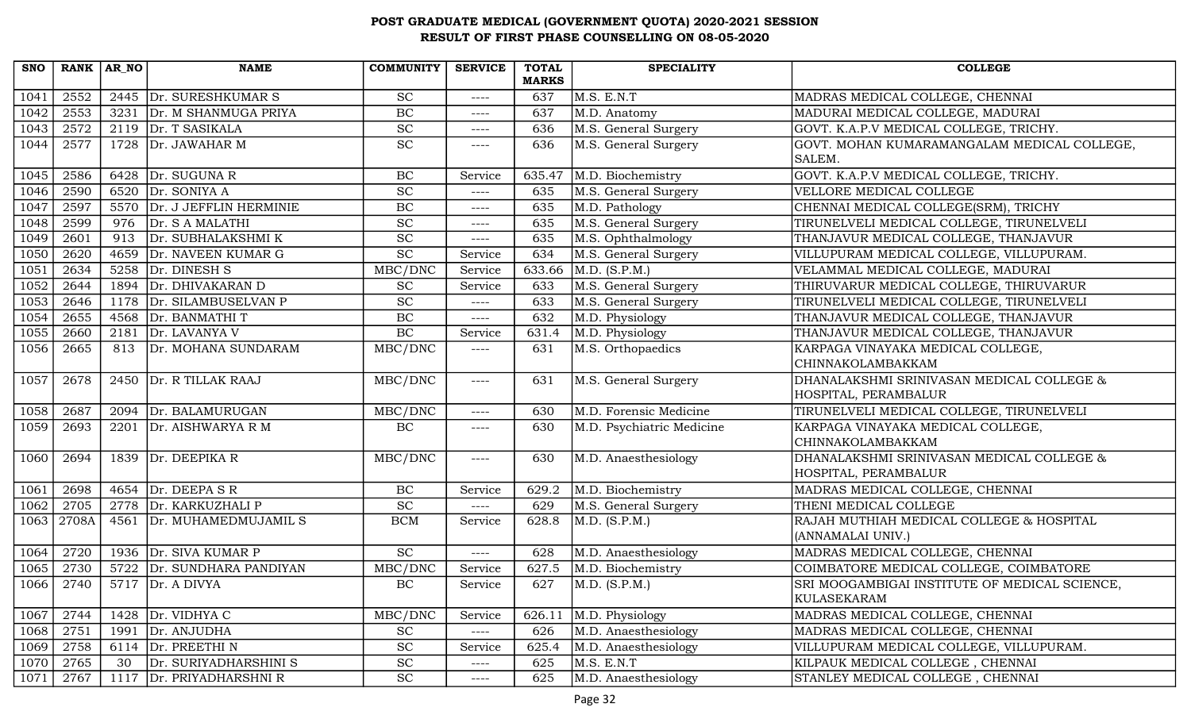# POST GRADUATE MEDICAL (GOVERNMENT QUOTA) 2020-2021 SESSION
## RESULT OF FIRST PHASE COUNSELLING ON 08-05-2020

| SNO | RANK | AR_NO | NAME | COMMUNITY | SERVICE | TOTAL MARKS | SPECIALITY | COLLEGE |
|---|---|---|---|---|---|---|---|---|
| 1041 | 2552 | 2445 | Dr. SURESHKUMAR S | SC | ---- | 637 | M.S. E.N.T | MADRAS MEDICAL COLLEGE, CHENNAI |
| 1042 | 2553 | 3231 | Dr. M SHANMUGA PRIYA | BC | ---- | 637 | M.D. Anatomy | MADURAI MEDICAL COLLEGE, MADURAI |
| 1043 | 2572 | 2119 | Dr. T SASIKALA | SC | ---- | 636 | M.S. General Surgery | GOVT. K.A.P.V MEDICAL COLLEGE, TRICHY. |
| 1044 | 2577 | 1728 | Dr. JAWAHAR M | SC | ---- | 636 | M.S. General Surgery | GOVT. MOHAN KUMARAMANGALAM MEDICAL COLLEGE, SALEM. |
| 1045 | 2586 | 6428 | Dr. SUGUNA R | BC | Service | 635.47 | M.D. Biochemistry | GOVT. K.A.P.V MEDICAL COLLEGE, TRICHY. |
| 1046 | 2590 | 6520 | Dr. SONIYA A | SC | ---- | 635 | M.S. General Surgery | VELLORE MEDICAL COLLEGE |
| 1047 | 2597 | 5570 | Dr. J JEFFLIN HERMINIE | BC | ---- | 635 | M.D. Pathology | CHENNAI MEDICAL COLLEGE(SRM), TRICHY |
| 1048 | 2599 | 976 | Dr. S A MALATHI | SC | ---- | 635 | M.S. General Surgery | TIRUNELVELI MEDICAL COLLEGE, TIRUNELVELI |
| 1049 | 2601 | 913 | Dr. SUBHALAKSHMI K | SC | ---- | 635 | M.S. Ophthalmology | THANJAVUR MEDICAL COLLEGE, THANJAVUR |
| 1050 | 2620 | 4659 | Dr. NAVEEN KUMAR G | SC | Service | 634 | M.S. General Surgery | VILLUPURAM MEDICAL COLLEGE, VILLUPURAM. |
| 1051 | 2634 | 5258 | Dr. DINESH S | MBC/DNC | Service | 633.66 | M.D. (S.P.M.) | VELAMMAL MEDICAL COLLEGE, MADURAI |
| 1052 | 2644 | 1894 | Dr. DHIVAKARAN D | SC | Service | 633 | M.S. General Surgery | THIRUVARUR MEDICAL COLLEGE, THIRUVARUR |
| 1053 | 2646 | 1178 | Dr. SILAMBUSELVAN P | SC | ---- | 633 | M.S. General Surgery | TIRUNELVELI MEDICAL COLLEGE, TIRUNELVELI |
| 1054 | 2655 | 4568 | Dr. BANMATHI T | BC | ---- | 632 | M.D. Physiology | THANJAVUR MEDICAL COLLEGE, THANJAVUR |
| 1055 | 2660 | 2181 | Dr. LAVANYA V | BC | Service | 631.4 | M.D. Physiology | THANJAVUR MEDICAL COLLEGE, THANJAVUR |
| 1056 | 2665 | 813 | Dr. MOHANA SUNDARAM | MBC/DNC | ---- | 631 | M.S. Orthopaedics | KARPAGA VINAYAKA MEDICAL COLLEGE, CHINNAKOLAMBAKKAM |
| 1057 | 2678 | 2450 | Dr. R TILLAK RAAJ | MBC/DNC | ---- | 631 | M.S. General Surgery | DHANALAKSHMI SRINIVASAN MEDICAL COLLEGE & HOSPITAL, PERAMBALUR |
| 1058 | 2687 | 2094 | Dr. BALAMURUGAN | MBC/DNC | ---- | 630 | M.D. Forensic Medicine | TIRUNELVELI MEDICAL COLLEGE, TIRUNELVELI |
| 1059 | 2693 | 2201 | Dr. AISHWARYA R M | BC | ---- | 630 | M.D. Psychiatric Medicine | KARPAGA VINAYAKA MEDICAL COLLEGE, CHINNAKOLAMBAKKAM |
| 1060 | 2694 | 1839 | Dr. DEEPIKA R | MBC/DNC | ---- | 630 | M.D. Anaesthesiology | DHANALAKSHMI SRINIVASAN MEDICAL COLLEGE & HOSPITAL, PERAMBALUR |
| 1061 | 2698 | 4654 | Dr. DEEPA S R | BC | Service | 629.2 | M.D. Biochemistry | MADRAS MEDICAL COLLEGE, CHENNAI |
| 1062 | 2705 | 2778 | Dr. KARKUZHALI P | SC | ---- | 629 | M.S. General Surgery | THENI MEDICAL COLLEGE |
| 1063 | 2708A | 4561 | Dr. MUHAMEDMUJAMIL S | BCM | Service | 628.8 | M.D. (S.P.M.) | RAJAH MUTHIAH MEDICAL COLLEGE & HOSPITAL (ANNAMALAI UNIV.) |
| 1064 | 2720 | 1936 | Dr. SIVA KUMAR P | SC | ---- | 628 | M.D. Anaesthesiology | MADRAS MEDICAL COLLEGE, CHENNAI |
| 1065 | 2730 | 5722 | Dr. SUNDHARA PANDIYAN | MBC/DNC | Service | 627.5 | M.D. Biochemistry | COIMBATORE MEDICAL COLLEGE, COIMBATORE |
| 1066 | 2740 | 5717 | Dr. A DIVYA | BC | Service | 627 | M.D. (S.P.M.) | SRI MOOGAMBIGAI INSTITUTE OF MEDICAL SCIENCE, KULASEKARAM |
| 1067 | 2744 | 1428 | Dr. VIDHYA C | MBC/DNC | Service | 626.11 | M.D. Physiology | MADRAS MEDICAL COLLEGE, CHENNAI |
| 1068 | 2751 | 1991 | Dr. ANJUDHA | SC | ---- | 626 | M.D. Anaesthesiology | MADRAS MEDICAL COLLEGE, CHENNAI |
| 1069 | 2758 | 6114 | Dr. PREETHI N | SC | Service | 625.4 | M.D. Anaesthesiology | VILLUPURAM MEDICAL COLLEGE, VILLUPURAM. |
| 1070 | 2765 | 30 | Dr. SURIYADHARSHINI S | SC | ---- | 625 | M.S. E.N.T | KILPAUK MEDICAL COLLEGE , CHENNAI |
| 1071 | 2767 | 1117 | Dr. PRIYADHARSHNI R | SC | ---- | 625 | M.D. Anaesthesiology | STANLEY MEDICAL COLLEGE , CHENNAI |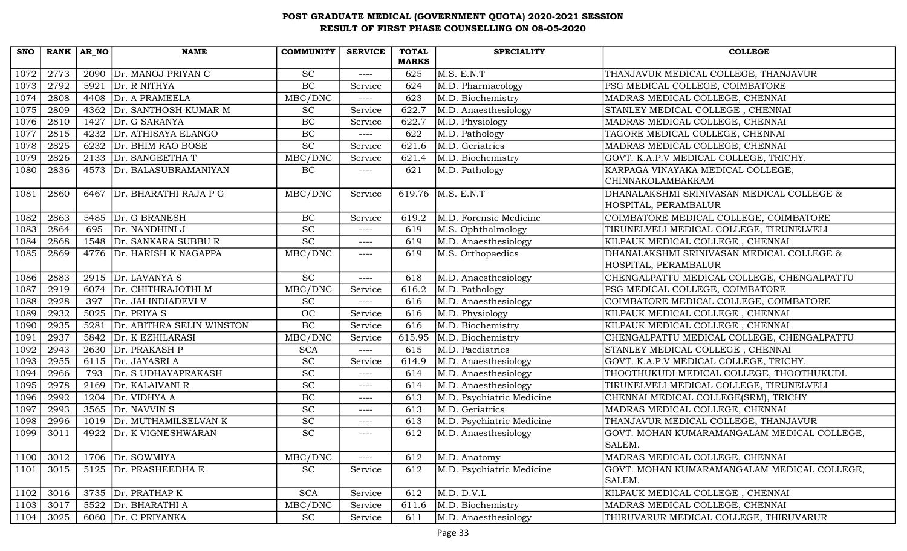# POST GRADUATE MEDICAL (GOVERNMENT QUOTA) 2020-2021 SESSION
## RESULT OF FIRST PHASE COUNSELLING ON 08-05-2020

| SNO | RANK | AR_NO | NAME | COMMUNITY | SERVICE | TOTAL MARKS | SPECIALITY | COLLEGE |
|---|---|---|---|---|---|---|---|---|
| 1072 | 2773 | 2090 | Dr. MANOJ PRIYAN C | SC | ---- | 625 | M.S. E.N.T | THANJAVUR MEDICAL COLLEGE, THANJAVUR |
| 1073 | 2792 | 5921 | Dr. R NITHYA | BC | Service | 624 | M.D. Pharmacology | PSG MEDICAL COLLEGE, COIMBATORE |
| 1074 | 2808 | 4408 | Dr. A PRAMEELA | MBC/DNC | ---- | 623 | M.D. Biochemistry | MADRAS MEDICAL COLLEGE, CHENNAI |
| 1075 | 2809 | 4362 | Dr. SANTHOSH KUMAR M | SC | Service | 622.7 | M.D. Anaesthesiology | STANLEY MEDICAL COLLEGE , CHENNAI |
| 1076 | 2810 | 1427 | Dr. G SARANYA | BC | Service | 622.7 | M.D. Physiology | MADRAS MEDICAL COLLEGE, CHENNAI |
| 1077 | 2815 | 4232 | Dr. ATHISAYA ELANGO | BC | ---- | 622 | M.D. Pathology | TAGORE MEDICAL COLLEGE, CHENNAI |
| 1078 | 2825 | 6232 | Dr. BHIM RAO BOSE | SC | Service | 621.6 | M.D. Geriatrics | MADRAS MEDICAL COLLEGE, CHENNAI |
| 1079 | 2826 | 2133 | Dr. SANGEETHA T | MBC/DNC | Service | 621.4 | M.D. Biochemistry | GOVT. K.A.P.V MEDICAL COLLEGE, TRICHY. |
| 1080 | 2836 | 4573 | Dr. BALASUBRAMANIYAN | BC | ---- | 621 | M.D. Pathology | KARPAGA VINAYAKA MEDICAL COLLEGE, CHINNAKOLAMBAKKAM |
| 1081 | 2860 | 6467 | Dr. BHARATHI RAJA P G | MBC/DNC | Service | 619.76 | M.S. E.N.T | DHANALAKSHMI SRINIVASAN MEDICAL COLLEGE & HOSPITAL, PERAMBALUR |
| 1082 | 2863 | 5485 | Dr. G BRANESH | BC | Service | 619.2 | M.D. Forensic Medicine | COIMBATORE MEDICAL COLLEGE, COIMBATORE |
| 1083 | 2864 | 695 | Dr. NANDHINI J | SC | ---- | 619 | M.S. Ophthalmology | TIRUNELVELI MEDICAL COLLEGE, TIRUNELVELI |
| 1084 | 2868 | 1548 | Dr. SANKARA SUBBU R | SC | ---- | 619 | M.D. Anaesthesiology | KILPAUK MEDICAL COLLEGE , CHENNAI |
| 1085 | 2869 | 4776 | Dr. HARISH K NAGAPPA | MBC/DNC | ---- | 619 | M.S. Orthopaedics | DHANALAKSHMI SRINIVASAN MEDICAL COLLEGE & HOSPITAL, PERAMBALUR |
| 1086 | 2883 | 2915 | Dr. LAVANYA S | SC | ---- | 618 | M.D. Anaesthesiology | CHENGALPATTU MEDICAL COLLEGE, CHENGALPATTU |
| 1087 | 2919 | 6074 | Dr. CHITHRAJOTHI M | MBC/DNC | Service | 616.2 | M.D. Pathology | PSG MEDICAL COLLEGE, COIMBATORE |
| 1088 | 2928 | 397 | Dr. JAI INDIADEVI V | SC | ---- | 616 | M.D. Anaesthesiology | COIMBATORE MEDICAL COLLEGE, COIMBATORE |
| 1089 | 2932 | 5025 | Dr. PRIYA S | OC | Service | 616 | M.D. Physiology | KILPAUK MEDICAL COLLEGE , CHENNAI |
| 1090 | 2935 | 5281 | Dr. ABITHRA SELIN WINSTON | BC | Service | 616 | M.D. Biochemistry | KILPAUK MEDICAL COLLEGE , CHENNAI |
| 1091 | 2937 | 5842 | Dr. K EZHILARASI | MBC/DNC | Service | 615.95 | M.D. Biochemistry | CHENGALPATTU MEDICAL COLLEGE, CHENGALPATTU |
| 1092 | 2943 | 2630 | Dr. PRAKASH P | SCA | ---- | 615 | M.D. Paediatrics | STANLEY MEDICAL COLLEGE , CHENNAI |
| 1093 | 2955 | 6115 | Dr. JAYASRI A | SC | Service | 614.9 | M.D. Anaesthesiology | GOVT. K.A.P.V MEDICAL COLLEGE, TRICHY. |
| 1094 | 2966 | 793 | Dr. S UDHAYAPRAKASH | SC | ---- | 614 | M.D. Anaesthesiology | THOOTHUKUDI MEDICAL COLLEGE, THOOTHUKUDI. |
| 1095 | 2978 | 2169 | Dr. KALAIVANI R | SC | ---- | 614 | M.D. Anaesthesiology | TIRUNELVELI MEDICAL COLLEGE, TIRUNELVELI |
| 1096 | 2992 | 1204 | Dr. VIDHYA A | BC | ---- | 613 | M.D. Psychiatric Medicine | CHENNAI MEDICAL COLLEGE(SRM), TRICHY |
| 1097 | 2993 | 3565 | Dr. NAVVIN S | SC | ---- | 613 | M.D. Geriatrics | MADRAS MEDICAL COLLEGE, CHENNAI |
| 1098 | 2996 | 1019 | Dr. MUTHAMILSELVAN K | SC | ---- | 613 | M.D. Psychiatric Medicine | THANJAVUR MEDICAL COLLEGE, THANJAVUR |
| 1099 | 3011 | 4922 | Dr. K VIGNESHWARAN | SC | ---- | 612 | M.D. Anaesthesiology | GOVT. MOHAN KUMARAMANGALAM MEDICAL COLLEGE, SALEM. |
| 1100 | 3012 | 1706 | Dr. SOWMIYA | MBC/DNC | ---- | 612 | M.D. Anatomy | MADRAS MEDICAL COLLEGE, CHENNAI |
| 1101 | 3015 | 5125 | Dr. PRASHEEDHA E | SC | Service | 612 | M.D. Psychiatric Medicine | GOVT. MOHAN KUMARAMANGALAM MEDICAL COLLEGE, SALEM. |
| 1102 | 3016 | 3735 | Dr. PRATHAP K | SCA | Service | 612 | M.D. D.V.L | KILPAUK MEDICAL COLLEGE , CHENNAI |
| 1103 | 3017 | 5522 | Dr. BHARATHI A | MBC/DNC | Service | 611.6 | M.D. Biochemistry | MADRAS MEDICAL COLLEGE, CHENNAI |
| 1104 | 3025 | 6060 | Dr. C PRIYANKA | SC | Service | 611 | M.D. Anaesthesiology | THIRUVARUR MEDICAL COLLEGE, THIRUVARUR |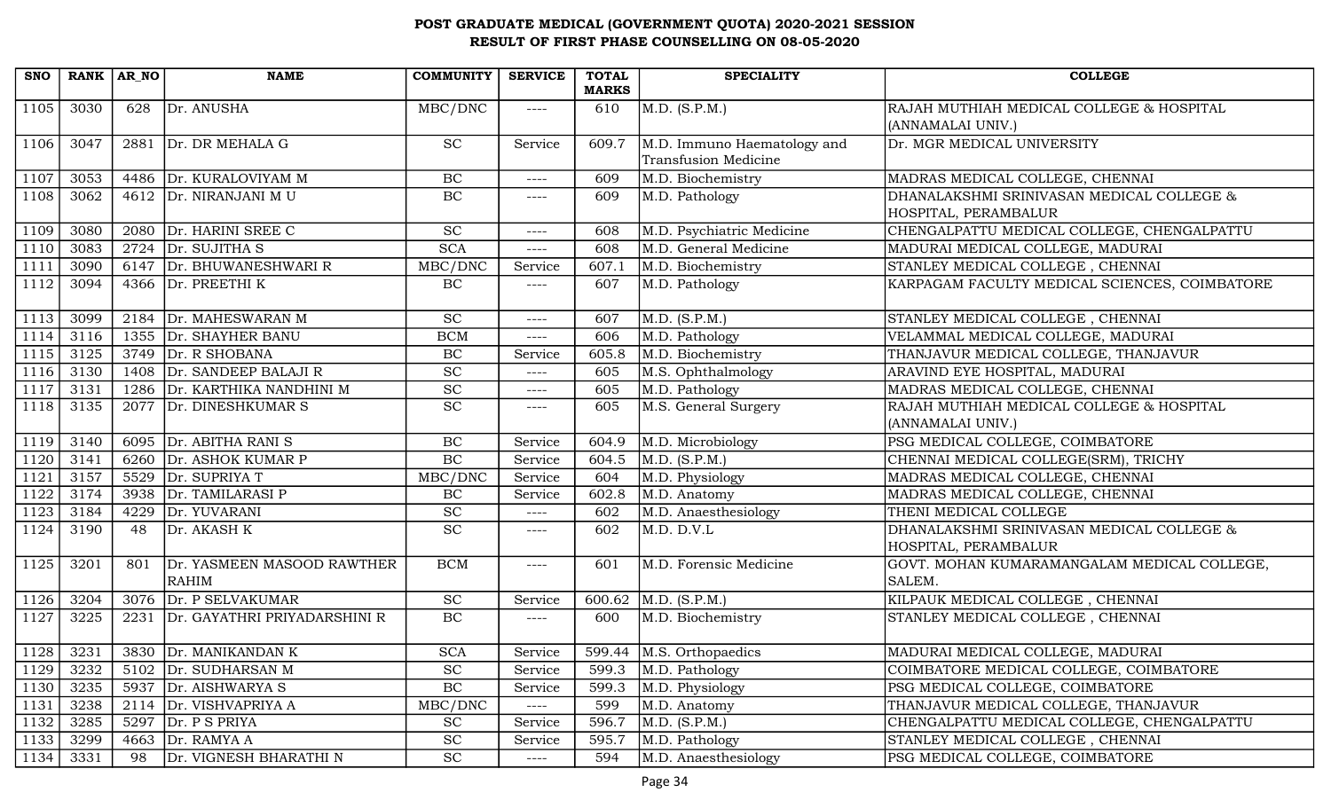# POST GRADUATE MEDICAL (GOVERNMENT QUOTA) 2020-2021 SESSION
## RESULT OF FIRST PHASE COUNSELLING ON 08-05-2020

| SNO | RANK | AR_NO | NAME | COMMUNITY | SERVICE | TOTAL MARKS | SPECIALITY | COLLEGE |
|---|---|---|---|---|---|---|---|---|
| 1105 | 3030 | 628 | Dr. ANUSHA | MBC/DNC | ---- | 610 | M.D. (S.P.M.) | RAJAH MUTHIAH MEDICAL COLLEGE & HOSPITAL (ANNAMALAI UNIV.) |
| 1106 | 3047 | 2881 | Dr. DR MEHALA G | SC | Service | 609.7 | M.D. Immuno Haematology and Transfusion Medicine | Dr. MGR MEDICAL UNIVERSITY |
| 1107 | 3053 | 4486 | Dr. KURALOVIYAM M | BC | ---- | 609 | M.D. Biochemistry | MADRAS MEDICAL COLLEGE, CHENNAI |
| 1108 | 3062 | 4612 | Dr. NIRANJANI M U | BC | ---- | 609 | M.D. Pathology | DHANALAKSHMI SRINIVASAN MEDICAL COLLEGE & HOSPITAL, PERAMBALUR |
| 1109 | 3080 | 2080 | Dr. HARINI SREE C | SC | ---- | 608 | M.D. Psychiatric Medicine | CHENGALPATTU MEDICAL COLLEGE, CHENGALPATTU |
| 1110 | 3083 | 2724 | Dr. SUJITHA S | SCA | ---- | 608 | M.D. General Medicine | MADURAI MEDICAL COLLEGE, MADURAI |
| 1111 | 3090 | 6147 | Dr. BHUWANESHWARI R | MBC/DNC | Service | 607.1 | M.D. Biochemistry | STANLEY MEDICAL COLLEGE , CHENNAI |
| 1112 | 3094 | 4366 | Dr. PREETHI K | BC | ---- | 607 | M.D. Pathology | KARPAGAM FACULTY MEDICAL SCIENCES, COIMBATORE |
| 1113 | 3099 | 2184 | Dr. MAHESWARAN M | SC | ---- | 607 | M.D. (S.P.M.) | STANLEY MEDICAL COLLEGE , CHENNAI |
| 1114 | 3116 | 1355 | Dr. SHAYHER BANU | BCM | ---- | 606 | M.D. Pathology | VELAMMAL MEDICAL COLLEGE, MADURAI |
| 1115 | 3125 | 3749 | Dr. R SHOBANA | BC | Service | 605.8 | M.D. Biochemistry | THANJAVUR MEDICAL COLLEGE, THANJAVUR |
| 1116 | 3130 | 1408 | Dr. SANDEEP BALAJI R | SC | ---- | 605 | M.S. Ophthalmology | ARAVIND EYE HOSPITAL, MADURAI |
| 1117 | 3131 | 1286 | Dr. KARTHIKA NANDHINI M | SC | ---- | 605 | M.D. Pathology | MADRAS MEDICAL COLLEGE, CHENNAI |
| 1118 | 3135 | 2077 | Dr. DINESHKUMAR S | SC | ---- | 605 | M.S. General Surgery | RAJAH MUTHIAH MEDICAL COLLEGE & HOSPITAL (ANNAMALAI UNIV.) |
| 1119 | 3140 | 6095 | Dr. ABITHA RANI S | BC | Service | 604.9 | M.D. Microbiology | PSG MEDICAL COLLEGE, COIMBATORE |
| 1120 | 3141 | 6260 | Dr. ASHOK KUMAR P | BC | Service | 604.5 | M.D. (S.P.M.) | CHENNAI MEDICAL COLLEGE(SRM), TRICHY |
| 1121 | 3157 | 5529 | Dr. SUPRIYA T | MBC/DNC | Service | 604 | M.D. Physiology | MADRAS MEDICAL COLLEGE, CHENNAI |
| 1122 | 3174 | 3938 | Dr. TAMILARASI P | BC | Service | 602.8 | M.D. Anatomy | MADRAS MEDICAL COLLEGE, CHENNAI |
| 1123 | 3184 | 4229 | Dr. YUVARANI | SC | ---- | 602 | M.D. Anaesthesiology | THENI MEDICAL COLLEGE |
| 1124 | 3190 | 48 | Dr. AKASH K | SC | ---- | 602 | M.D. D.V.L | DHANALAKSHMI SRINIVASAN MEDICAL COLLEGE & HOSPITAL, PERAMBALUR |
| 1125 | 3201 | 801 | Dr. YASMEEN MASOOD RAWTHER RAHIM | BCM | ---- | 601 | M.D. Forensic Medicine | GOVT. MOHAN KUMARAMANGALAM MEDICAL COLLEGE, SALEM. |
| 1126 | 3204 | 3076 | Dr. P SELVAKUMAR | SC | Service | 600.62 | M.D. (S.P.M.) | KILPAUK MEDICAL COLLEGE , CHENNAI |
| 1127 | 3225 | 2231 | Dr. GAYATHRI PRIYADARSHINI R | BC | ---- | 600 | M.D. Biochemistry | STANLEY MEDICAL COLLEGE , CHENNAI |
| 1128 | 3231 | 3830 | Dr. MANIKANDAN K | SCA | Service | 599.44 | M.S. Orthopaedics | MADURAI MEDICAL COLLEGE, MADURAI |
| 1129 | 3232 | 5102 | Dr. SUDHARSAN M | SC | Service | 599.3 | M.D. Pathology | COIMBATORE MEDICAL COLLEGE, COIMBATORE |
| 1130 | 3235 | 5937 | Dr. AISHWARYA S | BC | Service | 599.3 | M.D. Physiology | PSG MEDICAL COLLEGE, COIMBATORE |
| 1131 | 3238 | 2114 | Dr. VISHVAPRIYA A | MBC/DNC | ---- | 599 | M.D. Anatomy | THANJAVUR MEDICAL COLLEGE, THANJAVUR |
| 1132 | 3285 | 5297 | Dr. P S PRIYA | SC | Service | 596.7 | M.D. (S.P.M.) | CHENGALPATTU MEDICAL COLLEGE, CHENGALPATTU |
| 1133 | 3299 | 4663 | Dr. RAMYA A | SC | Service | 595.7 | M.D. Pathology | STANLEY MEDICAL COLLEGE , CHENNAI |
| 1134 | 3331 | 98 | Dr. VIGNESH BHARATHI N | SC | ---- | 594 | M.D. Anaesthesiology | PSG MEDICAL COLLEGE, COIMBATORE |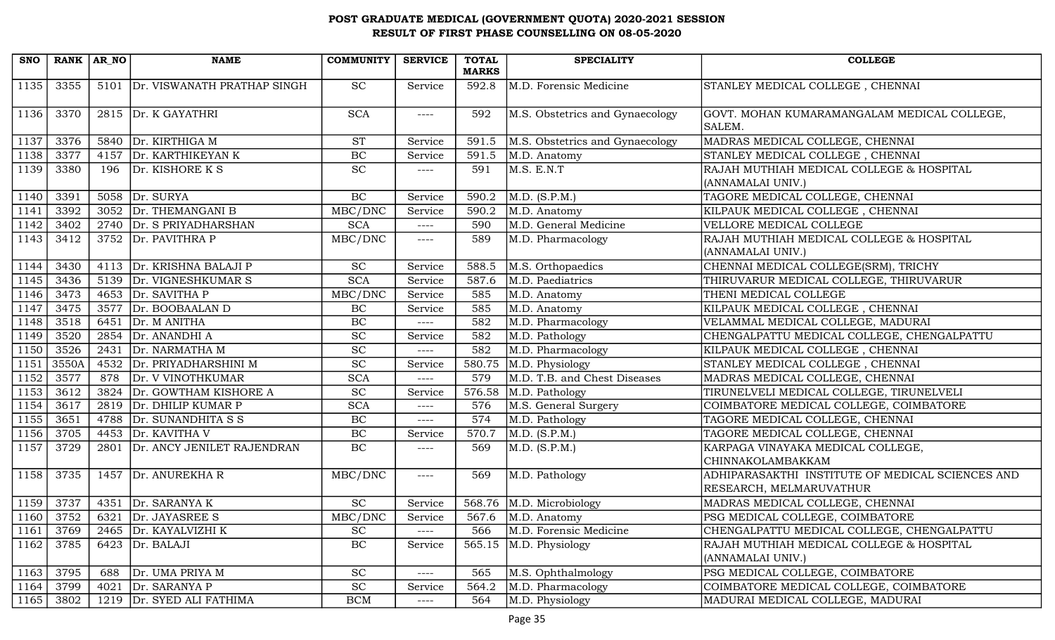# POST GRADUATE MEDICAL (GOVERNMENT QUOTA) 2020-2021 SESSION
## RESULT OF FIRST PHASE COUNSELLING ON 08-05-2020

| SNO | RANK | AR_NO | NAME | COMMUNITY | SERVICE | TOTAL MARKS | SPECIALITY | COLLEGE |
|---|---|---|---|---|---|---|---|---|
| 1135 | 3355 | 5101 | Dr. VISWANATH PRATHAP SINGH | SC | Service | 592.8 | M.D. Forensic Medicine | STANLEY MEDICAL COLLEGE , CHENNAI |
| 1136 | 3370 | 2815 | Dr. K GAYATHRI | SCA | ---- | 592 | M.S. Obstetrics and Gynaecology | GOVT. MOHAN KUMARAMANGALAM MEDICAL COLLEGE, SALEM. |
| 1137 | 3376 | 5840 | Dr. KIRTHIGA M | ST | Service | 591.5 | M.S. Obstetrics and Gynaecology | MADRAS MEDICAL COLLEGE, CHENNAI |
| 1138 | 3377 | 4157 | Dr. KARTHIKEYAN K | BC | Service | 591.5 | M.D. Anatomy | STANLEY MEDICAL COLLEGE , CHENNAI |
| 1139 | 3380 | 196 | Dr. KISHORE K S | SC | ---- | 591 | M.S. E.N.T | RAJAH MUTHIAH MEDICAL COLLEGE & HOSPITAL (ANNAMALAI UNIV.) |
| 1140 | 3391 | 5058 | Dr. SURYA | BC | Service | 590.2 | M.D. (S.P.M.) | TAGORE MEDICAL COLLEGE, CHENNAI |
| 1141 | 3392 | 3052 | Dr. THEMANGANI B | MBC/DNC | Service | 590.2 | M.D. Anatomy | KILPAUK MEDICAL COLLEGE , CHENNAI |
| 1142 | 3402 | 2740 | Dr. S PRIYADHARSHAN | SCA | ---- | 590 | M.D. General Medicine | VELLORE MEDICAL COLLEGE |
| 1143 | 3412 | 3752 | Dr. PAVITHRA P | MBC/DNC | ---- | 589 | M.D. Pharmacology | RAJAH MUTHIAH MEDICAL COLLEGE & HOSPITAL (ANNAMALAI UNIV.) |
| 1144 | 3430 | 4113 | Dr. KRISHNA BALAJI P | SC | Service | 588.5 | M.S. Orthopaedics | CHENNAI MEDICAL COLLEGE(SRM), TRICHY |
| 1145 | 3436 | 5139 | Dr. VIGNESHKUMAR S | SCA | Service | 587.6 | M.D. Paediatrics | THIRUVARUR MEDICAL COLLEGE, THIRUVARUR |
| 1146 | 3473 | 4653 | Dr. SAVITHA P | MBC/DNC | Service | 585 | M.D. Anatomy | THENI MEDICAL COLLEGE |
| 1147 | 3475 | 3577 | Dr. BOOBAALAN D | BC | Service | 585 | M.D. Anatomy | KILPAUK MEDICAL COLLEGE , CHENNAI |
| 1148 | 3518 | 6451 | Dr. M ANITHA | BC | ---- | 582 | M.D. Pharmacology | VELAMMAL MEDICAL COLLEGE, MADURAI |
| 1149 | 3520 | 2854 | Dr. ANANDHI A | SC | Service | 582 | M.D. Pathology | CHENGALPATTU MEDICAL COLLEGE, CHENGALPATTU |
| 1150 | 3526 | 2431 | Dr. NARMATHA M | SC | ---- | 582 | M.D. Pharmacology | KILPAUK MEDICAL COLLEGE , CHENNAI |
| 1151 | 3550A | 4532 | Dr. PRIYADHARSHINI M | SC | Service | 580.75 | M.D. Physiology | STANLEY MEDICAL COLLEGE , CHENNAI |
| 1152 | 3577 | 878 | Dr. V VINOTHKUMAR | SCA | ---- | 579 | M.D. T.B. and Chest Diseases | MADRAS MEDICAL COLLEGE, CHENNAI |
| 1153 | 3612 | 3824 | Dr. GOWTHAM KISHORE A | SC | Service | 576.58 | M.D. Pathology | TIRUNELVELI MEDICAL COLLEGE, TIRUNELVELI |
| 1154 | 3617 | 2819 | Dr. DHILIP KUMAR P | SCA | ---- | 576 | M.S. General Surgery | COIMBATORE MEDICAL COLLEGE, COIMBATORE |
| 1155 | 3651 | 4788 | Dr. SUNANDHITA S S | BC | ---- | 574 | M.D. Pathology | TAGORE MEDICAL COLLEGE, CHENNAI |
| 1156 | 3705 | 4453 | Dr. KAVITHA V | BC | Service | 570.7 | M.D. (S.P.M.) | TAGORE MEDICAL COLLEGE, CHENNAI |
| 1157 | 3729 | 2801 | Dr. ANCY JENILET RAJENDRAN | BC | ---- | 569 | M.D. (S.P.M.) | KARPAGA VINAYAKA MEDICAL COLLEGE, CHINNAKOLAMBAKKAM |
| 1158 | 3735 | 1457 | Dr. ANUREKHA R | MBC/DNC | ---- | 569 | M.D. Pathology | ADHIPARASAKTHI INSTITUTE OF MEDICAL SCIENCES AND RESEARCH, MELMARUVATHUR |
| 1159 | 3737 | 4351 | Dr. SARANYA K | SC | Service | 568.76 | M.D. Microbiology | MADRAS MEDICAL COLLEGE, CHENNAI |
| 1160 | 3752 | 6321 | Dr. JAYASREE S | MBC/DNC | Service | 567.6 | M.D. Anatomy | PSG MEDICAL COLLEGE, COIMBATORE |
| 1161 | 3769 | 2465 | Dr. KAYALVIZHI K | SC | ---- | 566 | M.D. Forensic Medicine | CHENGALPATTU MEDICAL COLLEGE, CHENGALPATTU |
| 1162 | 3785 | 6423 | Dr. BALAJI | BC | Service | 565.15 | M.D. Physiology | RAJAH MUTHIAH MEDICAL COLLEGE & HOSPITAL (ANNAMALAI UNIV.) |
| 1163 | 3795 | 688 | Dr. UMA PRIYA M | SC | ---- | 565 | M.S. Ophthalmology | PSG MEDICAL COLLEGE, COIMBATORE |
| 1164 | 3799 | 4021 | Dr. SARANYA P | SC | Service | 564.2 | M.D. Pharmacology | COIMBATORE MEDICAL COLLEGE, COIMBATORE |
| 1165 | 3802 | 1219 | Dr. SYED ALI FATHIMA | BCM | ---- | 564 | M.D. Physiology | MADURAI MEDICAL COLLEGE, MADURAI |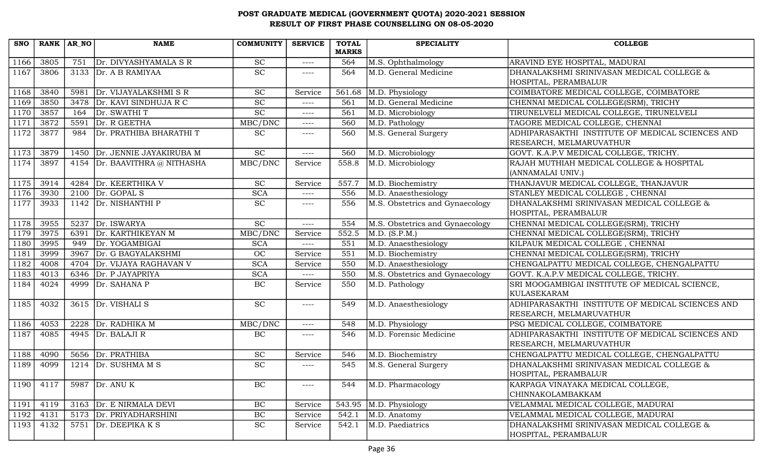# POST GRADUATE MEDICAL (GOVERNMENT QUOTA) 2020-2021 SESSION
## RESULT OF FIRST PHASE COUNSELLING ON 08-05-2020

| SNO | RANK | AR_NO | NAME | COMMUNITY | SERVICE | TOTAL MARKS | SPECIALITY | COLLEGE |
|---|---|---|---|---|---|---|---|---|
| 1166 | 3805 | 751 | Dr. DIVYASHYAMALA S R | SC | ---- | 564 | M.S. Ophthalmology | ARAVIND EYE HOSPITAL, MADURAI |
| 1167 | 3806 | 3133 | Dr. A B RAMIYAA | SC | ---- | 564 | M.D. General Medicine | DHANALAKSHMI SRINIVASAN MEDICAL COLLEGE & HOSPITAL, PERAMBALUR |
| 1168 | 3840 | 5981 | Dr. VIJAYALAKSHMI S R | SC | Service | 561.68 | M.D. Physiology | COIMBATORE MEDICAL COLLEGE, COIMBATORE |
| 1169 | 3850 | 3478 | Dr. KAVI SINDHUJA R C | SC | ---- | 561 | M.D. General Medicine | CHENNAI MEDICAL COLLEGE(SRM), TRICHY |
| 1170 | 3857 | 164 | Dr. SWATHI T | SC | ---- | 561 | M.D. Microbiology | TIRUNELVELI MEDICAL COLLEGE, TIRUNELVELI |
| 1171 | 3872 | 5591 | Dr. R GEETHA | MBC/DNC | ---- | 560 | M.D. Pathology | TAGORE MEDICAL COLLEGE, CHENNAI |
| 1172 | 3877 | 984 | Dr. PRATHIBA BHARATHI T | SC | ---- | 560 | M.S. General Surgery | ADHIPARASAKTHI INSTITUTE OF MEDICAL SCIENCES AND RESEARCH, MELMARUVATHUR |
| 1173 | 3879 | 1450 | Dr. JENNIE JAYAKIRUBA M | SC | ---- | 560 | M.D. Microbiology | GOVT. K.A.P.V MEDICAL COLLEGE, TRICHY. |
| 1174 | 3897 | 4154 | Dr. BAAVITHRA @ NITHASHA | MBC/DNC | Service | 558.8 | M.D. Microbiology | RAJAH MUTHIAH MEDICAL COLLEGE & HOSPITAL (ANNAMALAI UNIV.) |
| 1175 | 3914 | 4284 | Dr. KEERTHIKA V | SC | Service | 557.7 | M.D. Biochemistry | THANJAVUR MEDICAL COLLEGE, THANJAVUR |
| 1176 | 3930 | 2100 | Dr. GOPAL S | SCA | ---- | 556 | M.D. Anaesthesiology | STANLEY MEDICAL COLLEGE , CHENNAI |
| 1177 | 3933 | 1142 | Dr. NISHANTHI P | SC | ---- | 556 | M.S. Obstetrics and Gynaecology | DHANALAKSHMI SRINIVASAN MEDICAL COLLEGE & HOSPITAL, PERAMBALUR |
| 1178 | 3955 | 5237 | Dr. ISWARYA | SC | ---- | 554 | M.S. Obstetrics and Gynaecology | CHENNAI MEDICAL COLLEGE(SRM), TRICHY |
| 1179 | 3975 | 6391 | Dr. KARTHIKEYAN M | MBC/DNC | Service | 552.5 | M.D. (S.P.M.) | CHENNAI MEDICAL COLLEGE(SRM), TRICHY |
| 1180 | 3995 | 949 | Dr. YOGAMBIGAI | SCA | ---- | 551 | M.D. Anaesthesiology | KILPAUK MEDICAL COLLEGE , CHENNAI |
| 1181 | 3999 | 3967 | Dr. G BAGYALAKSHMI | OC | Service | 551 | M.D. Biochemistry | CHENNAI MEDICAL COLLEGE(SRM), TRICHY |
| 1182 | 4008 | 4704 | Dr. VIJAYA RAGHAVAN V | SCA | Service | 550 | M.D. Anaesthesiology | CHENGALPATTU MEDICAL COLLEGE, CHENGALPATTU |
| 1183 | 4013 | 6346 | Dr. P JAYAPRIYA | SCA | ---- | 550 | M.S. Obstetrics and Gynaecology | GOVT. K.A.P.V MEDICAL COLLEGE, TRICHY. |
| 1184 | 4024 | 4999 | Dr. SAHANA P | BC | Service | 550 | M.D. Pathology | SRI MOOGAMBIGAI INSTITUTE OF MEDICAL SCIENCE, KULASEKARAM |
| 1185 | 4032 | 3615 | Dr. VISHALI S | SC | ---- | 549 | M.D. Anaesthesiology | ADHIPARASAKTHI INSTITUTE OF MEDICAL SCIENCES AND RESEARCH, MELMARUVATHUR |
| 1186 | 4053 | 2228 | Dr. RADHIKA M | MBC/DNC | ---- | 548 | M.D. Physiology | PSG MEDICAL COLLEGE, COIMBATORE |
| 1187 | 4085 | 4945 | Dr. BALAJI R | BC | ---- | 546 | M.D. Forensic Medicine | ADHIPARASAKTHI INSTITUTE OF MEDICAL SCIENCES AND RESEARCH, MELMARUVATHUR |
| 1188 | 4090 | 5656 | Dr. PRATHIBA | SC | Service | 546 | M.D. Biochemistry | CHENGALPATTU MEDICAL COLLEGE, CHENGALPATTU |
| 1189 | 4099 | 1214 | Dr. SUSHMA M S | SC | ---- | 545 | M.S. General Surgery | DHANALAKSHMI SRINIVASAN MEDICAL COLLEGE & HOSPITAL, PERAMBALUR |
| 1190 | 4117 | 5987 | Dr. ANU K | BC | ---- | 544 | M.D. Pharmacology | KARPAGA VINAYAKA MEDICAL COLLEGE, CHINNAKOLAMBAKKAM |
| 1191 | 4119 | 3163 | Dr. E NIRMALA DEVI | BC | Service | 543.95 | M.D. Physiology | VELAMMAL MEDICAL COLLEGE, MADURAI |
| 1192 | 4131 | 5173 | Dr. PRIYADHARSHINI | BC | Service | 542.1 | M.D. Anatomy | VELAMMAL MEDICAL COLLEGE, MADURAI |
| 1193 | 4132 | 5751 | Dr. DEEPIKA K S | SC | Service | 542.1 | M.D. Paediatrics | DHANALAKSHMI SRINIVASAN MEDICAL COLLEGE & HOSPITAL, PERAMBALUR |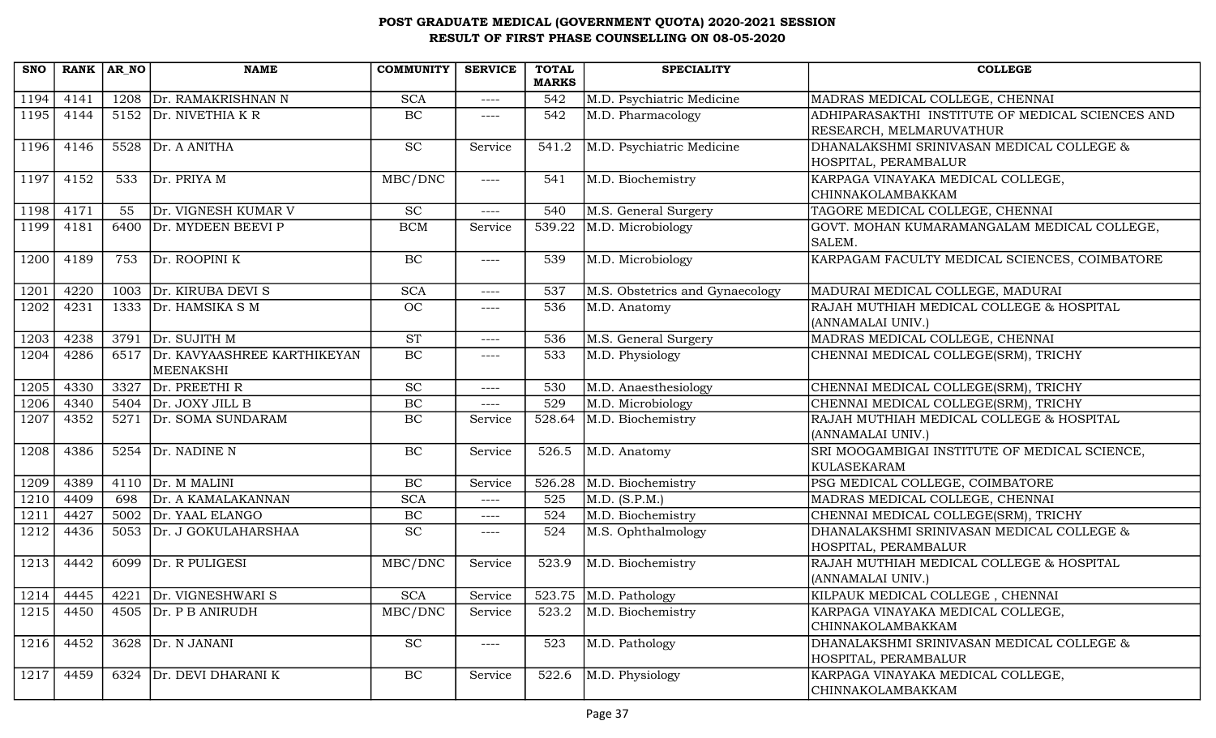# POST GRADUATE MEDICAL (GOVERNMENT QUOTA) 2020-2021 SESSION
## RESULT OF FIRST PHASE COUNSELLING ON 08-05-2020

| SNO | RANK | AR_NO | NAME | COMMUNITY | SERVICE | TOTAL MARKS | SPECIALITY | COLLEGE |
|---|---|---|---|---|---|---|---|---|
| 1194 | 4141 | 1208 | Dr. RAMAKRISHNAN N | SCA | ---- | 542 | M.D. Psychiatric Medicine | MADRAS MEDICAL COLLEGE, CHENNAI |
| 1195 | 4144 | 5152 | Dr. NIVETHIA K R | BC | ---- | 542 | M.D. Pharmacology | ADHIPARASAKTHI INSTITUTE OF MEDICAL SCIENCES AND RESEARCH, MELMARUVATHUR |
| 1196 | 4146 | 5528 | Dr. A ANITHA | SC | Service | 541.2 | M.D. Psychiatric Medicine | DHANALAKSHMI SRINIVASAN MEDICAL COLLEGE & HOSPITAL, PERAMBALUR |
| 1197 | 4152 | 533 | Dr. PRIYA M | MBC/DNC | ---- | 541 | M.D. Biochemistry | KARPAGA VINAYAKA MEDICAL COLLEGE, CHINNAKOLAMBAKKAM |
| 1198 | 4171 | 55 | Dr. VIGNESH KUMAR V | SC | ---- | 540 | M.S. General Surgery | TAGORE MEDICAL COLLEGE, CHENNAI |
| 1199 | 4181 | 6400 | Dr. MYDEEN BEEVI P | BCM | Service | 539.22 | M.D. Microbiology | GOVT. MOHAN KUMARAMANGALAM MEDICAL COLLEGE, SALEM. |
| 1200 | 4189 | 753 | Dr. ROOPINI K | BC | ---- | 539 | M.D. Microbiology | KARPAGAM FACULTY MEDICAL SCIENCES, COIMBATORE |
| 1201 | 4220 | 1003 | Dr. KIRUBA DEVI S | SCA | ---- | 537 | M.S. Obstetrics and Gynaecology | MADURAI MEDICAL COLLEGE, MADURAI |
| 1202 | 4231 | 1333 | Dr. HAMSIKA S M | OC | ---- | 536 | M.D. Anatomy | RAJAH MUTHIAH MEDICAL COLLEGE & HOSPITAL (ANNAMALAI UNIV.) |
| 1203 | 4238 | 3791 | Dr. SUJITH M | ST | ---- | 536 | M.S. General Surgery | MADRAS MEDICAL COLLEGE, CHENNAI |
| 1204 | 4286 | 6517 | Dr. KAVYAASHREE KARTHIKEYAN MEENAKSHI | BC | ---- | 533 | M.D. Physiology | CHENNAI MEDICAL COLLEGE(SRM), TRICHY |
| 1205 | 4330 | 3327 | Dr. PREETHI R | SC | ---- | 530 | M.D. Anaesthesiology | CHENNAI MEDICAL COLLEGE(SRM), TRICHY |
| 1206 | 4340 | 5404 | Dr. JOXY JILL B | BC | ---- | 529 | M.D. Microbiology | CHENNAI MEDICAL COLLEGE(SRM), TRICHY |
| 1207 | 4352 | 5271 | Dr. SOMA SUNDARAM | BC | Service | 528.64 | M.D. Biochemistry | RAJAH MUTHIAH MEDICAL COLLEGE & HOSPITAL (ANNAMALAI UNIV.) |
| 1208 | 4386 | 5254 | Dr. NADINE N | BC | Service | 526.5 | M.D. Anatomy | SRI MOOGAMBIGAI INSTITUTE OF MEDICAL SCIENCE, KULASEKARAM |
| 1209 | 4389 | 4110 | Dr. M MALINI | BC | Service | 526.28 | M.D. Biochemistry | PSG MEDICAL COLLEGE, COIMBATORE |
| 1210 | 4409 | 698 | Dr. A KAMALAKANNAN | SCA | ---- | 525 | M.D. (S.P.M.) | MADRAS MEDICAL COLLEGE, CHENNAI |
| 1211 | 4427 | 5002 | Dr. YAAL ELANGO | BC | ---- | 524 | M.D. Biochemistry | CHENNAI MEDICAL COLLEGE(SRM), TRICHY |
| 1212 | 4436 | 5053 | Dr. J GOKULAHARSHAA | SC | ---- | 524 | M.S. Ophthalmology | DHANALAKSHMI SRINIVASAN MEDICAL COLLEGE & HOSPITAL, PERAMBALUR |
| 1213 | 4442 | 6099 | Dr. R PULIGESI | MBC/DNC | Service | 523.9 | M.D. Biochemistry | RAJAH MUTHIAH MEDICAL COLLEGE & HOSPITAL (ANNAMALAI UNIV.) |
| 1214 | 4445 | 4221 | Dr. VIGNESHWARI S | SCA | Service | 523.75 | M.D. Pathology | KILPAUK MEDICAL COLLEGE , CHENNAI |
| 1215 | 4450 | 4505 | Dr. P B ANIRUDH | MBC/DNC | Service | 523.2 | M.D. Biochemistry | KARPAGA VINAYAKA MEDICAL COLLEGE, CHINNAKOLAMBAKKAM |
| 1216 | 4452 | 3628 | Dr. N JANANI | SC | ---- | 523 | M.D. Pathology | DHANALAKSHMI SRINIVASAN MEDICAL COLLEGE & HOSPITAL, PERAMBALUR |
| 1217 | 4459 | 6324 | Dr. DEVI DHARANI K | BC | Service | 522.6 | M.D. Physiology | KARPAGA VINAYAKA MEDICAL COLLEGE, CHINNAKOLAMBAKKAM |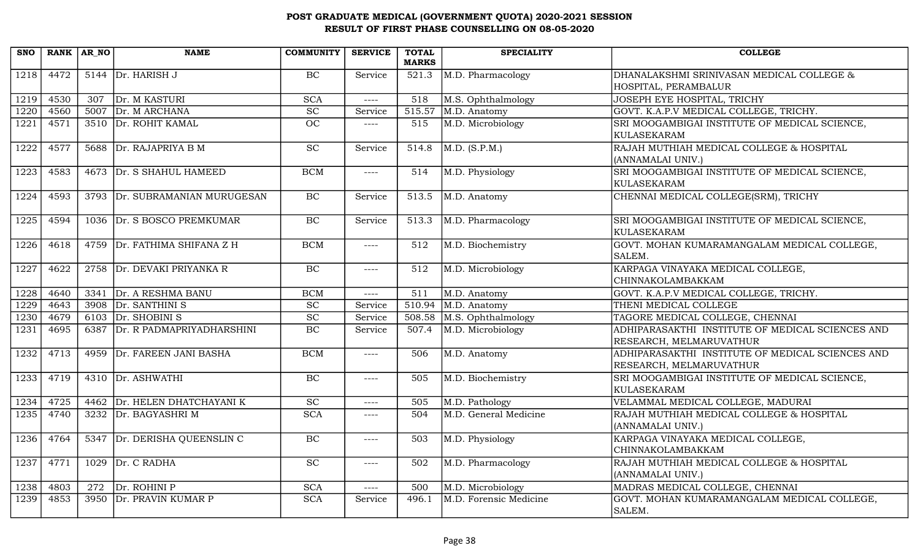# POST GRADUATE MEDICAL (GOVERNMENT QUOTA) 2020-2021 SESSION
## RESULT OF FIRST PHASE COUNSELLING ON 08-05-2020

| SNO | RANK | AR_NO | NAME | COMMUNITY | SERVICE | TOTAL MARKS | SPECIALITY | COLLEGE |
|---|---|---|---|---|---|---|---|---|
| 1218 | 4472 | 5144 | Dr. HARISH J | BC | Service | 521.3 | M.D. Pharmacology | DHANALAKSHMI SRINIVASAN MEDICAL COLLEGE & HOSPITAL, PERAMBALUR |
| 1219 | 4530 | 307 | Dr. M KASTURI | SCA | ---- | 518 | M.S. Ophthalmology | JOSEPH EYE HOSPITAL, TRICHY |
| 1220 | 4560 | 5007 | Dr. M ARCHANA | SC | Service | 515.57 | M.D. Anatomy | GOVT. K.A.P.V MEDICAL COLLEGE, TRICHY. |
| 1221 | 4571 | 3510 | Dr. ROHIT KAMAL | OC | ---- | 515 | M.D. Microbiology | SRI MOOGAMBIGAI INSTITUTE OF MEDICAL SCIENCE, KULASEKARAM |
| 1222 | 4577 | 5688 | Dr. RAJAPRIYA B M | SC | Service | 514.8 | M.D. (S.P.M.) | RAJAH MUTHIAH MEDICAL COLLEGE & HOSPITAL (ANNAMALAI UNIV.) |
| 1223 | 4583 | 4673 | Dr. S SHAHUL HAMEED | BCM | ---- | 514 | M.D. Physiology | SRI MOOGAMBIGAI INSTITUTE OF MEDICAL SCIENCE, KULASEKARAM |
| 1224 | 4593 | 3793 | Dr. SUBRAMANIAN MURUGESAN | BC | Service | 513.5 | M.D. Anatomy | CHENNAI MEDICAL COLLEGE(SRM), TRICHY |
| 1225 | 4594 | 1036 | Dr. S BOSCO PREMKUMAR | BC | Service | 513.3 | M.D. Pharmacology | SRI MOOGAMBIGAI INSTITUTE OF MEDICAL SCIENCE, KULASEKARAM |
| 1226 | 4618 | 4759 | Dr. FATHIMA SHIFANA Z H | BCM | ---- | 512 | M.D. Biochemistry | GOVT. MOHAN KUMARAMANGALAM MEDICAL COLLEGE, SALEM. |
| 1227 | 4622 | 2758 | Dr. DEVAKI PRIYANKA R | BC | ---- | 512 | M.D. Microbiology | KARPAGA VINAYAKA MEDICAL COLLEGE, CHINNAKOLAMBAKKAM |
| 1228 | 4640 | 3341 | Dr. A RESHMA BANU | BCM | ---- | 511 | M.D. Anatomy | GOVT. K.A.P.V MEDICAL COLLEGE, TRICHY. |
| 1229 | 4643 | 3908 | Dr. SANTHINI S | SC | Service | 510.94 | M.D. Anatomy | THENI MEDICAL COLLEGE |
| 1230 | 4679 | 6103 | Dr. SHOBINI S | SC | Service | 508.58 | M.S. Ophthalmology | TAGORE MEDICAL COLLEGE, CHENNAI |
| 1231 | 4695 | 6387 | Dr. R PADMAPRIYADHARSHINI | BC | Service | 507.4 | M.D. Microbiology | ADHIPARASAKTHI INSTITUTE OF MEDICAL SCIENCES AND RESEARCH, MELMARUVATHUR |
| 1232 | 4713 | 4959 | Dr. FAREEN JANI BASHA | BCM | ---- | 506 | M.D. Anatomy | ADHIPARASAKTHI INSTITUTE OF MEDICAL SCIENCES AND RESEARCH, MELMARUVATHUR |
| 1233 | 4719 | 4310 | Dr. ASHWATHI | BC | ---- | 505 | M.D. Biochemistry | SRI MOOGAMBIGAI INSTITUTE OF MEDICAL SCIENCE, KULASEKARAM |
| 1234 | 4725 | 4462 | Dr. HELEN DHATCHAYANI K | SC | ---- | 505 | M.D. Pathology | VELAMMAL MEDICAL COLLEGE, MADURAI |
| 1235 | 4740 | 3232 | Dr. BAGYASHRI M | SCA | ---- | 504 | M.D. General Medicine | RAJAH MUTHIAH MEDICAL COLLEGE & HOSPITAL (ANNAMALAI UNIV.) |
| 1236 | 4764 | 5347 | Dr. DERISHA QUEENSLIN C | BC | ---- | 503 | M.D. Physiology | KARPAGA VINAYAKA MEDICAL COLLEGE, CHINNAKOLAMBAKKAM |
| 1237 | 4771 | 1029 | Dr. C RADHA | SC | ---- | 502 | M.D. Pharmacology | RAJAH MUTHIAH MEDICAL COLLEGE & HOSPITAL (ANNAMALAI UNIV.) |
| 1238 | 4803 | 272 | Dr. ROHINI P | SCA | ---- | 500 | M.D. Microbiology | MADRAS MEDICAL COLLEGE, CHENNAI |
| 1239 | 4853 | 3950 | Dr. PRAVIN KUMAR P | SCA | Service | 496.1 | M.D. Forensic Medicine | GOVT. MOHAN KUMARAMANGALAM MEDICAL COLLEGE, SALEM. |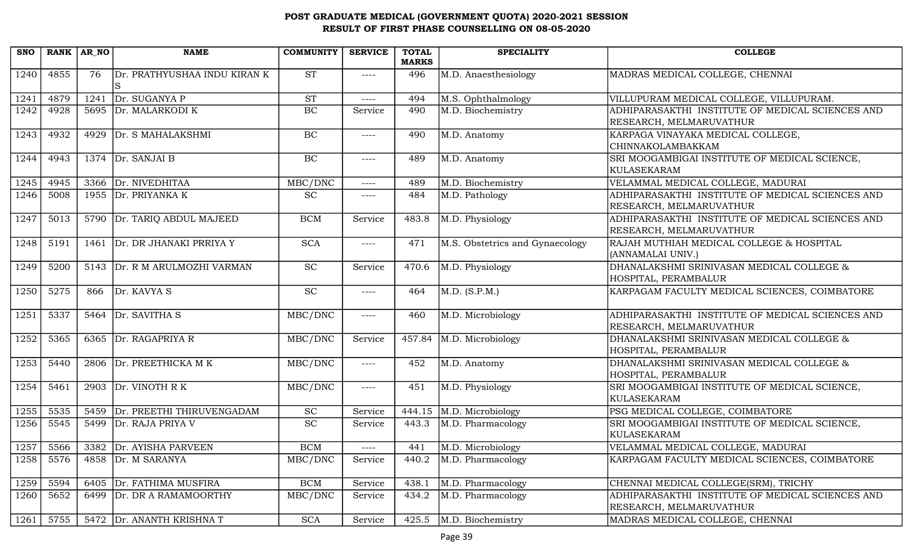# POST GRADUATE MEDICAL (GOVERNMENT QUOTA) 2020-2021 SESSION
## RESULT OF FIRST PHASE COUNSELLING ON 08-05-2020

| SNO | RANK | AR_NO | NAME | COMMUNITY | SERVICE | TOTAL MARKS | SPECIALITY | COLLEGE |
|---|---|---|---|---|---|---|---|---|
| 1240 | 4855 | 76 | Dr. PRATHYUSHAA INDU KIRAN K S | ST | ---- | 496 | M.D. Anaesthesiology | MADRAS MEDICAL COLLEGE, CHENNAI |
| 1241 | 4879 | 1241 | Dr. SUGANYA P | ST | ---- | 494 | M.S. Ophthalmology | VILLUPURAM MEDICAL COLLEGE, VILLUPURAM. |
| 1242 | 4928 | 5695 | Dr. MALARKODI K | BC | Service | 490 | M.D. Biochemistry | ADHIPARASAKTHI INSTITUTE OF MEDICAL SCIENCES AND RESEARCH, MELMARUVATHUR |
| 1243 | 4932 | 4929 | Dr. S MAHALAKSHMI | BC | ---- | 490 | M.D. Anatomy | KARPAGA VINAYAKA MEDICAL COLLEGE, CHINNAKOLAMBAKKAM |
| 1244 | 4943 | 1374 | Dr. SANJAI B | BC | ---- | 489 | M.D. Anatomy | SRI MOOGAMBIGAI INSTITUTE OF MEDICAL SCIENCE, KULASEKARAM |
| 1245 | 4945 | 3366 | Dr. NIVEDHITAA | MBC/DNC | ---- | 489 | M.D. Biochemistry | VELAMMAL MEDICAL COLLEGE, MADURAI |
| 1246 | 5008 | 1955 | Dr. PRIYANKA K | SC | ---- | 484 | M.D. Pathology | ADHIPARASAKTHI INSTITUTE OF MEDICAL SCIENCES AND RESEARCH, MELMARUVATHUR |
| 1247 | 5013 | 5790 | Dr. TARIQ ABDUL MAJEED | BCM | Service | 483.8 | M.D. Physiology | ADHIPARASAKTHI INSTITUTE OF MEDICAL SCIENCES AND RESEARCH, MELMARUVATHUR |
| 1248 | 5191 | 1461 | Dr. DR JHANAKI PRRIYA Y | SCA | ---- | 471 | M.S. Obstetrics and Gynaecology | RAJAH MUTHIAH MEDICAL COLLEGE & HOSPITAL (ANNAMALAI UNIV.) |
| 1249 | 5200 | 5143 | Dr. R M ARULMOZHI VARMAN | SC | Service | 470.6 | M.D. Physiology | DHANALAKSHMI SRINIVASAN MEDICAL COLLEGE & HOSPITAL, PERAMBALUR |
| 1250 | 5275 | 866 | Dr. KAVYA S | SC | ---- | 464 | M.D. (S.P.M.) | KARPAGAM FACULTY MEDICAL SCIENCES, COIMBATORE |
| 1251 | 5337 | 5464 | Dr. SAVITHA S | MBC/DNC | ---- | 460 | M.D. Microbiology | ADHIPARASAKTHI INSTITUTE OF MEDICAL SCIENCES AND RESEARCH, MELMARUVATHUR |
| 1252 | 5365 | 6365 | Dr. RAGAPRIYA R | MBC/DNC | Service | 457.84 | M.D. Microbiology | DHANALAKSHMI SRINIVASAN MEDICAL COLLEGE & HOSPITAL, PERAMBALUR |
| 1253 | 5440 | 2806 | Dr. PREETHICKA M K | MBC/DNC | ---- | 452 | M.D. Anatomy | DHANALAKSHMI SRINIVASAN MEDICAL COLLEGE & HOSPITAL, PERAMBALUR |
| 1254 | 5461 | 2903 | Dr. VINOTH R K | MBC/DNC | ---- | 451 | M.D. Physiology | SRI MOOGAMBIGAI INSTITUTE OF MEDICAL SCIENCE, KULASEKARAM |
| 1255 | 5535 | 5459 | Dr. PREETHI THIRUVENGADAM | SC | Service | 444.15 | M.D. Microbiology | PSG MEDICAL COLLEGE, COIMBATORE |
| 1256 | 5545 | 5499 | Dr. RAJA PRIYA V | SC | Service | 443.3 | M.D. Pharmacology | SRI MOOGAMBIGAI INSTITUTE OF MEDICAL SCIENCE, KULASEKARAM |
| 1257 | 5566 | 3382 | Dr. AYISHA PARVEEN | BCM | ---- | 441 | M.D. Microbiology | VELAMMAL MEDICAL COLLEGE, MADURAI |
| 1258 | 5576 | 4858 | Dr. M SARANYA | MBC/DNC | Service | 440.2 | M.D. Pharmacology | KARPAGAM FACULTY MEDICAL SCIENCES, COIMBATORE |
| 1259 | 5594 | 6405 | Dr. FATHIMA MUSFIRA | BCM | Service | 438.1 | M.D. Pharmacology | CHENNAI MEDICAL COLLEGE(SRM), TRICHY |
| 1260 | 5652 | 6499 | Dr. DR A RAMAMOORTHY | MBC/DNC | Service | 434.2 | M.D. Pharmacology | ADHIPARASAKTHI INSTITUTE OF MEDICAL SCIENCES AND RESEARCH, MELMARUVATHUR |
| 1261 | 5755 | 5472 | Dr. ANANTH KRISHNA T | SCA | Service | 425.5 | M.D. Biochemistry | MADRAS MEDICAL COLLEGE, CHENNAI |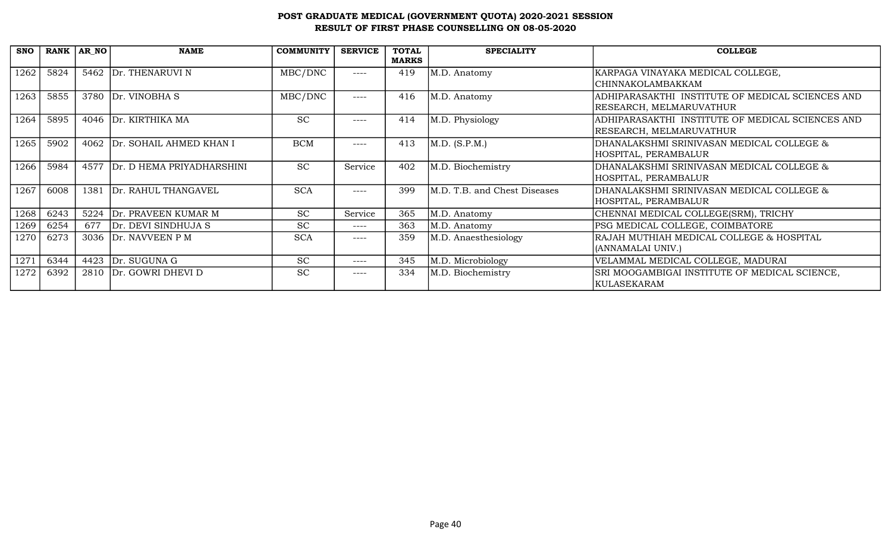**POST GRADUATE MEDICAL (GOVERNMENT QUOTA) 2020-2021 SESSION**
**RESULT OF FIRST PHASE COUNSELLING ON 08-05-2020**

| SNO | RANK | AR_NO | NAME | COMMUNITY | SERVICE | TOTAL MARKS | SPECIALITY | COLLEGE |
|---|---|---|---|---|---|---|---|---|
| 1262 | 5824 | 5462 | Dr. THENARUVI N | MBC/DNC | ---- | 419 | M.D. Anatomy | KARPAGA VINAYAKA MEDICAL COLLEGE, CHINNAKOLAMBAKKAM |
| 1263 | 5855 | 3780 | Dr. VINOBHA S | MBC/DNC | ---- | 416 | M.D. Anatomy | ADHIPARASAKTHI INSTITUTE OF MEDICAL SCIENCES AND RESEARCH, MELMARUVATHUR |
| 1264 | 5895 | 4046 | Dr. KIRTHIKA MA | SC | ---- | 414 | M.D. Physiology | ADHIPARASAKTHI INSTITUTE OF MEDICAL SCIENCES AND RESEARCH, MELMARUVATHUR |
| 1265 | 5902 | 4062 | Dr. SOHAIL AHMED KHAN I | BCM | ---- | 413 | M.D. (S.P.M.) | DHANALAKSHMI SRINIVASAN MEDICAL COLLEGE & HOSPITAL, PERAMBALUR |
| 1266 | 5984 | 4577 | Dr. D HEMA PRIYADHARSHINI | SC | Service | 402 | M.D. Biochemistry | DHANALAKSHMI SRINIVASAN MEDICAL COLLEGE & HOSPITAL, PERAMBALUR |
| 1267 | 6008 | 1381 | Dr. RAHUL THANGAVEL | SCA | ---- | 399 | M.D. T.B. and Chest Diseases | DHANALAKSHMI SRINIVASAN MEDICAL COLLEGE & HOSPITAL, PERAMBALUR |
| 1268 | 6243 | 5224 | Dr. PRAVEEN KUMAR M | SC | Service | 365 | M.D. Anatomy | CHENNAI MEDICAL COLLEGE(SRM), TRICHY |
| 1269 | 6254 | 677 | Dr. DEVI SINDHUJA S | SC | ---- | 363 | M.D. Anatomy | PSG MEDICAL COLLEGE, COIMBATORE |
| 1270 | 6273 | 3036 | Dr. NAVVEEN P M | SCA | ---- | 359 | M.D. Anaesthesiology | RAJAH MUTHIAH MEDICAL COLLEGE & HOSPITAL (ANNAMALAI UNIV.) |
| 1271 | 6344 | 4423 | Dr. SUGUNA G | SC | ---- | 345 | M.D. Microbiology | VELAMMAL MEDICAL COLLEGE, MADURAI |
| 1272 | 6392 | 2810 | Dr. GOWRI DHEVI D | SC | ---- | 334 | M.D. Biochemistry | SRI MOOGAMBIGAI INSTITUTE OF MEDICAL SCIENCE, KULASEKARAM |